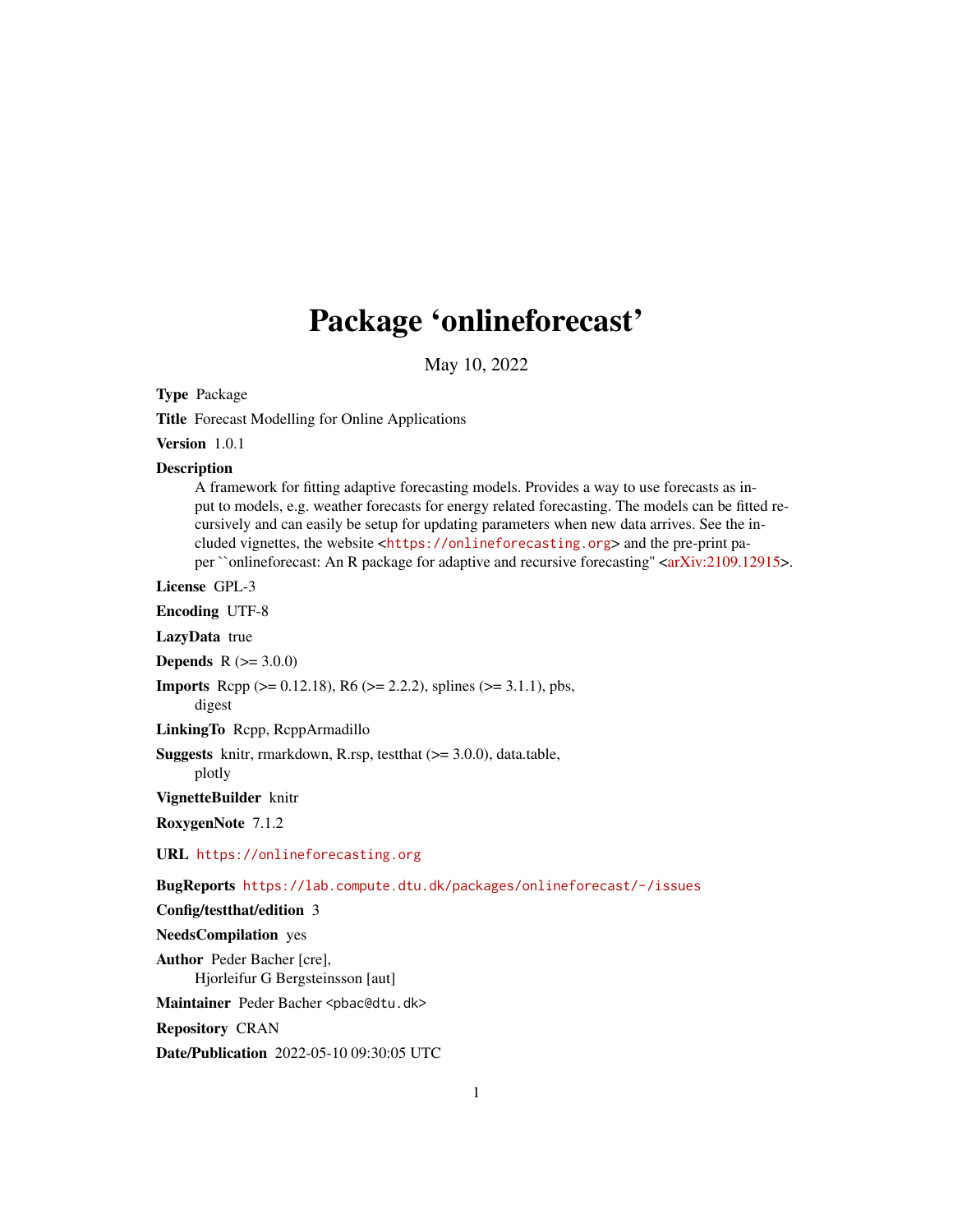# Package 'onlineforecast'

May 10, 2022

**Type** Package

**Title** Forecast Modelling for Online Applications

**Version** 1.0.1

**Description**
A framework for fitting adaptive forecasting models. Provides a way to use forecasts as input to models, e.g. weather forecasts for energy related forecasting. The models can be fitted recursively and can easily be setup for updating parameters when new data arrives. See the included vignettes, the website <https://onlineforecasting.org> and the pre-print paper ``onlineforecast: An R package for adaptive and recursive forecasting'' <arXiv:2109.12915>.

**License** GPL-3

**Encoding** UTF-8

**LazyData** true

**Depends** R (>= 3.0.0)

**Imports** Rcpp (>= 0.12.18), R6 (>= 2.2.2), splines (>= 3.1.1), pbs, digest

**LinkingTo** Rcpp, RcppArmadillo

**Suggests** knitr, rmarkdown, R.rsp, testthat (>= 3.0.0), data.table, plotly

**VignetteBuilder** knitr

**RoxygenNote** 7.1.2

**URL** https://onlineforecasting.org

**BugReports** https://lab.compute.dtu.dk/packages/onlineforecast/-/issues

**Config/testthat/edition** 3

**NeedsCompilation** yes

**Author** Peder Bacher [cre],
Hjorleifur G Bergsteinsson [aut]

**Maintainer** Peder Bacher <pbac@dtu.dk>

**Repository** CRAN

**Date/Publication** 2022-05-10 09:30:05 UTC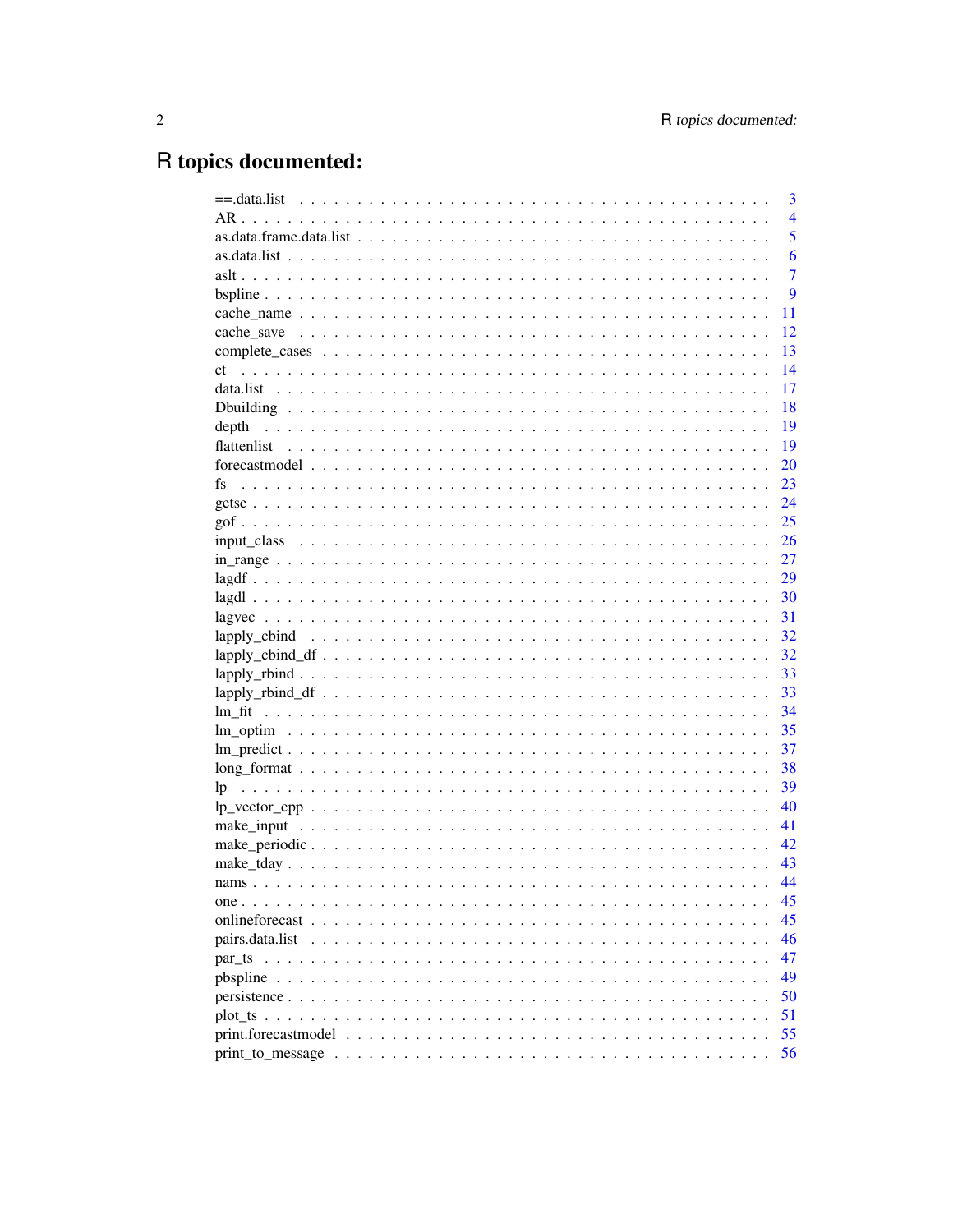# R topics documented:

| | |
|---|---|
| ==.data.list | 3 |
| AR | 4 |
| as.data.frame.data.list | 5 |
| as.data.list | 6 |
| aslt | 7 |
| bspline | 9 |
| cache_name | 11 |
| cache_save | 12 |
| complete_cases | 13 |
| ct | 14 |
| data.list | 17 |
| Dbuilding | 18 |
| depth | 19 |
| flattenlist | 19 |
| forecastmodel | 20 |
| fs | 23 |
| getse | 24 |
| gof | 25 |
| input_class | 26 |
| in_range | 27 |
| lagdf | 29 |
| lagdl | 30 |
| lagvec | 31 |
| lapply_cbind | 32 |
| lapply_cbind_df | 32 |
| lapply_rbind | 33 |
| lapply_rbind_df | 33 |
| lm_fit | 34 |
| lm_optim | 35 |
| lm_predict | 37 |
| long_format | 38 |
| lp | 39 |
| lp_vector_cpp | 40 |
| make_input | 41 |
| make_periodic | 42 |
| make_tday | 43 |
| nams | 44 |
| one | 45 |
| onlineforecast | 45 |
| pairs.data.list | 46 |
| par_ts | 47 |
| pbspline | 49 |
| persistence | 50 |
| plot_ts | 51 |
| print.forecastmodel | 55 |
| print_to_message | 56 |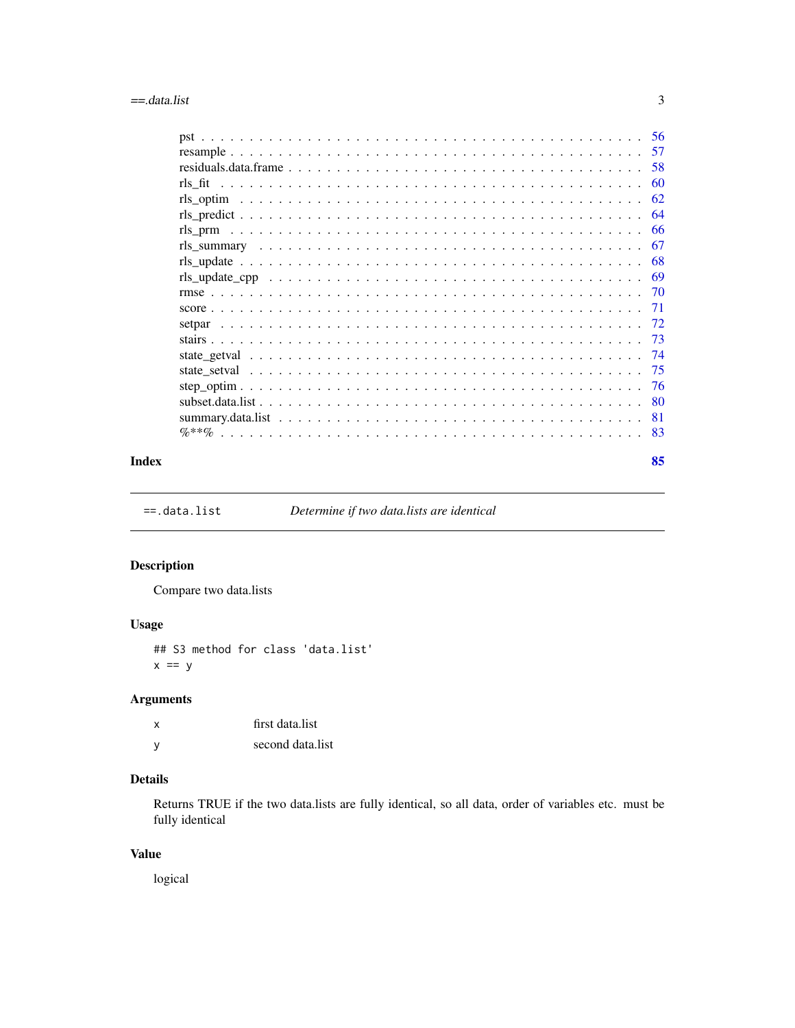pst . . . . . . . . . . . . . . . . . . . . . . . . . . . . . . . . . . . . . . . . . . . 56
resample . . . . . . . . . . . . . . . . . . . . . . . . . . . . . . . . . . . . . . . . . 57
residuals.data.frame . . . . . . . . . . . . . . . . . . . . . . . . . . . . . . . . . . . 58
rls_fit . . . . . . . . . . . . . . . . . . . . . . . . . . . . . . . . . . . . . . . . . . . 60
rls_optim . . . . . . . . . . . . . . . . . . . . . . . . . . . . . . . . . . . . . . . . . 62
rls_predict . . . . . . . . . . . . . . . . . . . . . . . . . . . . . . . . . . . . . . . . 64
rls_prm . . . . . . . . . . . . . . . . . . . . . . . . . . . . . . . . . . . . . . . . . . 66
rls_summary . . . . . . . . . . . . . . . . . . . . . . . . . . . . . . . . . . . . . . . 67
rls_update . . . . . . . . . . . . . . . . . . . . . . . . . . . . . . . . . . . . . . . . 68
rls_update_cpp . . . . . . . . . . . . . . . . . . . . . . . . . . . . . . . . . . . . . 69
rmse . . . . . . . . . . . . . . . . . . . . . . . . . . . . . . . . . . . . . . . . . . . 70
score . . . . . . . . . . . . . . . . . . . . . . . . . . . . . . . . . . . . . . . . . . . 71
setpar . . . . . . . . . . . . . . . . . . . . . . . . . . . . . . . . . . . . . . . . . . 72
stairs . . . . . . . . . . . . . . . . . . . . . . . . . . . . . . . . . . . . . . . . . . . 73
state_getval . . . . . . . . . . . . . . . . . . . . . . . . . . . . . . . . . . . . . . . 74
state_setval . . . . . . . . . . . . . . . . . . . . . . . . . . . . . . . . . . . . . . . 75
step_optim . . . . . . . . . . . . . . . . . . . . . . . . . . . . . . . . . . . . . . . . 76
subset.data.list . . . . . . . . . . . . . . . . . . . . . . . . . . . . . . . . . . . . . 80
summary.data.list . . . . . . . . . . . . . . . . . . . . . . . . . . . . . . . . . . . . 81
%**% . . . . . . . . . . . . . . . . . . . . . . . . . . . . . . . . . . . . . . . . . . . 83

**Index** **85**

---

`==.data.list` *Determine if two data.lists are identical*

---

## Description

Compare two data.lists

## Usage

```
## S3 method for class 'data.list'
x == y
```

## Arguments

| | |
|---|---|
| x | first data.list |
| y | second data.list |

## Details

Returns TRUE if the two data.lists are fully identical, so all data, order of variables etc. must be fully identical

## Value

logical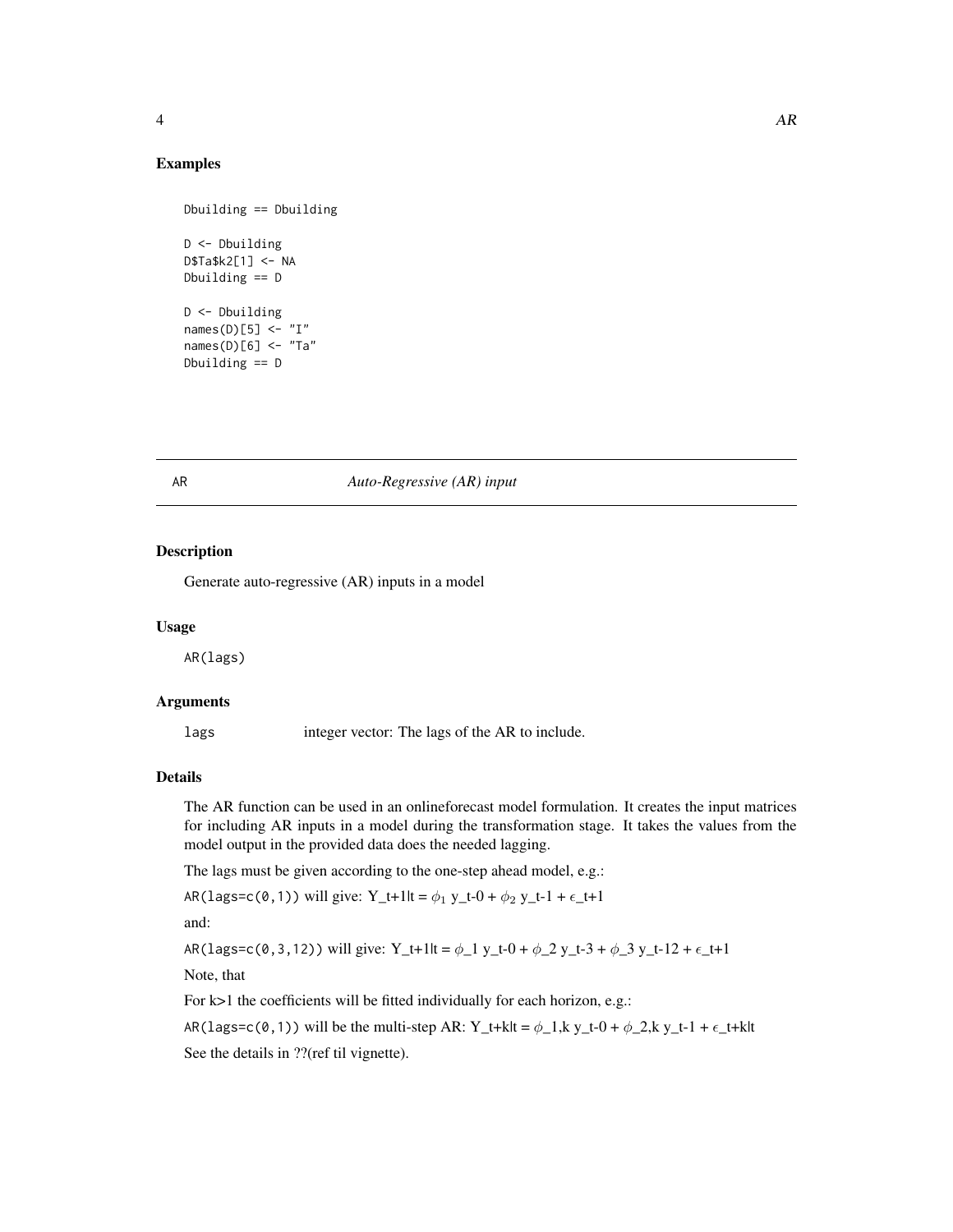## Examples

```
Dbuilding == Dbuilding

D <- Dbuilding
D$Ta$k2[1] <- NA
Dbuilding == D

D <- Dbuilding
names(D)[5] <- "I"
names(D)[6] <- "Ta"
Dbuilding == D
```

---

# AR — *Auto-Regressive (AR) input*

---

### Description

Generate auto-regressive (AR) inputs in a model

### Usage

```
AR(lags)
```

### Arguments

| | |
|---|---|
| `lags` | integer vector: The lags of the AR to include. |

### Details

The AR function can be used in an onlineforecast model formulation. It creates the input matrices for including AR inputs in a model during the transformation stage. It takes the values from the model output in the provided data does the needed lagging.

The lags must be given according to the one-step ahead model, e.g.:

`AR(lags=c(0,1))` will give: Y_t+1|t = $\phi_1$ y_t-0 + $\phi_2$ y_t-1 + $\epsilon$_t+1

and:

`AR(lags=c(0,3,12))` will give: Y_t+1|t = $\phi$_1 y_t-0 + $\phi$_2 y_t-3 + $\phi$_3 y_t-12 + $\epsilon$_t+1

Note, that

For k>1 the coefficients will be fitted individually for each horizon, e.g.:

`AR(lags=c(0,1))` will be the multi-step AR: Y_t+k|t = $\phi$_1,k y_t-0 + $\phi$_2,k y_t-1 + $\epsilon$_t+k|t

See the details in ??(ref til vignette).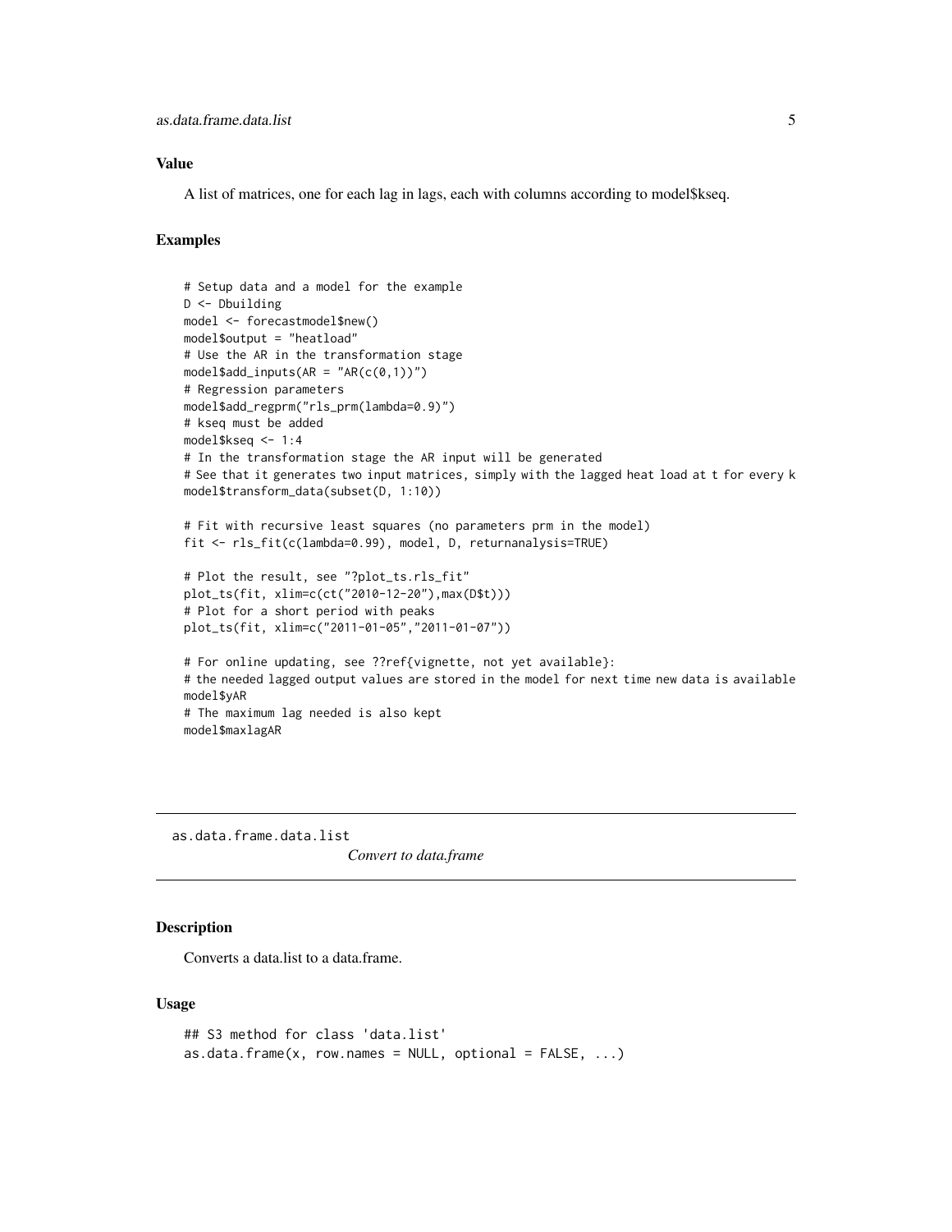## Value

A list of matrices, one for each lag in lags, each with columns according to model$kseq.

## Examples

```
# Setup data and a model for the example
D <- Dbuilding
model <- forecastmodel$new()
model$output = "heatload"
# Use the AR in the transformation stage
model$add_inputs(AR = "AR(c(0,1))")
# Regression parameters
model$add_regprm("rls_prm(lambda=0.9)")
# kseq must be added
model$kseq <- 1:4
# In the transformation stage the AR input will be generated
# See that it generates two input matrices, simply with the lagged heat load at t for every k
model$transform_data(subset(D, 1:10))

# Fit with recursive least squares (no parameters prm in the model)
fit <- rls_fit(c(lambda=0.99), model, D, returnanalysis=TRUE)

# Plot the result, see "?plot_ts.rls_fit"
plot_ts(fit, xlim=c(ct("2010-12-20"),max(D$t)))
# Plot for a short period with peaks
plot_ts(fit, xlim=c("2011-01-05","2011-01-07"))

# For online updating, see ??ref{vignette, not yet available}:
# the needed lagged output values are stored in the model for next time new data is available
model$yAR
# The maximum lag needed is also kept
model$maxlagAR
```

---

# as.data.frame.data.list — *Convert to data.frame*

## Description

Converts a data.list to a data.frame.

## Usage

```
## S3 method for class 'data.list'
as.data.frame(x, row.names = NULL, optional = FALSE, ...)
```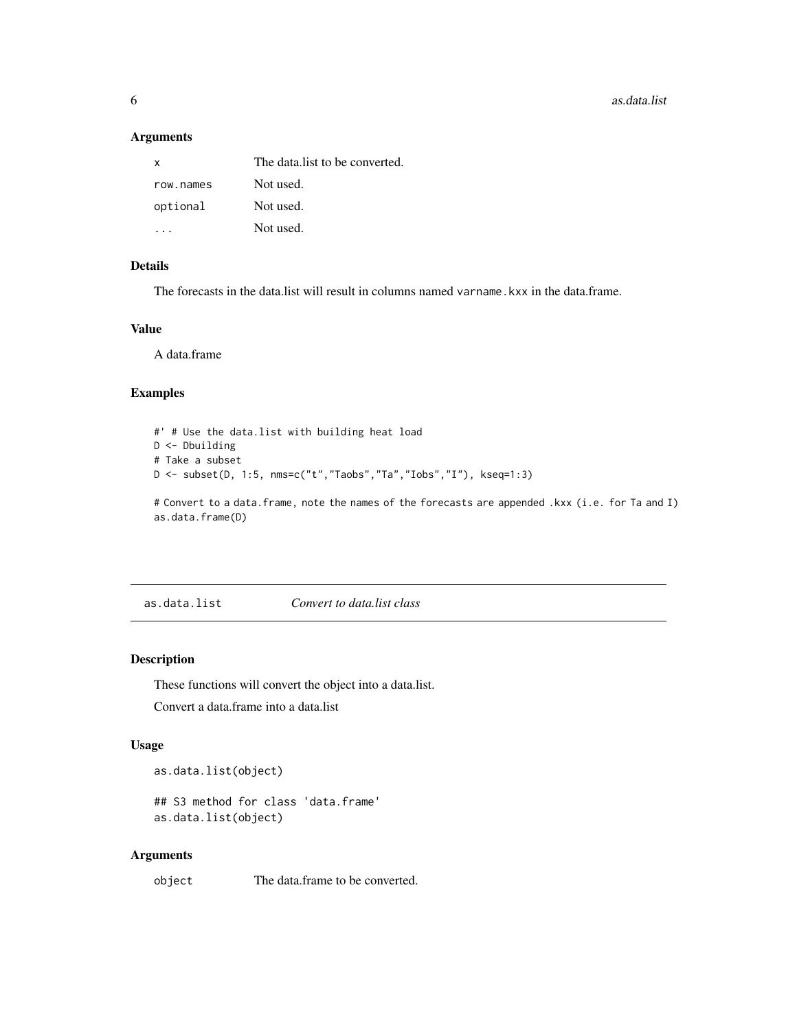### Arguments

| | |
|---|---|
| `x` | The data.list to be converted. |
| `row.names` | Not used. |
| `optional` | Not used. |
| `...` | Not used. |

### Details

The forecasts in the data.list will result in columns named `varname.kxx` in the data.frame.

### Value

A data.frame

### Examples

```
#' # Use the data.list with building heat load
D <- Dbuilding
# Take a subset
D <- subset(D, 1:5, nms=c("t","Taobs","Ta","Iobs","I"), kseq=1:3)

# Convert to a data.frame, note the names of the forecasts are appended .kxx (i.e. for Ta and I)
as.data.frame(D)
```

---

## as.data.list — *Convert to data.list class*

### Description

These functions will convert the object into a data.list.

Convert a data.frame into a data.list

### Usage

```
as.data.list(object)

## S3 method for class 'data.frame'
as.data.list(object)
```

### Arguments

| | |
|---|---|
| `object` | The data.frame to be converted. |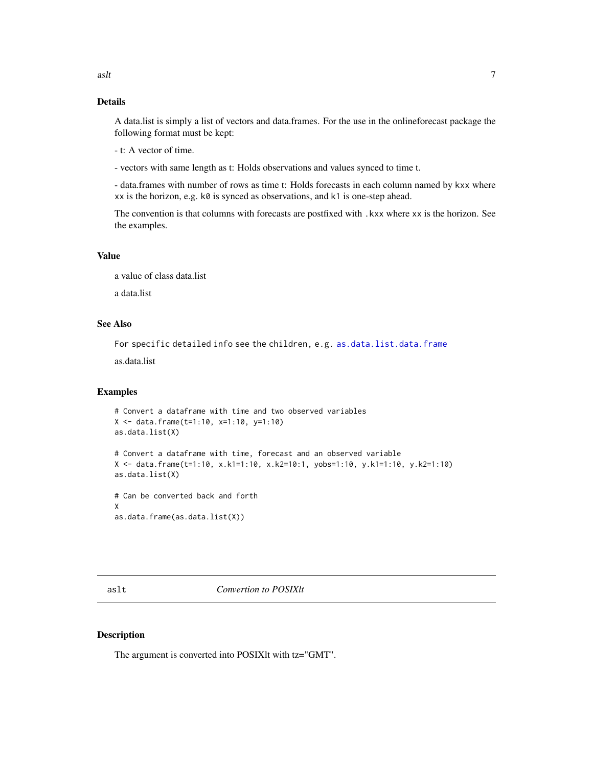### Details

A data.list is simply a list of vectors and data.frames. For the use in the onlineforecast package the following format must be kept:

- t: A vector of time.

- vectors with same length as t: Holds observations and values synced to time t.

- data.frames with number of rows as time t: Holds forecasts in each column named by `kxx` where `xx` is the horizon, e.g. `k0` is synced as observations, and `k1` is one-step ahead.

The convention is that columns with forecasts are postfixed with `.kxx` where `xx` is the horizon. See the examples.

### Value

a value of class data.list

a data.list

### See Also

For specific detailed info see the children, e.g. `as.data.list.data.frame`

as.data.list

### Examples

```
# Convert a dataframe with time and two observed variables
X <- data.frame(t=1:10, x=1:10, y=1:10)
as.data.list(X)

# Convert a dataframe with time, forecast and an observed variable
X <- data.frame(t=1:10, x.k1=1:10, x.k2=10:1, yobs=1:10, y.k1=1:10, y.k2=1:10)
as.data.list(X)

# Can be converted back and forth
X
as.data.frame(as.data.list(X))
```

---

## aslt — *Convertion to POSIXlt*

### Description

The argument is converted into POSIXlt with tz="GMT".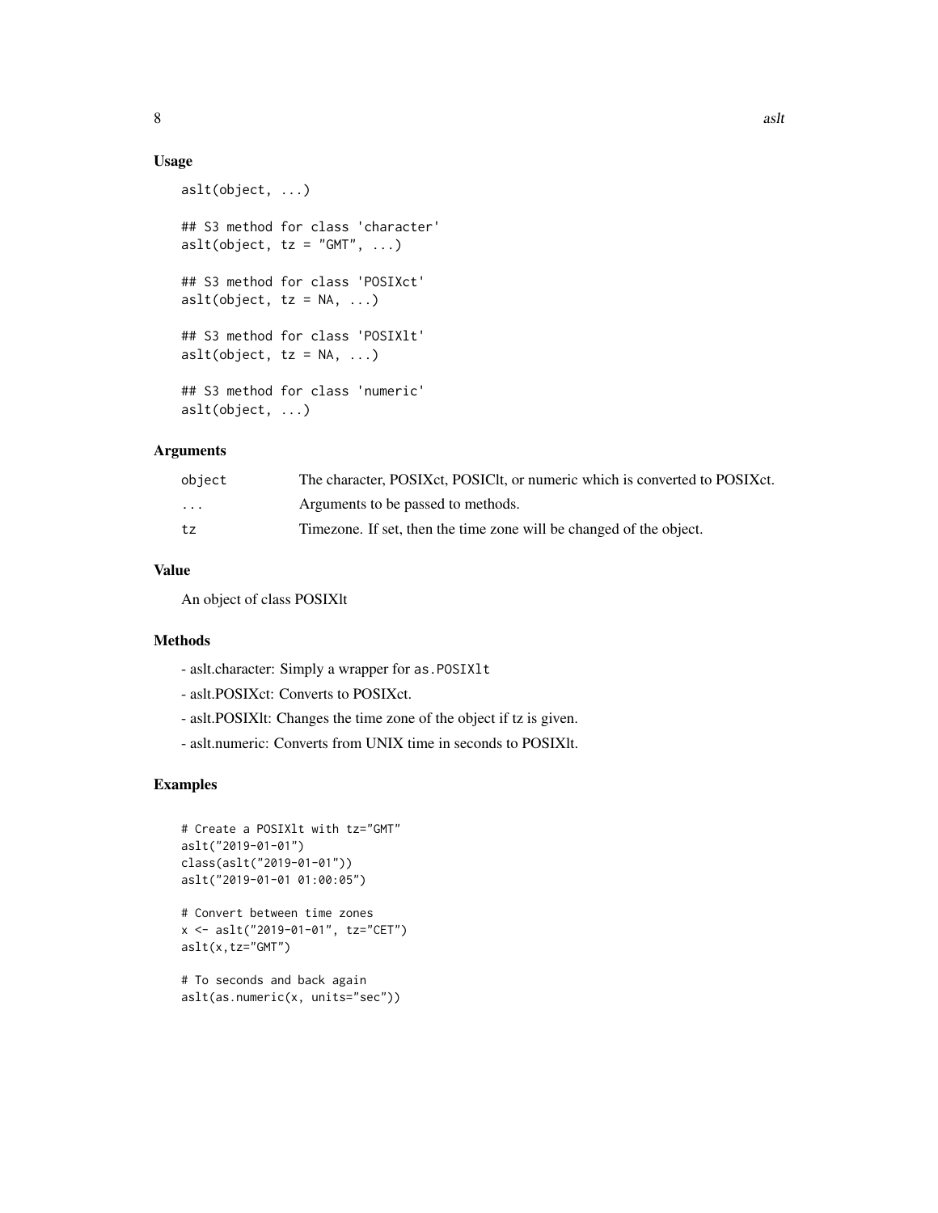### Usage

```
aslt(object, ...)

## S3 method for class 'character'
aslt(object, tz = "GMT", ...)

## S3 method for class 'POSIXct'
aslt(object, tz = NA, ...)

## S3 method for class 'POSIXlt'
aslt(object, tz = NA, ...)

## S3 method for class 'numeric'
aslt(object, ...)
```

### Arguments

| | |
|---|---|
| `object` | The character, POSIXct, POSIClt, or numeric which is converted to POSIXct. |
| `...` | Arguments to be passed to methods. |
| `tz` | Timezone. If set, then the time zone will be changed of the object. |

### Value

An object of class POSIXlt

### Methods

- aslt.character: Simply a wrapper for `as.POSIXlt`

- aslt.POSIXct: Converts to POSIXct.

- aslt.POSIXlt: Changes the time zone of the object if tz is given.

- aslt.numeric: Converts from UNIX time in seconds to POSIXlt.

### Examples

```
# Create a POSIXlt with tz="GMT"
aslt("2019-01-01")
class(aslt("2019-01-01"))
aslt("2019-01-01 01:00:05")

# Convert between time zones
x <- aslt("2019-01-01", tz="CET")
aslt(x,tz="GMT")

# To seconds and back again
aslt(as.numeric(x, units="sec"))
```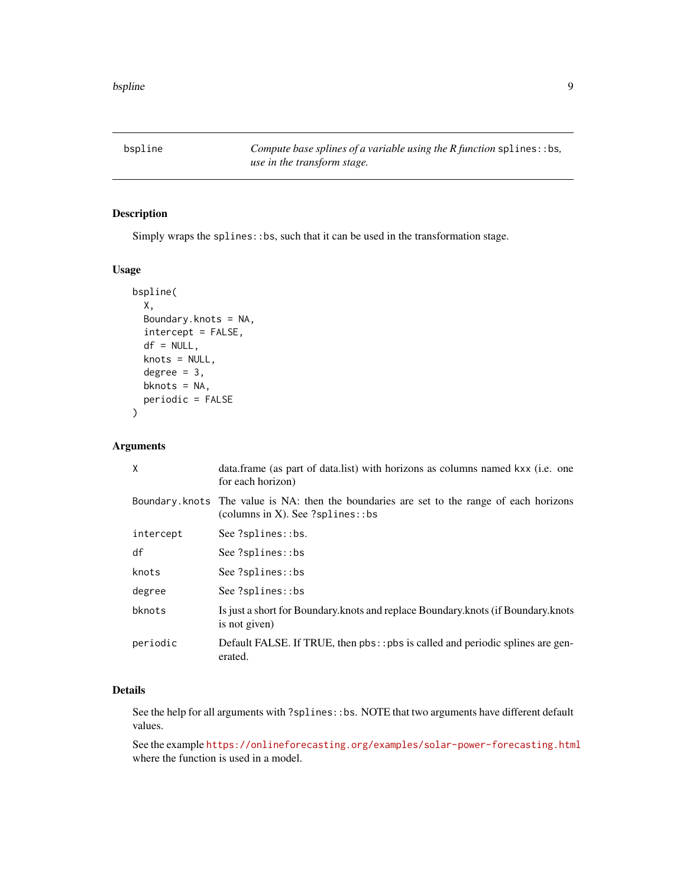# bspline

*Compute base splines of a variable using the R function* `splines::bs`*, use in the transform stage.*

## Description

Simply wraps the `splines::bs`, such that it can be used in the transformation stage.

## Usage

```
bspline(
  X,
  Boundary.knots = NA,
  intercept = FALSE,
  df = NULL,
  knots = NULL,
  degree = 3,
  bknots = NA,
  periodic = FALSE
)
```

## Arguments

| | |
|---|---|
| `X` | data.frame (as part of data.list) with horizons as columns named `kxx` (i.e. one for each horizon) |
| `Boundary.knots` | The value is NA: then the boundaries are set to the range of each horizons (columns in X). See `?splines::bs` |
| `intercept` | See `?splines::bs`. |
| `df` | See `?splines::bs` |
| `knots` | See `?splines::bs` |
| `degree` | See `?splines::bs` |
| `bknots` | Is just a short for Boundary.knots and replace Boundary.knots (if Boundary.knots is not given) |
| `periodic` | Default FALSE. If TRUE, then `pbs::pbs` is called and periodic splines are generated. |

## Details

See the help for all arguments with `?splines::bs`. NOTE that two arguments have different default values.

See the example https://onlineforecasting.org/examples/solar-power-forecasting.html where the function is used in a model.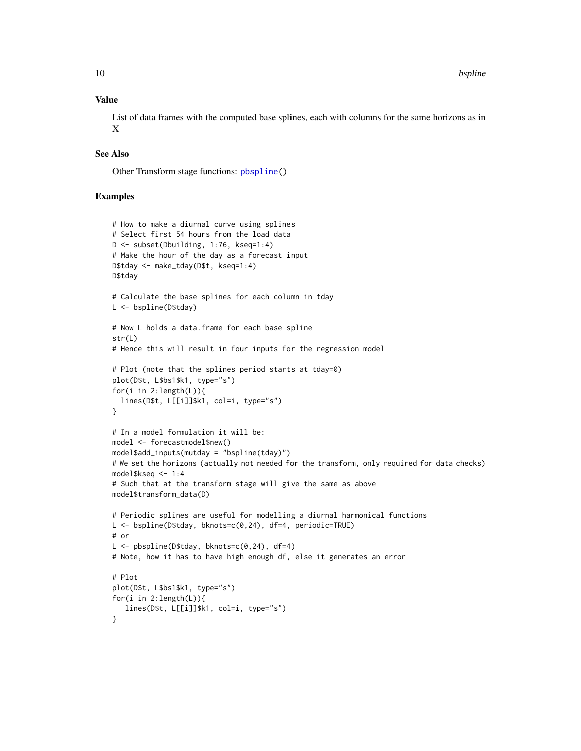### Value

List of data frames with the computed base splines, each with columns for the same horizons as in X

### See Also

Other Transform stage functions: `pbspline()`

### Examples

```
# How to make a diurnal curve using splines
# Select first 54 hours from the load data
D <- subset(Dbuilding, 1:76, kseq=1:4)
# Make the hour of the day as a forecast input
D$tday <- make_tday(D$t, kseq=1:4)
D$tday

# Calculate the base splines for each column in tday
L <- bspline(D$tday)

# Now L holds a data.frame for each base spline
str(L)
# Hence this will result in four inputs for the regression model

# Plot (note that the splines period starts at tday=0)
plot(D$t, L$bs1$k1, type="s")
for(i in 2:length(L)){
  lines(D$t, L[[i]]$k1, col=i, type="s")
}

# In a model formulation it will be:
model <- forecastmodel$new()
model$add_inputs(mutday = "bspline(tday)")
# We set the horizons (actually not needed for the transform, only required for data checks)
model$kseq <- 1:4
# Such that at the transform stage will give the same as above
model$transform_data(D)

# Periodic splines are useful for modelling a diurnal harmonical functions
L <- bspline(D$tday, bknots=c(0,24), df=4, periodic=TRUE)
# or
L <- pbspline(D$tday, bknots=c(0,24), df=4)
# Note, how it has to have high enough df, else it generates an error

# Plot
plot(D$t, L$bs1$k1, type="s")
for(i in 2:length(L)){
   lines(D$t, L[[i]]$k1, col=i, type="s")
}
```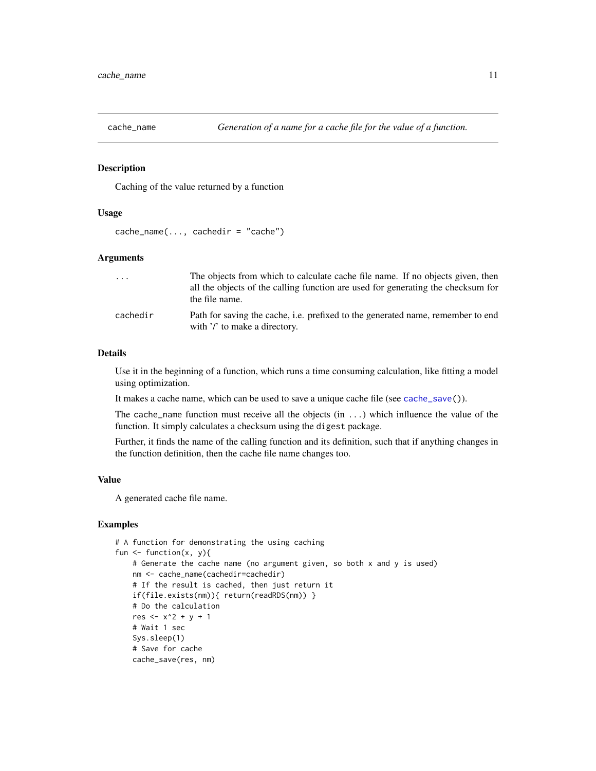## cache_name — *Generation of a name for a cache file for the value of a function.*

### Description

Caching of the value returned by a function

### Usage

```
cache_name(..., cachedir = "cache")
```

### Arguments

| | |
|---|---|
| `...` | The objects from which to calculate cache file name. If no objects given, then all the objects of the calling function are used for generating the checksum for the file name. |
| `cachedir` | Path for saving the cache, i.e. prefixed to the generated name, remember to end with '/' to make a directory. |

### Details

Use it in the beginning of a function, which runs a time consuming calculation, like fitting a model using optimization.

It makes a cache name, which can be used to save a unique cache file (see `cache_save()`).

The `cache_name` function must receive all the objects (in `...`) which influence the value of the function. It simply calculates a checksum using the `digest` package.

Further, it finds the name of the calling function and its definition, such that if anything changes in the function definition, then the cache file name changes too.

### Value

A generated cache file name.

### Examples

```
# A function for demonstrating the using caching
fun <- function(x, y){
    # Generate the cache name (no argument given, so both x and y is used)
    nm <- cache_name(cachedir=cachedir)
    # If the result is cached, then just return it
    if(file.exists(nm)){ return(readRDS(nm)) }
    # Do the calculation
    res <- x^2 + y + 1
    # Wait 1 sec
    Sys.sleep(1)
    # Save for cache
    cache_save(res, nm)
```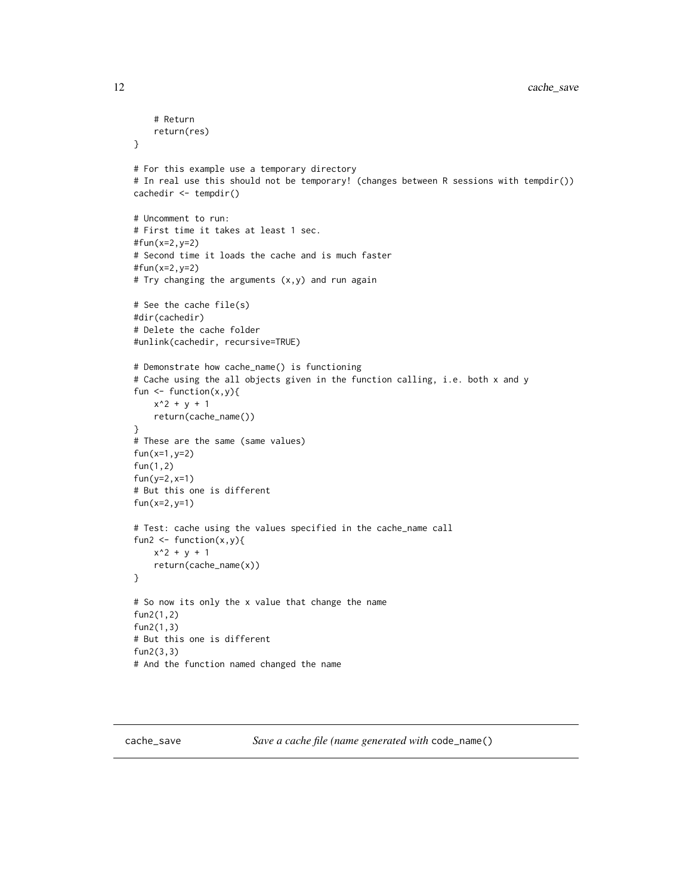```
    # Return
    return(res)
}

# For this example use a temporary directory
# In real use this should not be temporary! (changes between R sessions with tempdir())
cachedir <- tempdir()

# Uncomment to run:
# First time it takes at least 1 sec.
#fun(x=2,y=2)
# Second time it loads the cache and is much faster
#fun(x=2,y=2)
# Try changing the arguments (x,y) and run again

# See the cache file(s)
#dir(cachedir)
# Delete the cache folder
#unlink(cachedir, recursive=TRUE)

# Demonstrate how cache_name() is functioning
# Cache using the all objects given in the function calling, i.e. both x and y
fun <- function(x,y){
    x^2 + y + 1
    return(cache_name())
}
# These are the same (same values)
fun(x=1,y=2)
fun(1,2)
fun(y=2,x=1)
# But this one is different
fun(x=2,y=1)

# Test: cache using the values specified in the cache_name call
fun2 <- function(x,y){
    x^2 + y + 1
    return(cache_name(x))
}

# So now its only the x value that change the name
fun2(1,2)
fun2(1,3)
# But this one is different
fun2(3,3)
# And the function named changed the name
```

## cache_save    *Save a cache file (name generated with* `code_name()`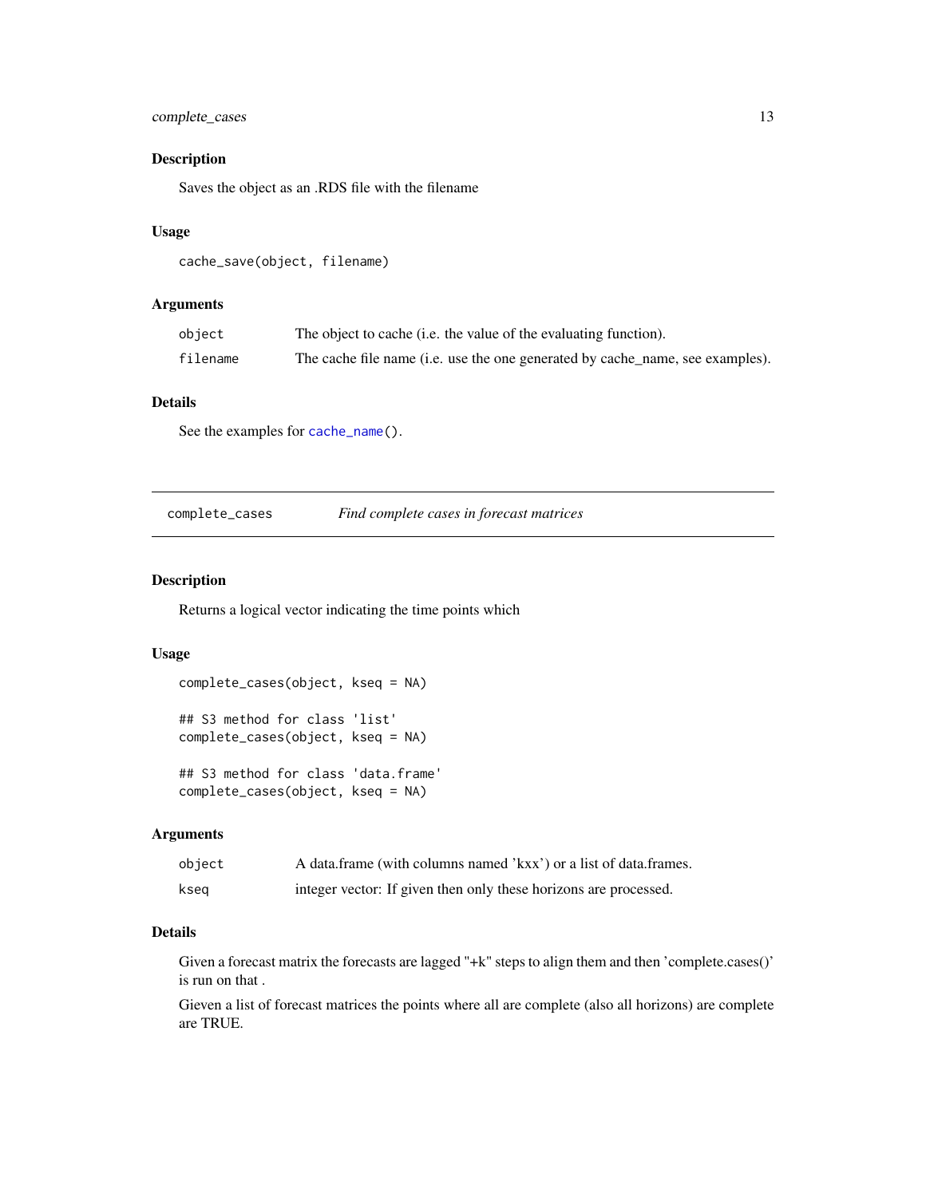### Description

Saves the object as an .RDS file with the filename

### Usage

```
cache_save(object, filename)
```

### Arguments

| | |
|---|---|
| object | The object to cache (i.e. the value of the evaluating function). |
| filename | The cache file name (i.e. use the one generated by cache_name, see examples). |

### Details

See the examples for `cache_name()`.

---

## complete_cases — *Find complete cases in forecast matrices*

---

### Description

Returns a logical vector indicating the time points which

### Usage

```
complete_cases(object, kseq = NA)

## S3 method for class 'list'
complete_cases(object, kseq = NA)

## S3 method for class 'data.frame'
complete_cases(object, kseq = NA)
```

### Arguments

| | |
|---|---|
| object | A data.frame (with columns named 'kxx') or a list of data.frames. |
| kseq | integer vector: If given then only these horizons are processed. |

### Details

Given a forecast matrix the forecasts are lagged "+k" steps to align them and then 'complete.cases()' is run on that .

Gieven a list of forecast matrices the points where all are complete (also all horizons) are complete are TRUE.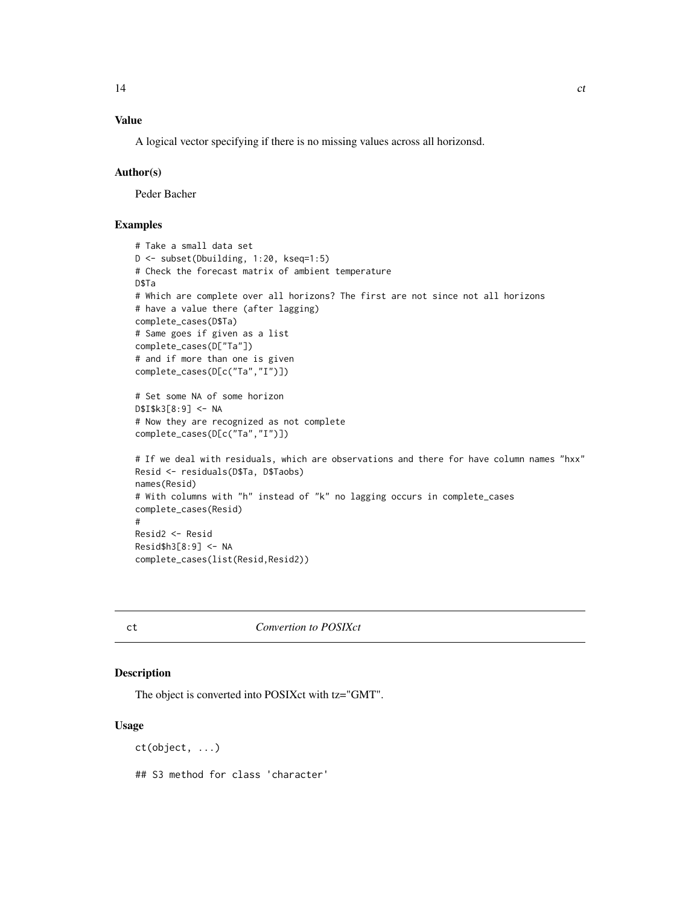### Value

A logical vector specifying if there is no missing values across all horizonsd.

### Author(s)

Peder Bacher

### Examples

```
# Take a small data set
D <- subset(Dbuilding, 1:20, kseq=1:5)
# Check the forecast matrix of ambient temperature
D$Ta
# Which are complete over all horizons? The first are not since not all horizons
# have a value there (after lagging)
complete_cases(D$Ta)
# Same goes if given as a list
complete_cases(D["Ta"])
# and if more than one is given
complete_cases(D[c("Ta","I")])

# Set some NA of some horizon
D$I$k3[8:9] <- NA
# Now they are recognized as not complete
complete_cases(D[c("Ta","I")])

# If we deal with residuals, which are observations and there for have column names "hxx"
Resid <- residuals(D$Ta, D$Taobs)
names(Resid)
# With columns with "h" instead of "k" no lagging occurs in complete_cases
complete_cases(Resid)
#
Resid2 <- Resid
Resid$h3[8:9] <- NA
complete_cases(list(Resid,Resid2))
```

## ct — *Convertion to POSIXct*

### Description

The object is converted into POSIXct with tz="GMT".

### Usage

```
ct(object, ...)

## S3 method for class 'character'
```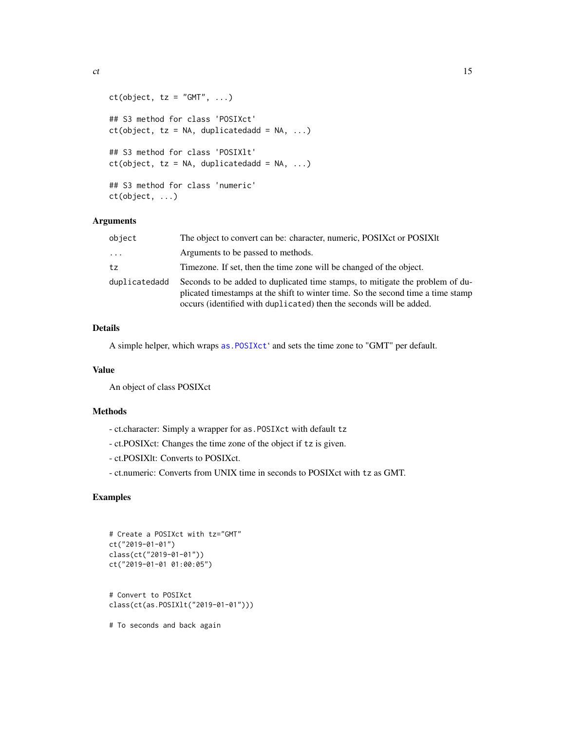```
ct(object, tz = "GMT", ...)

## S3 method for class 'POSIXct'
ct(object, tz = NA, duplicatedadd = NA, ...)

## S3 method for class 'POSIXlt'
ct(object, tz = NA, duplicatedadd = NA, ...)

## S3 method for class 'numeric'
ct(object, ...)
```

## Arguments

| | |
|---|---|
| `object` | The object to convert can be: character, numeric, POSIXct or POSIXlt |
| `...` | Arguments to be passed to methods. |
| `tz` | Timezone. If set, then the time zone will be changed of the object. |
| `duplicatedadd` | Seconds to be added to duplicated time stamps, to mitigate the problem of duplicated timestamps at the shift to winter time. So the second time a time stamp occurs (identified with `duplicated`) then the seconds will be added. |

## Details

A simple helper, which wraps `as.POSIXct`‘ and sets the time zone to "GMT" per default.

## Value

An object of class POSIXct

## Methods

- ct.character: Simply a wrapper for `as.POSIXct` with default `tz`

- ct.POSIXct: Changes the time zone of the object if `tz` is given.

- ct.POSIXlt: Converts to POSIXct.

- ct.numeric: Converts from UNIX time in seconds to POSIXct with `tz` as GMT.

## Examples

```
# Create a POSIXct with tz="GMT"
ct("2019-01-01")
class(ct("2019-01-01"))
ct("2019-01-01 01:00:05")


# Convert to POSIXct
class(ct(as.POSIXlt("2019-01-01")))

# To seconds and back again
```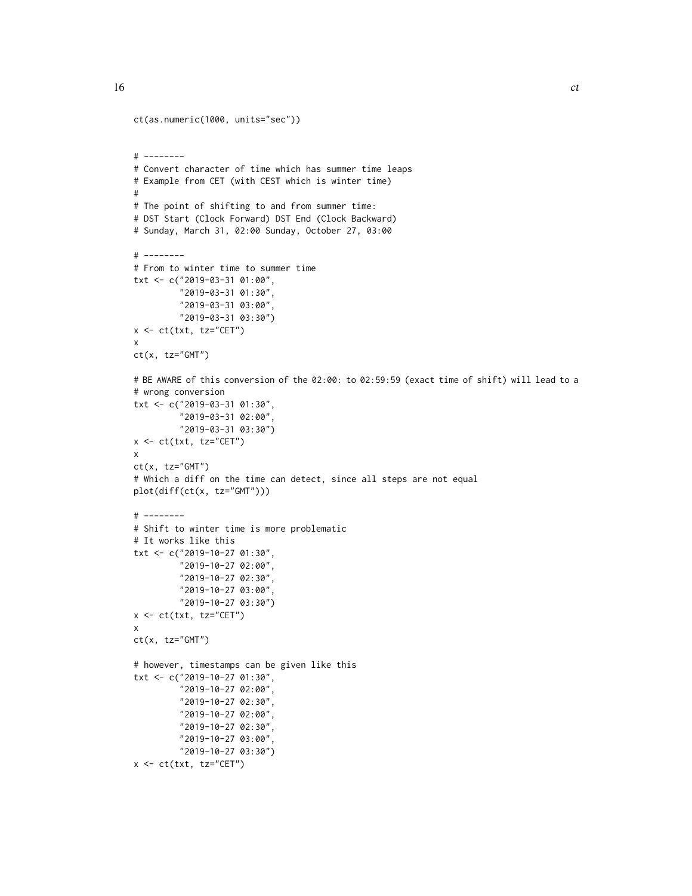```
ct(as.numeric(1000, units="sec"))


# --------
# Convert character of time which has summer time leaps
# Example from CET (with CEST which is winter time)
#
# The point of shifting to and from summer time:
# DST Start (Clock Forward) DST End (Clock Backward)
# Sunday, March 31, 02:00 Sunday, October 27, 03:00

# --------
# From to winter time to summer time
txt <- c("2019-03-31 01:00",
         "2019-03-31 01:30",
         "2019-03-31 03:00",
         "2019-03-31 03:30")
x <- ct(txt, tz="CET")
x
ct(x, tz="GMT")

# BE AWARE of this conversion of the 02:00: to 02:59:59 (exact time of shift) will lead to a
# wrong conversion
txt <- c("2019-03-31 01:30",
         "2019-03-31 02:00",
         "2019-03-31 03:30")
x <- ct(txt, tz="CET")
x
ct(x, tz="GMT")
# Which a diff on the time can detect, since all steps are not equal
plot(diff(ct(x, tz="GMT")))

# --------
# Shift to winter time is more problematic
# It works like this
txt <- c("2019-10-27 01:30",
         "2019-10-27 02:00",
         "2019-10-27 02:30",
         "2019-10-27 03:00",
         "2019-10-27 03:30")
x <- ct(txt, tz="CET")
x
ct(x, tz="GMT")

# however, timestamps can be given like this
txt <- c("2019-10-27 01:30",
         "2019-10-27 02:00",
         "2019-10-27 02:30",
         "2019-10-27 02:00",
         "2019-10-27 02:30",
         "2019-10-27 03:00",
         "2019-10-27 03:30")
x <- ct(txt, tz="CET")
```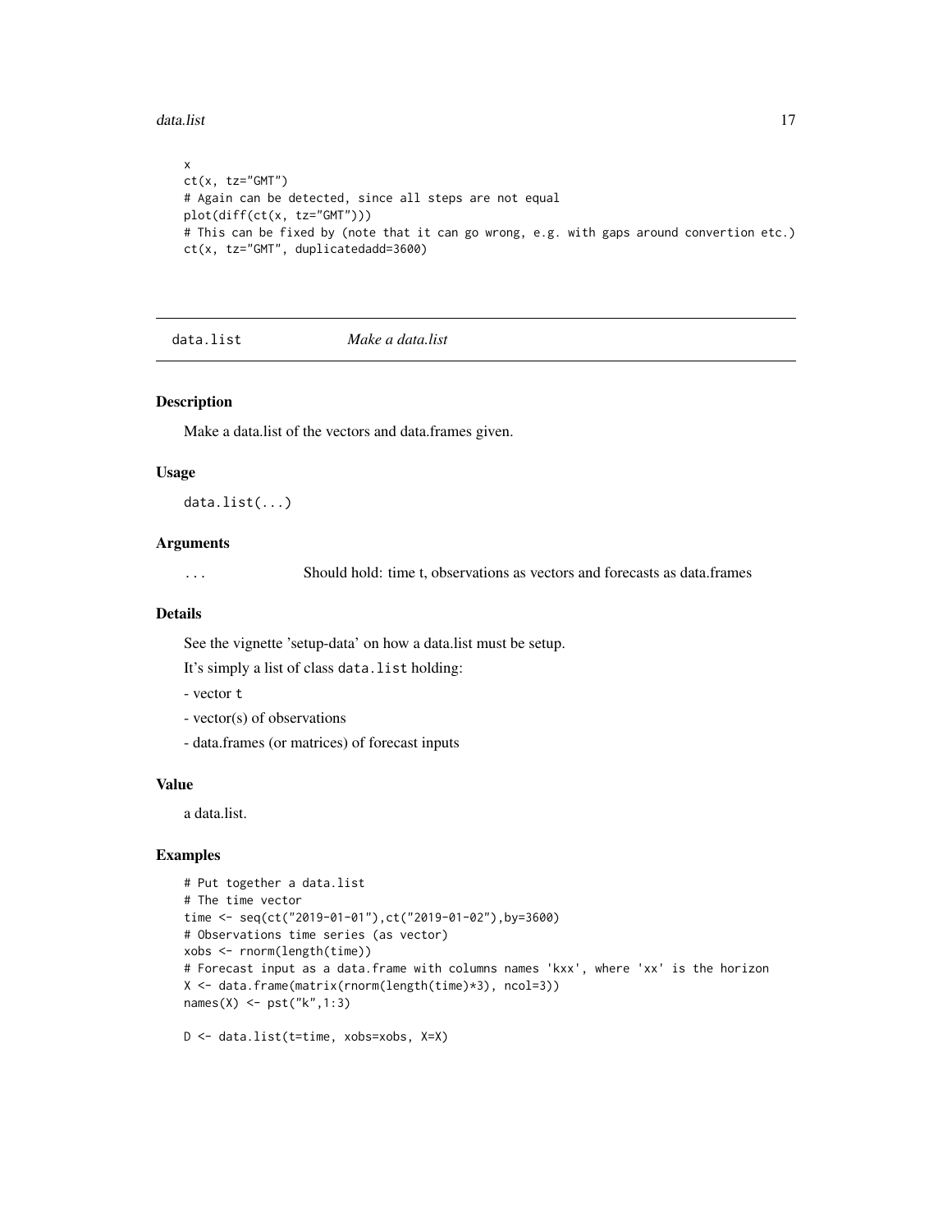```
x
ct(x, tz="GMT")
# Again can be detected, since all steps are not equal
plot(diff(ct(x, tz="GMT")))
# This can be fixed by (note that it can go wrong, e.g. with gaps around convertion etc.)
ct(x, tz="GMT", duplicatedadd=3600)
```

## data.list — *Make a data.list*

### Description

Make a data.list of the vectors and data.frames given.

### Usage

```
data.list(...)
```

### Arguments

`...` Should hold: time t, observations as vectors and forecasts as data.frames

### Details

See the vignette 'setup-data' on how a data.list must be setup.

It's simply a list of class `data.list` holding:

- vector `t`

- vector(s) of observations

- data.frames (or matrices) of forecast inputs

### Value

a data.list.

### Examples

```
# Put together a data.list
# The time vector
time <- seq(ct("2019-01-01"),ct("2019-01-02"),by=3600)
# Observations time series (as vector)
xobs <- rnorm(length(time))
# Forecast input as a data.frame with columns names 'kxx', where 'xx' is the horizon
X <- data.frame(matrix(rnorm(length(time)*3), ncol=3))
names(X) <- pst("k",1:3)

D <- data.list(t=time, xobs=xobs, X=X)
```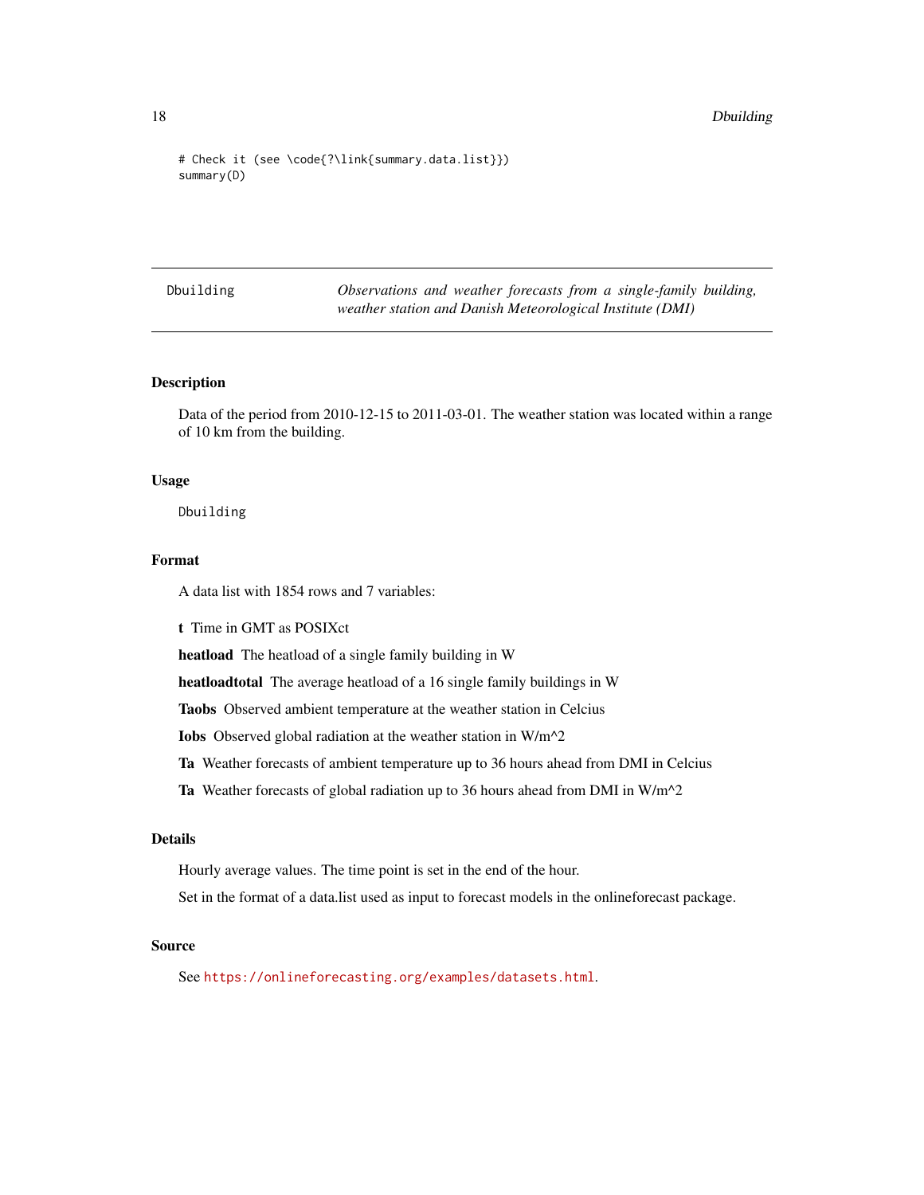```
# Check it (see \code{?\link{summary.data.list}})
summary(D)
```

## Dbuilding — *Observations and weather forecasts from a single-family building, weather station and Danish Meteorological Institute (DMI)*

### Description

Data of the period from 2010-12-15 to 2011-03-01. The weather station was located within a range of 10 km from the building.

### Usage

```
Dbuilding
```

### Format

A data list with 1854 rows and 7 variables:

**t** Time in GMT as POSIXct

**heatload** The heatload of a single family building in W

**heatloadtotal** The average heatload of a 16 single family buildings in W

**Taobs** Observed ambient temperature at the weather station in Celcius

**Iobs** Observed global radiation at the weather station in W/m^2

**Ta** Weather forecasts of ambient temperature up to 36 hours ahead from DMI in Celcius

**Ta** Weather forecasts of global radiation up to 36 hours ahead from DMI in W/m^2

### Details

Hourly average values. The time point is set in the end of the hour.

Set in the format of a data.list used as input to forecast models in the onlineforecast package.

### Source

See https://onlineforecasting.org/examples/datasets.html.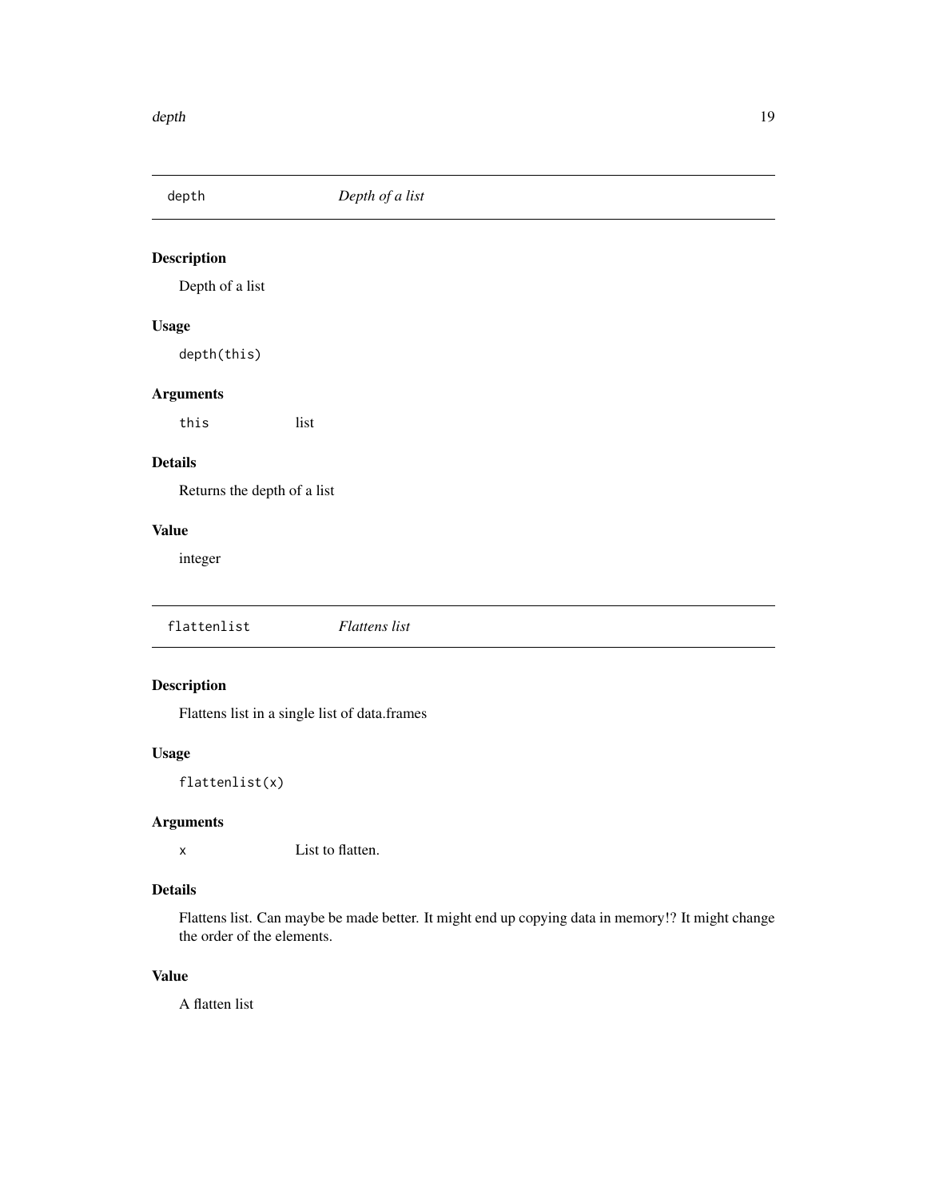## depth *Depth of a list*

### Description

Depth of a list

### Usage

```
depth(this)
```

### Arguments

| | |
|---|---|
| `this` | list |

### Details

Returns the depth of a list

### Value

integer

## flattenlist *Flattens list*

### Description

Flattens list in a single list of data.frames

### Usage

```
flattenlist(x)
```

### Arguments

| | |
|---|---|
| `x` | List to flatten. |

### Details

Flattens list. Can maybe be made better. It might end up copying data in memory!? It might change the order of the elements.

### Value

A flatten list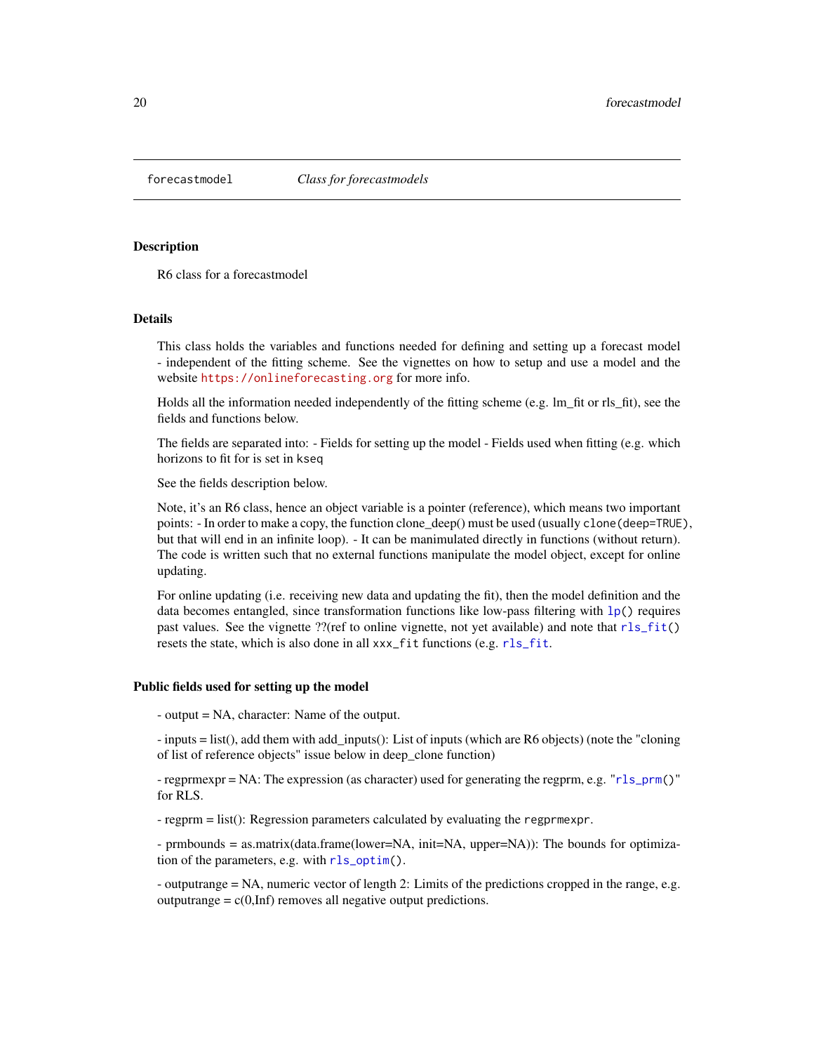`forecastmodel` *Class for forecastmodels*

## Description

R6 class for a forecastmodel

## Details

This class holds the variables and functions needed for defining and setting up a forecast model - independent of the fitting scheme. See the vignettes on how to setup and use a model and the website https://onlineforecasting.org for more info.

Holds all the information needed independently of the fitting scheme (e.g. lm_fit or rls_fit), see the fields and functions below.

The fields are separated into: - Fields for setting up the model - Fields used when fitting (e.g. which horizons to fit for is set in `kseq`

See the fields description below.

Note, it's an R6 class, hence an object variable is a pointer (reference), which means two important points: - In order to make a copy, the function clone_deep() must be used (usually `clone(deep=TRUE)`, but that will end in an infinite loop). - It can be manimulated directly in functions (without return). The code is written such that no external functions manipulate the model object, except for online updating.

For online updating (i.e. receiving new data and updating the fit), then the model definition and the data becomes entangled, since transformation functions like low-pass filtering with `lp()` requires past values. See the vignette ??(ref to online vignette, not yet available) and note that `rls_fit()` resets the state, which is also done in all `xxx_fit` functions (e.g. `rls_fit`.

## Public fields used for setting up the model

- output = NA, character: Name of the output.

- inputs = list(), add them with add_inputs(): List of inputs (which are R6 objects) (note the "cloning of list of reference objects" issue below in deep_clone function)

- regprmexpr = NA: The expression (as character) used for generating the regprm, e.g. "`rls_prm()`" for RLS.

- regprm = list(): Regression parameters calculated by evaluating the `regprmexpr`.

- prmbounds = as.matrix(data.frame(lower=NA, init=NA, upper=NA)): The bounds for optimization of the parameters, e.g. with `rls_optim()`.

- outputrange = NA, numeric vector of length 2: Limits of the predictions cropped in the range, e.g. outputrange = c(0,Inf) removes all negative output predictions.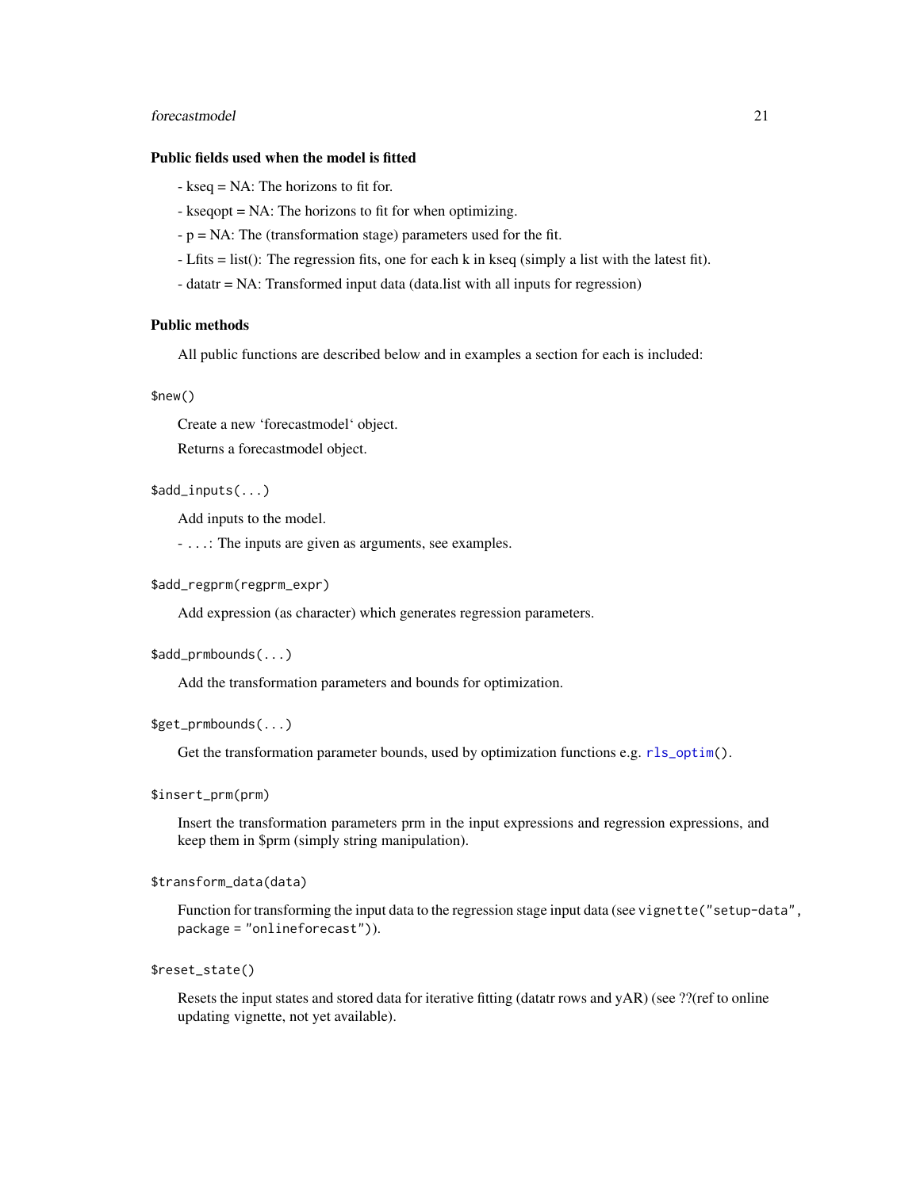### Public fields used when the model is fitted

- kseq = NA: The horizons to fit for.

- kseqopt = NA: The horizons to fit for when optimizing.

- p = NA: The (transformation stage) parameters used for the fit.

- Lfits = list(): The regression fits, one for each k in kseq (simply a list with the latest fit).

- datatr = NA: Transformed input data (data.list with all inputs for regression)

### Public methods

All public functions are described below and in examples a section for each is included:

`$new()`

Create a new 'forecastmodel' object.

Returns a forecastmodel object.

`$add_inputs(...)`

Add inputs to the model.

- `...`: The inputs are given as arguments, see examples.

`$add_regprm(regprm_expr)`

Add expression (as character) which generates regression parameters.

`$add_prmbounds(...)`

Add the transformation parameters and bounds for optimization.

`$get_prmbounds(...)`

Get the transformation parameter bounds, used by optimization functions e.g. `rls_optim()`.

`$insert_prm(prm)`

Insert the transformation parameters prm in the input expressions and regression expressions, and keep them in $prm (simply string manipulation).

`$transform_data(data)`

Function for transforming the input data to the regression stage input data (see `vignette("setup-data", package = "onlineforecast")`).

`$reset_state()`

Resets the input states and stored data for iterative fitting (datatr rows and yAR) (see ??(ref to online updating vignette, not yet available).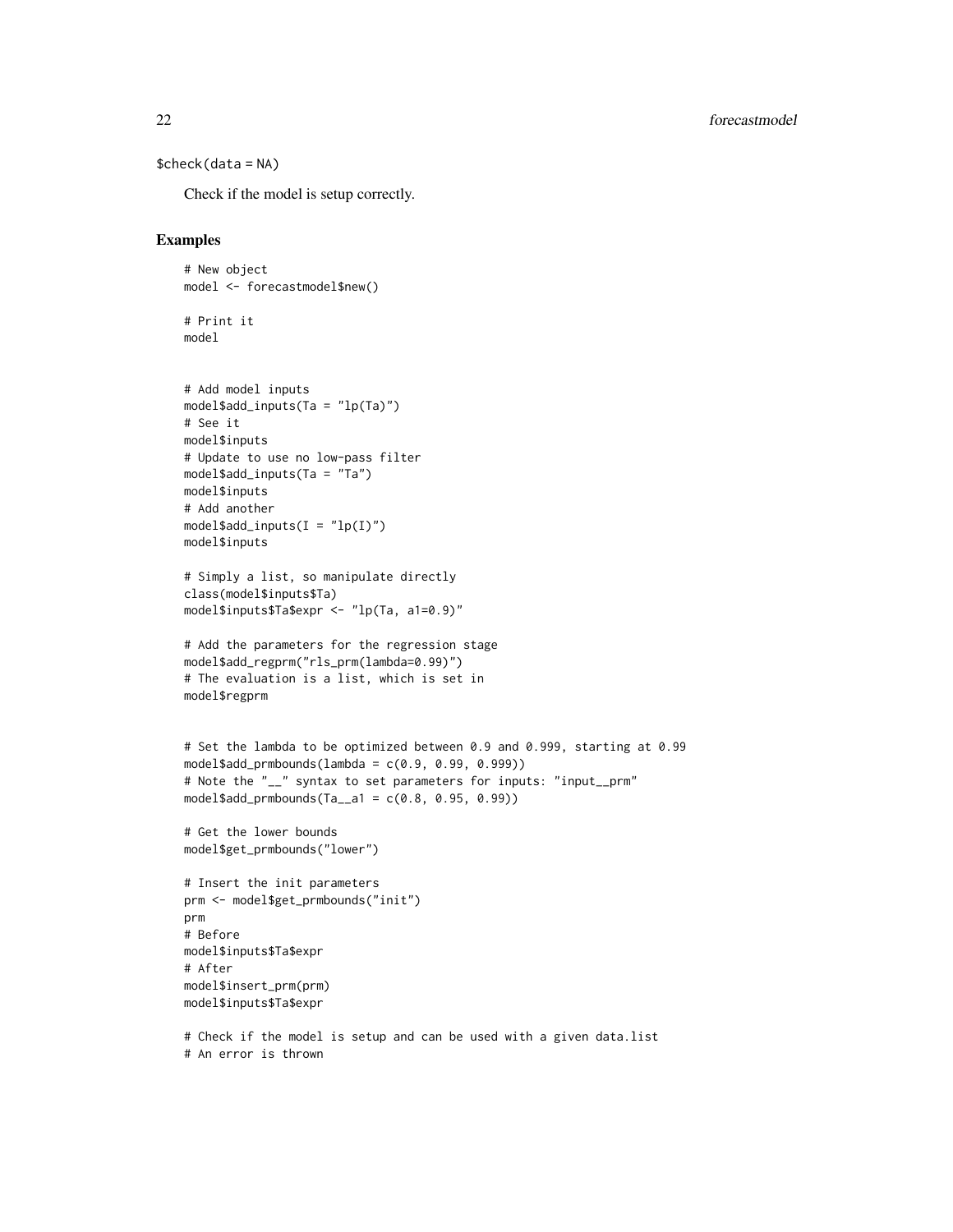`$check(data = NA)`

Check if the model is setup correctly.

### Examples

```
# New object
model <- forecastmodel$new()

# Print it
model


# Add model inputs
model$add_inputs(Ta = "lp(Ta)")
# See it
model$inputs
# Update to use no low-pass filter
model$add_inputs(Ta = "Ta")
model$inputs
# Add another
model$add_inputs(I = "lp(I)")
model$inputs

# Simply a list, so manipulate directly
class(model$inputs$Ta)
model$inputs$Ta$expr <- "lp(Ta, a1=0.9)"

# Add the parameters for the regression stage
model$add_regprm("rls_prm(lambda=0.99)")
# The evaluation is a list, which is set in
model$regprm


# Set the lambda to be optimized between 0.9 and 0.999, starting at 0.99
model$add_prmbounds(lambda = c(0.9, 0.99, 0.999))
# Note the "__" syntax to set parameters for inputs: "input__prm"
model$add_prmbounds(Ta__a1 = c(0.8, 0.95, 0.99))

# Get the lower bounds
model$get_prmbounds("lower")

# Insert the init parameters
prm <- model$get_prmbounds("init")
prm
# Before
model$inputs$Ta$expr
# After
model$insert_prm(prm)
model$inputs$Ta$expr

# Check if the model is setup and can be used with a given data.list
# An error is thrown
```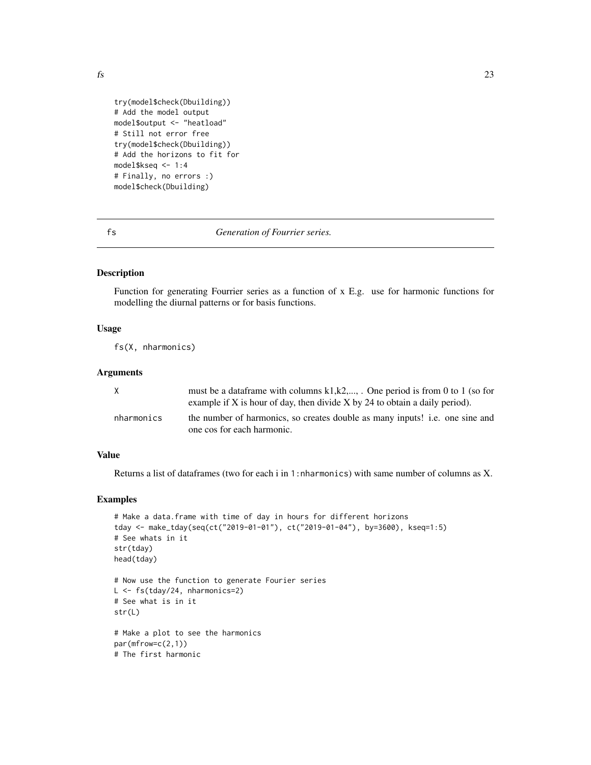```
try(model$check(Dbuilding))
# Add the model output
model$output <- "heatload"
# Still not error free
try(model$check(Dbuilding))
# Add the horizons to fit for
model$kseq <- 1:4
# Finally, no errors :)
model$check(Dbuilding)
```

## fs — *Generation of Fourrier series.*

### Description

Function for generating Fourrier series as a function of x E.g. use for harmonic functions for modelling the diurnal patterns or for basis functions.

### Usage

```
fs(X, nharmonics)
```

### Arguments

| | |
|---|---|
| X | must be a dataframe with columns k1,k2,..., . One period is from 0 to 1 (so for example if X is hour of day, then divide X by 24 to obtain a daily period). |
| nharmonics | the number of harmonics, so creates double as many inputs! i.e. one sine and one cos for each harmonic. |

### Value

Returns a list of dataframes (two for each i in `1:nharmonics`) with same number of columns as X.

### Examples

```
# Make a data.frame with time of day in hours for different horizons
tday <- make_tday(seq(ct("2019-01-01"), ct("2019-01-04"), by=3600), kseq=1:5)
# See whats in it
str(tday)
head(tday)

# Now use the function to generate Fourier series
L <- fs(tday/24, nharmonics=2)
# See what is in it
str(L)

# Make a plot to see the harmonics
par(mfrow=c(2,1))
# The first harmonic
```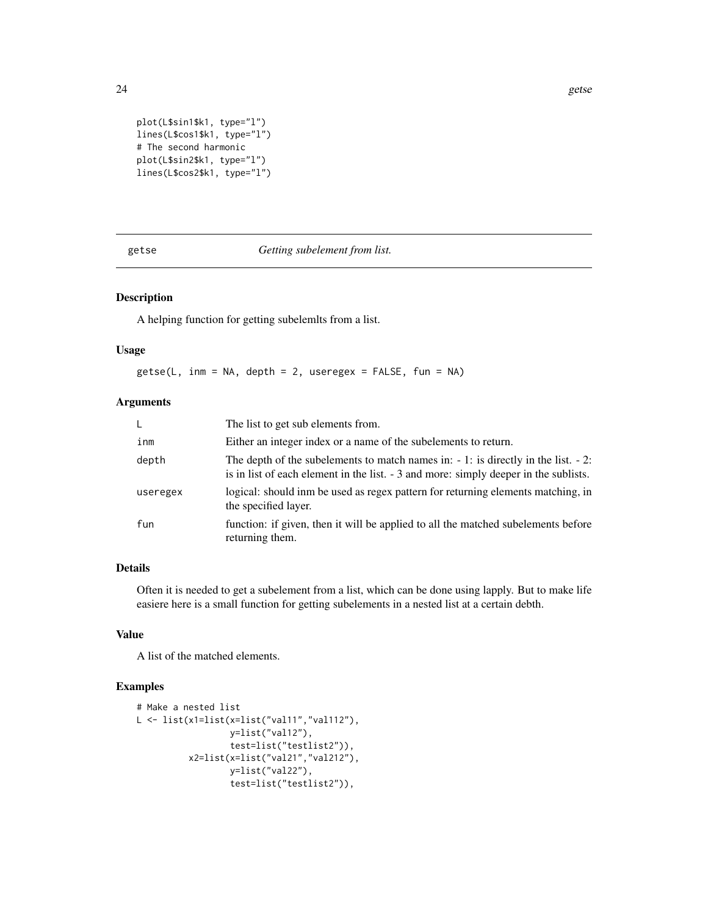```
plot(L$sin1$k1, type="l")
lines(L$cos1$k1, type="l")
# The second harmonic
plot(L$sin2$k1, type="l")
lines(L$cos2$k1, type="l")
```

---

## getse &emsp; *Getting subelement from list.*

---

### Description

A helping function for getting subelemlts from a list.

### Usage

```
getse(L, inm = NA, depth = 2, useregex = FALSE, fun = NA)
```

### Arguments

| | |
|---|---|
| L | The list to get sub elements from. |
| inm | Either an integer index or a name of the subelements to return. |
| depth | The depth of the subelements to match names in: - 1: is directly in the list. - 2: is in list of each element in the list. - 3 and more: simply deeper in the sublists. |
| useregex | logical: should inm be used as regex pattern for returning elements matching, in the specified layer. |
| fun | function: if given, then it will be applied to all the matched subelements before returning them. |

### Details

Often it is needed to get a subelement from a list, which can be done using lapply. But to make life easiere here is a small function for getting subelements in a nested list at a certain debth.

### Value

A list of the matched elements.

### Examples

```
# Make a nested list
L <- list(x1=list(x=list("val11","val112"),
                  y=list("val12"),
                  test=list("testlist2")),
          x2=list(x=list("val21","val212"),
                  y=list("val22"),
                  test=list("testlist2")),
```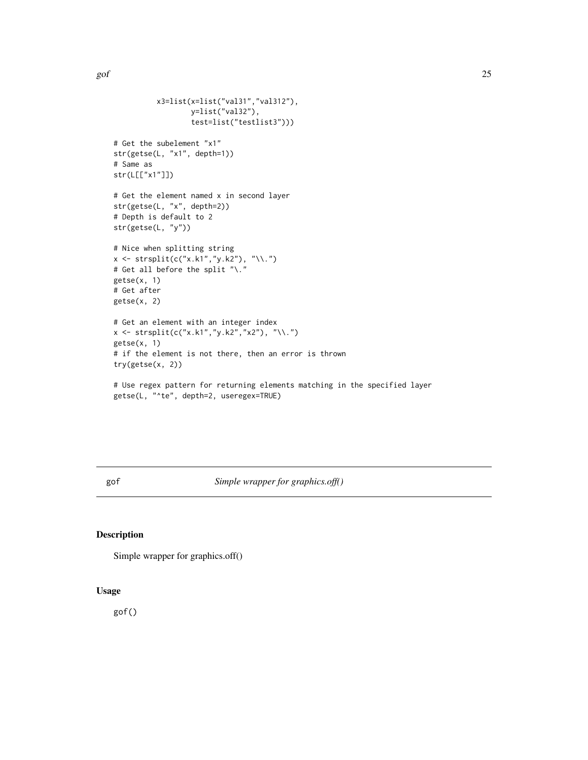```
x3=list(x=list("val31","val312"),
        y=list("val32"),
        test=list("testlist3")))

# Get the subelement "x1"
str(getse(L, "x1", depth=1))
# Same as
str(L[["x1"]])

# Get the element named x in second layer
str(getse(L, "x", depth=2))
# Depth is default to 2
str(getse(L, "y"))

# Nice when splitting string
x <- strsplit(c("x.k1","y.k2"), "\\.")
# Get all before the split "\."
getse(x, 1)
# Get after
getse(x, 2)

# Get an element with an integer index
x <- strsplit(c("x.k1","y.k2","x2"), "\\.")
getse(x, 1)
# if the element is not there, then an error is thrown
try(getse(x, 2))

# Use regex pattern for returning elements matching in the specified layer
getse(L, "^te", depth=2, useregex=TRUE)
```

## gof *Simple wrapper for graphics.off()*

### Description

Simple wrapper for graphics.off()

### Usage

```
gof()
```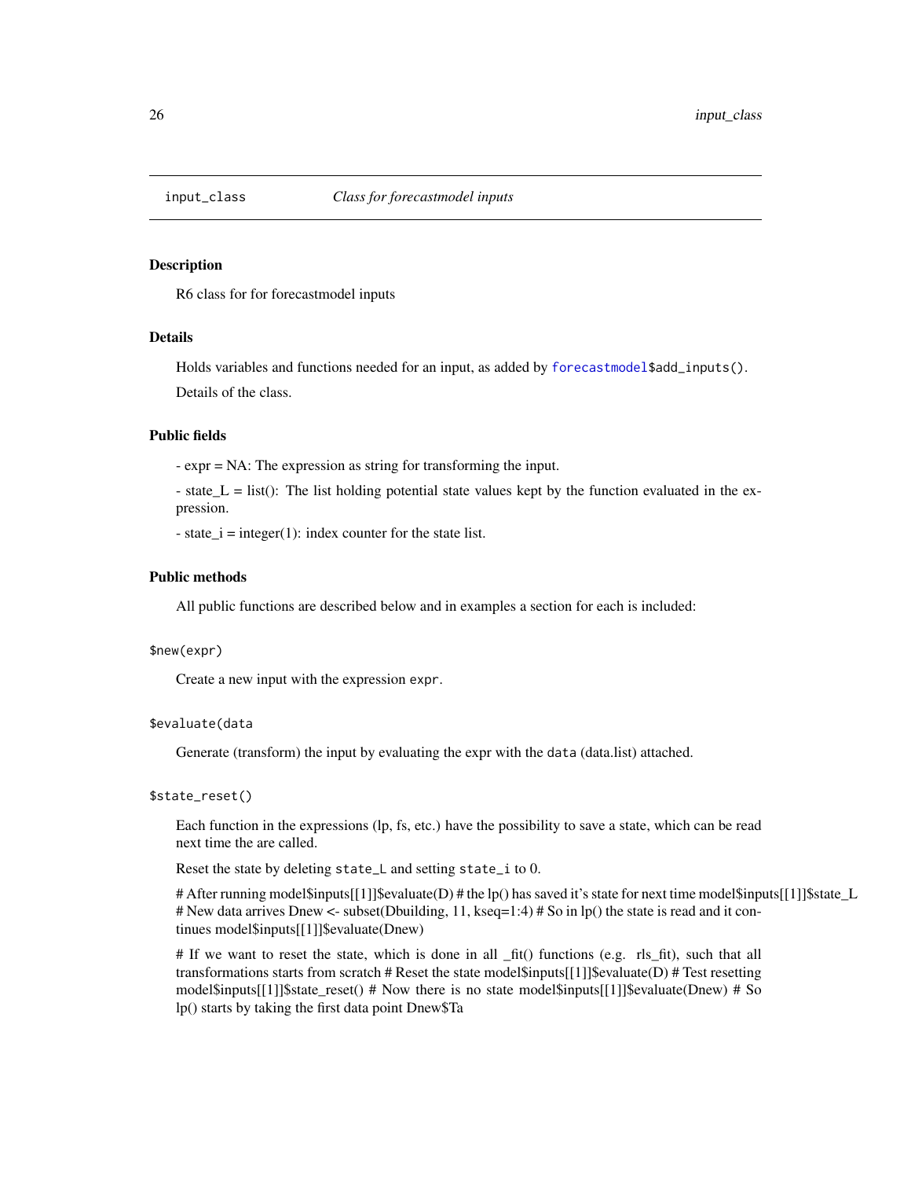## input_class    *Class for forecastmodel inputs*

### Description

R6 class for for forecastmodel inputs

### Details

Holds variables and functions needed for an input, as added by `forecastmodel$add_inputs()`.

Details of the class.

### Public fields

- expr = NA: The expression as string for transforming the input.

- state_L = list(): The list holding potential state values kept by the function evaluated in the expression.

- state_i = integer(1): index counter for the state list.

### Public methods

All public functions are described below and in examples a section for each is included:

`$new(expr)`

Create a new input with the expression `expr`.

`$evaluate(data`

Generate (transform) the input by evaluating the expr with the `data` (data.list) attached.

`$state_reset()`

Each function in the expressions (lp, fs, etc.) have the possibility to save a state, which can be read next time the are called.

Reset the state by deleting `state_L` and setting `state_i` to 0.

# After running model$inputs[[1]]$evaluate(D) # the lp() has saved it's state for next time model$inputs[[1]]$state_L # New data arrives Dnew <- subset(Dbuilding, 11, kseq=1:4) # So in lp() the state is read and it continues model$inputs[[1]]$evaluate(Dnew)

# If we want to reset the state, which is done in all _fit() functions (e.g. rls_fit), such that all transformations starts from scratch # Reset the state model$inputs[[1]]$evaluate(D) # Test resetting model$inputs[[1]]$state_reset() # Now there is no state model$inputs[[1]]$evaluate(Dnew) # So lp() starts by taking the first data point Dnew$Ta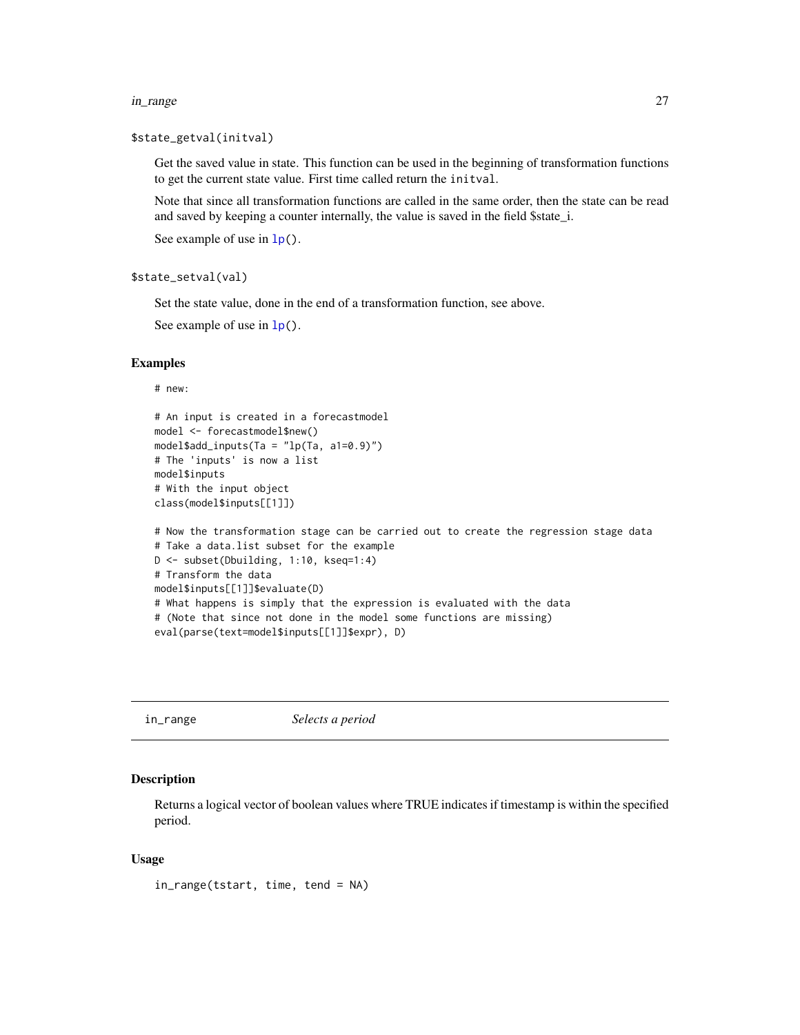`$state_getval(initval)`

Get the saved value in state. This function can be used in the beginning of transformation functions to get the current state value. First time called return the `initval`.

Note that since all transformation functions are called in the same order, then the state can be read and saved by keeping a counter internally, the value is saved in the field $state_i.

See example of use in `lp()`.

`$state_setval(val)`

Set the state value, done in the end of a transformation function, see above.

See example of use in `lp()`.

### Examples

```
# new:

# An input is created in a forecastmodel
model <- forecastmodel$new()
model$add_inputs(Ta = "lp(Ta, a1=0.9)")
# The 'inputs' is now a list
model$inputs
# With the input object
class(model$inputs[[1]])

# Now the transformation stage can be carried out to create the regression stage data
# Take a data.list subset for the example
D <- subset(Dbuilding, 1:10, kseq=1:4)
# Transform the data
model$inputs[[1]]$evaluate(D)
# What happens is simply that the expression is evaluated with the data
# (Note that since not done in the model some functions are missing)
eval(parse(text=model$inputs[[1]]$expr), D)
```

---

## in_range *Selects a period*

### Description

Returns a logical vector of boolean values where TRUE indicates if timestamp is within the specified period.

### Usage

```
in_range(tstart, time, tend = NA)
```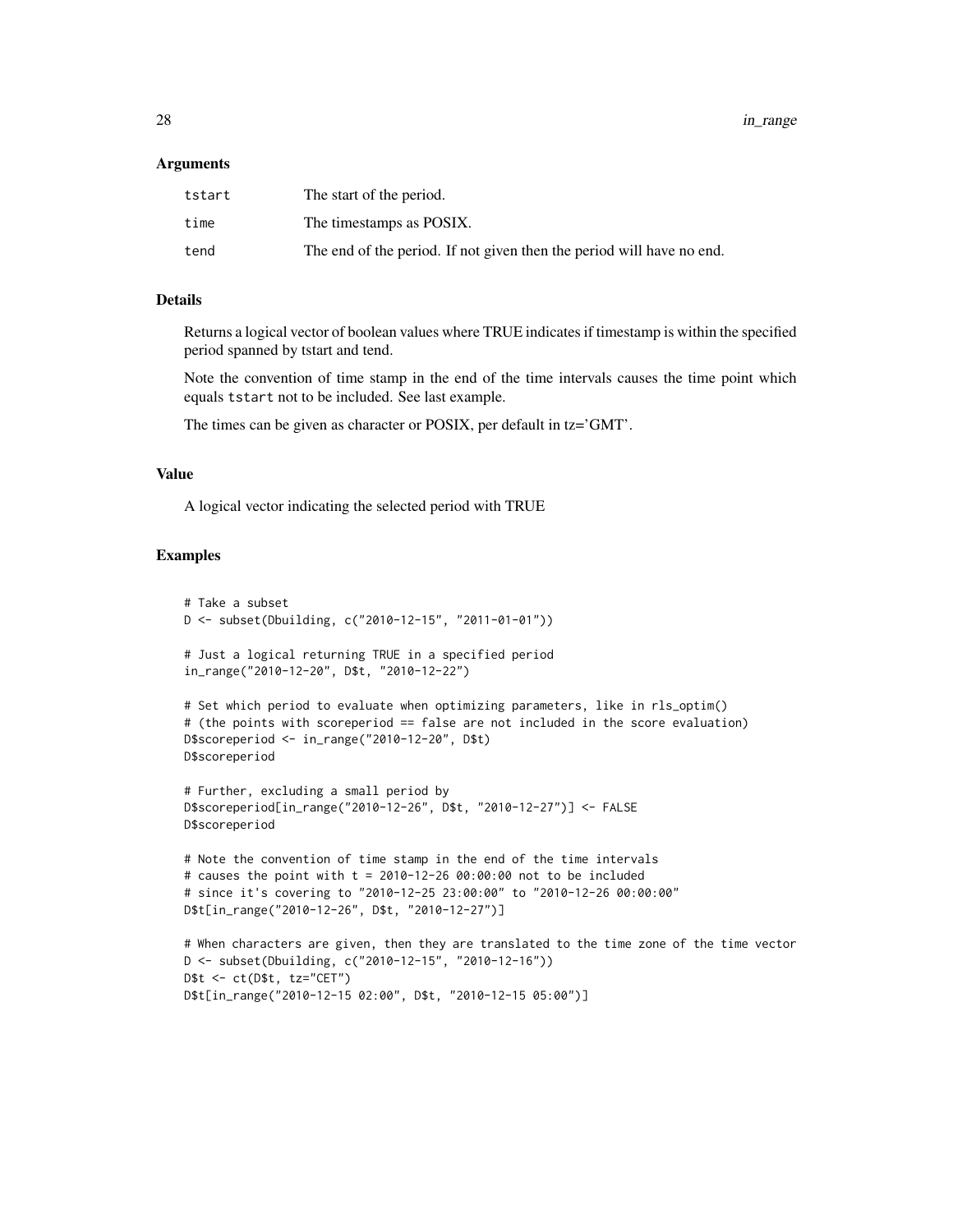### Arguments

| | |
|---|---|
| tstart | The start of the period. |
| time | The timestamps as POSIX. |
| tend | The end of the period. If not given then the period will have no end. |

### Details

Returns a logical vector of boolean values where TRUE indicates if timestamp is within the specified period spanned by tstart and tend.

Note the convention of time stamp in the end of the time intervals causes the time point which equals `tstart` not to be included. See last example.

The times can be given as character or POSIX, per default in tz='GMT'.

### Value

A logical vector indicating the selected period with TRUE

### Examples

```
# Take a subset
D <- subset(Dbuilding, c("2010-12-15", "2011-01-01"))

# Just a logical returning TRUE in a specified period
in_range("2010-12-20", D$t, "2010-12-22")

# Set which period to evaluate when optimizing parameters, like in rls_optim()
# (the points with scoreperiod == false are not included in the score evaluation)
D$scoreperiod <- in_range("2010-12-20", D$t)
D$scoreperiod

# Further, excluding a small period by
D$scoreperiod[in_range("2010-12-26", D$t, "2010-12-27")] <- FALSE
D$scoreperiod

# Note the convention of time stamp in the end of the time intervals
# causes the point with t = 2010-12-26 00:00:00 not to be included
# since it's covering to "2010-12-25 23:00:00" to "2010-12-26 00:00:00"
D$t[in_range("2010-12-26", D$t, "2010-12-27")]

# When characters are given, then they are translated to the time zone of the time vector
D <- subset(Dbuilding, c("2010-12-15", "2010-12-16"))
D$t <- ct(D$t, tz="CET")
D$t[in_range("2010-12-15 02:00", D$t, "2010-12-15 05:00")]
```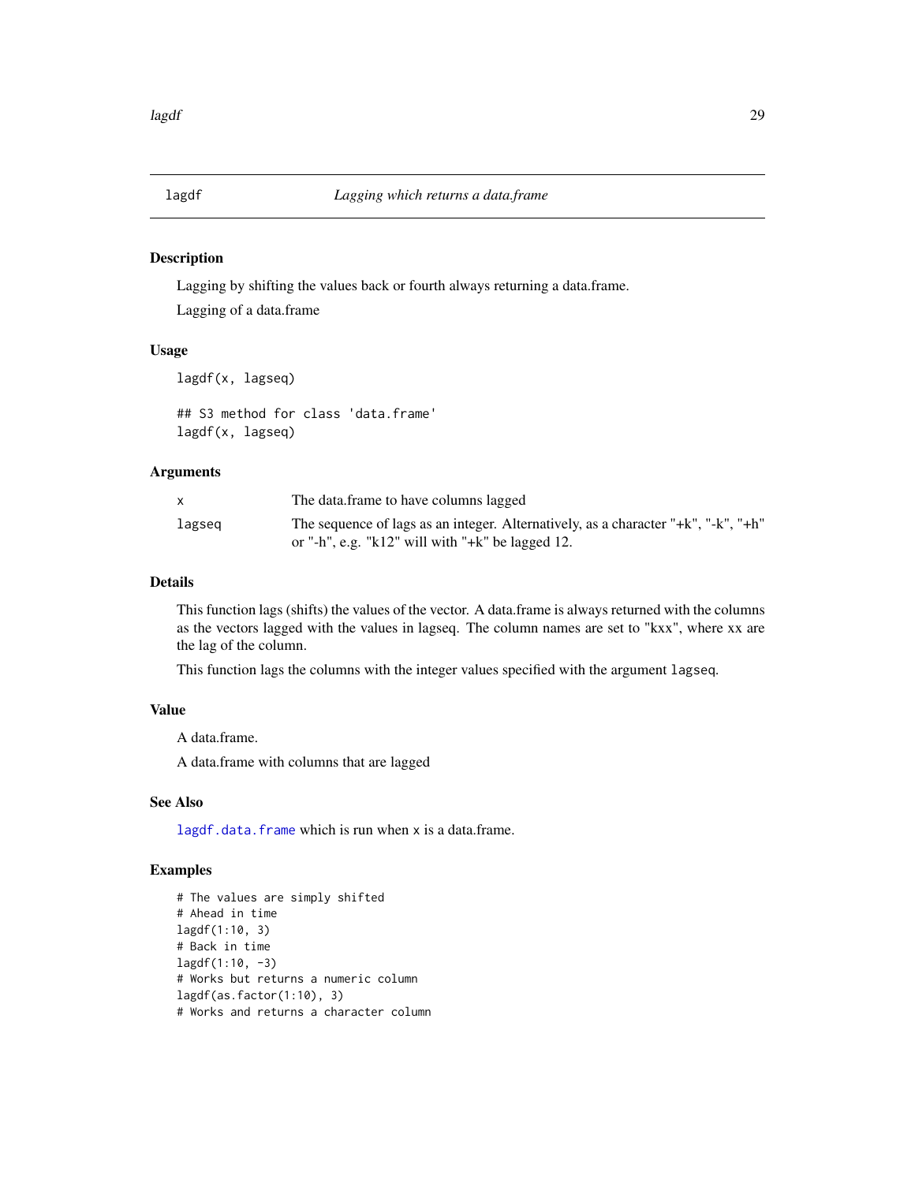## lagdf    *Lagging which returns a data.frame*

### Description

Lagging by shifting the values back or fourth always returning a data.frame.

Lagging of a data.frame

### Usage

```
lagdf(x, lagseq)

## S3 method for class 'data.frame'
lagdf(x, lagseq)
```

### Arguments

| | |
|---|---|
| x | The data.frame to have columns lagged |
| lagseq | The sequence of lags as an integer. Alternatively, as a character "+k", "-k", "+h" or "-h", e.g. "k12" will with "+k" be lagged 12. |

### Details

This function lags (shifts) the values of the vector. A data.frame is always returned with the columns as the vectors lagged with the values in lagseq. The column names are set to "kxx", where xx are the lag of the column.

This function lags the columns with the integer values specified with the argument `lagseq`.

### Value

A data.frame.

A data.frame with columns that are lagged

### See Also

`lagdf.data.frame` which is run when `x` is a data.frame.

### Examples

```
# The values are simply shifted
# Ahead in time
lagdf(1:10, 3)
# Back in time
lagdf(1:10, -3)
# Works but returns a numeric column
lagdf(as.factor(1:10), 3)
# Works and returns a character column
```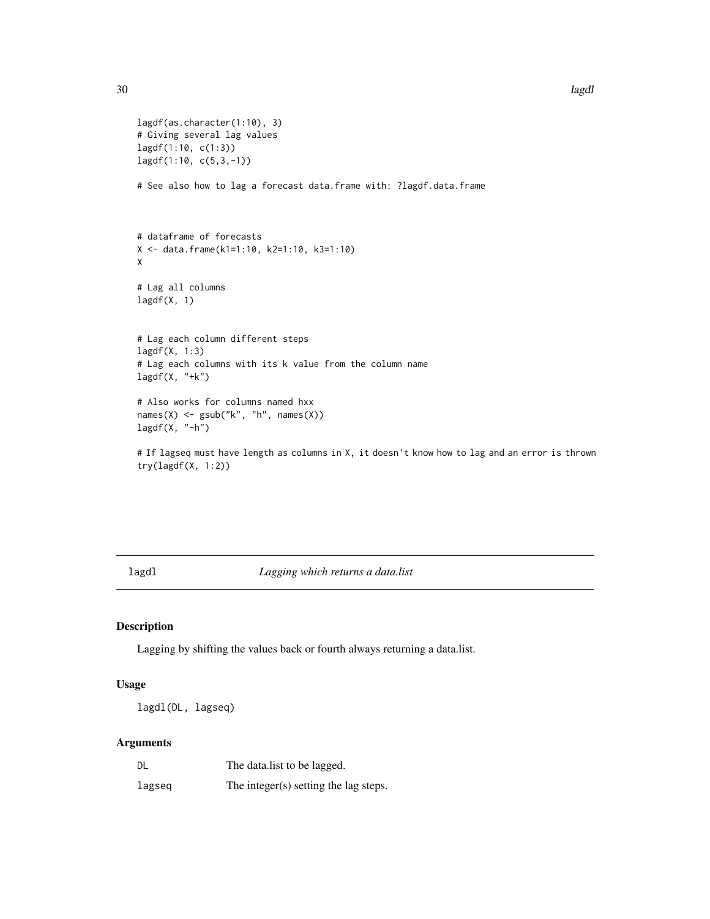```
lagdf(as.character(1:10), 3)
# Giving several lag values
lagdf(1:10, c(1:3))
lagdf(1:10, c(5,3,-1))

# See also how to lag a forecast data.frame with: ?lagdf.data.frame



# dataframe of forecasts
X <- data.frame(k1=1:10, k2=1:10, k3=1:10)
X

# Lag all columns
lagdf(X, 1)


# Lag each column different steps
lagdf(X, 1:3)
# Lag each columns with its k value from the column name
lagdf(X, "+k")

# Also works for columns named hxx
names(X) <- gsub("k", "h", names(X))
lagdf(X, "-h")

# If lagseq must have length as columns in X, it doesn't know how to lag and an error is thrown
try(lagdf(X, 1:2))
```

## lagdl — *Lagging which returns a data.list*

### Description

Lagging by shifting the values back or fourth always returning a data.list.

### Usage

```
lagdl(DL, lagseq)
```

### Arguments

| | |
|---|---|
| DL | The data.list to be lagged. |
| lagseq | The integer(s) setting the lag steps. |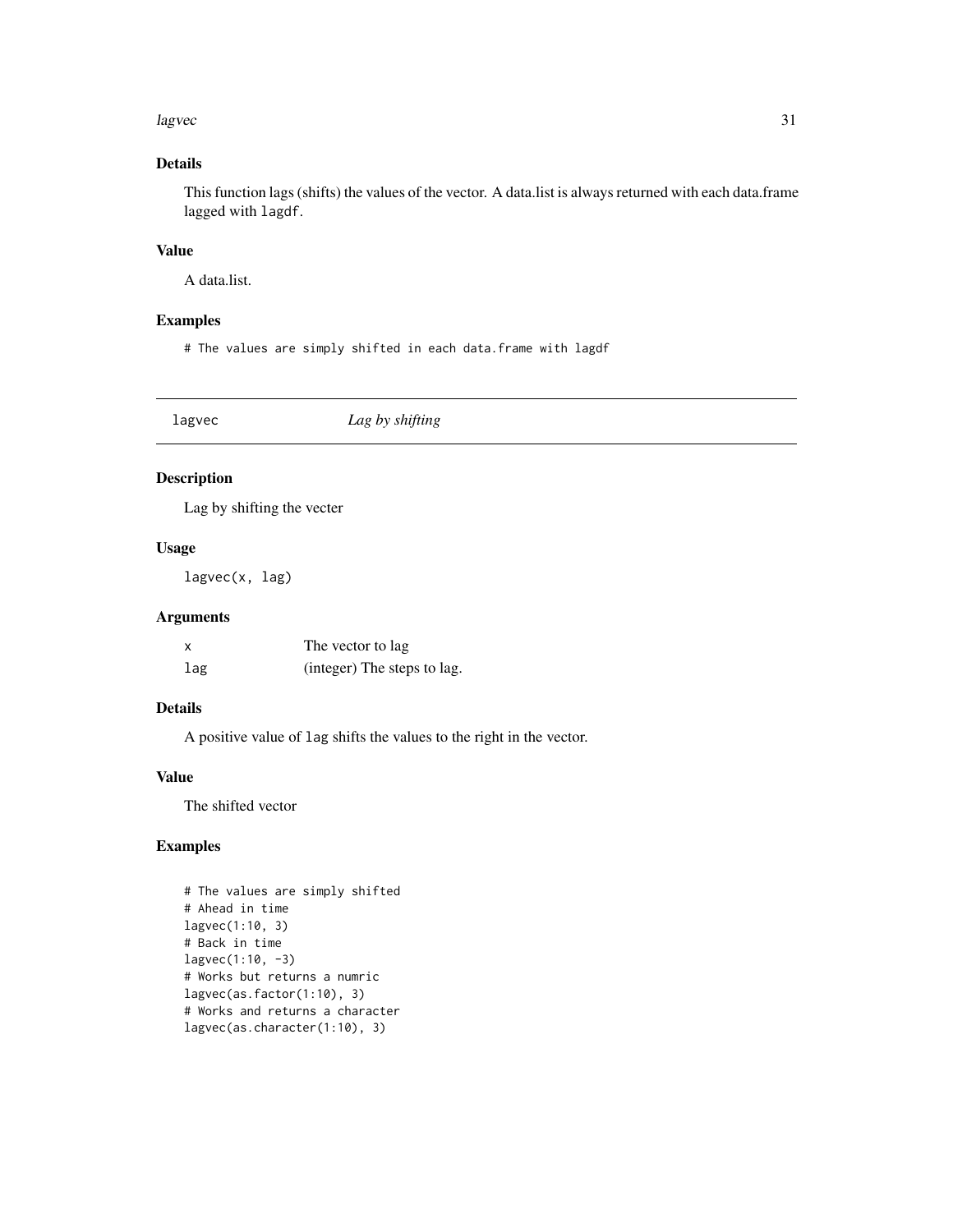### Details

This function lags (shifts) the values of the vector. A data.list is always returned with each data.frame lagged with `lagdf`.

### Value

A data.list.

### Examples

```
# The values are simply shifted in each data.frame with lagdf
```

---

## lagvec — *Lag by shifting*

### Description

Lag by shifting the vecter

### Usage

```
lagvec(x, lag)
```

### Arguments

| | |
|---|---|
| `x` | The vector to lag |
| `lag` | (integer) The steps to lag. |

### Details

A positive value of `lag` shifts the values to the right in the vector.

### Value

The shifted vector

### Examples

```
# The values are simply shifted
# Ahead in time
lagvec(1:10, 3)
# Back in time
lagvec(1:10, -3)
# Works but returns a numric
lagvec(as.factor(1:10), 3)
# Works and returns a character
lagvec(as.character(1:10), 3)
```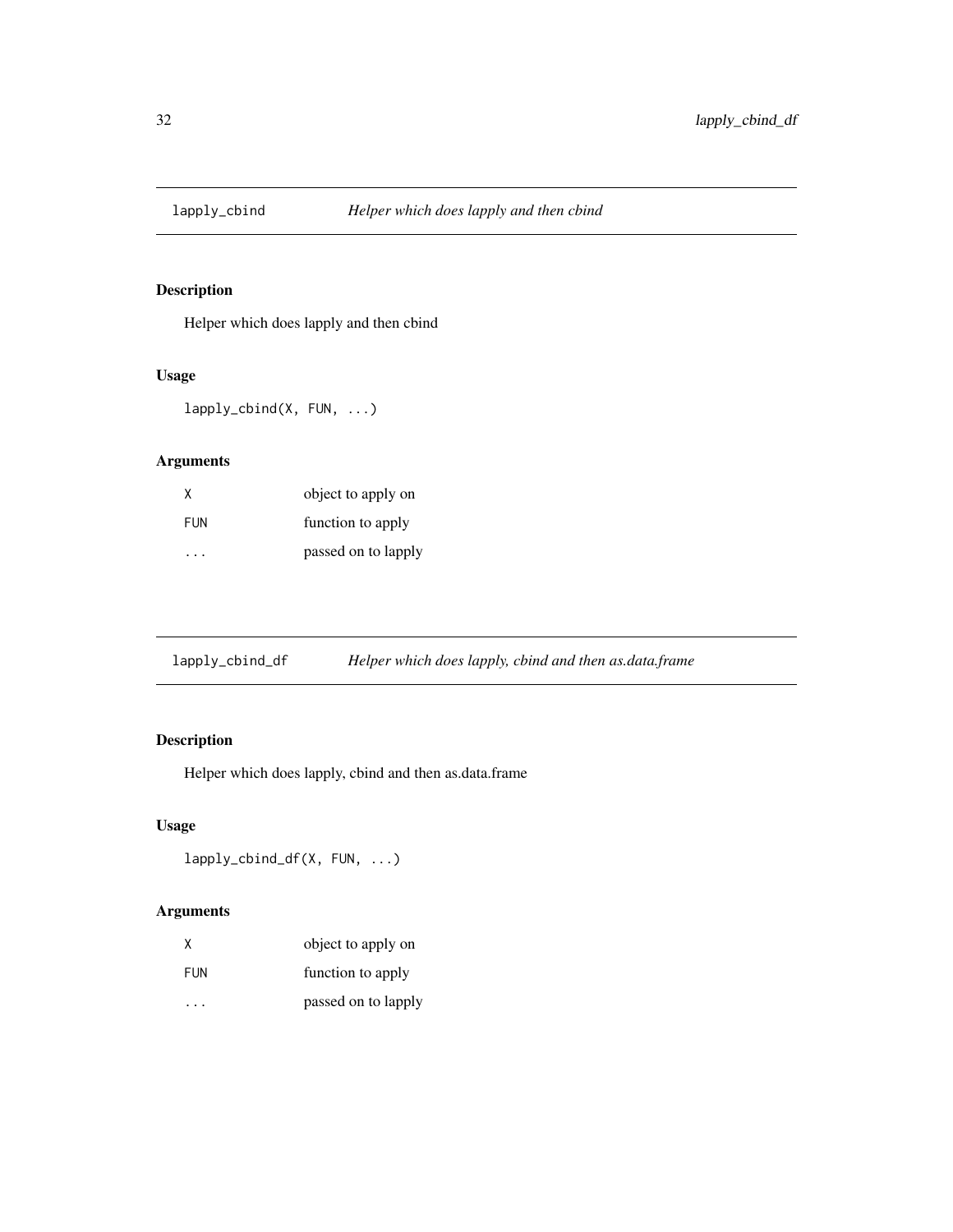## lapply_cbind — *Helper which does lapply and then cbind*

### Description

Helper which does lapply and then cbind

### Usage

```
lapply_cbind(X, FUN, ...)
```

### Arguments

| | |
|---|---|
| X | object to apply on |
| FUN | function to apply |
| ... | passed on to lapply |

## lapply_cbind_df — *Helper which does lapply, cbind and then as.data.frame*

### Description

Helper which does lapply, cbind and then as.data.frame

### Usage

```
lapply_cbind_df(X, FUN, ...)
```

### Arguments

| | |
|---|---|
| X | object to apply on |
| FUN | function to apply |
| ... | passed on to lapply |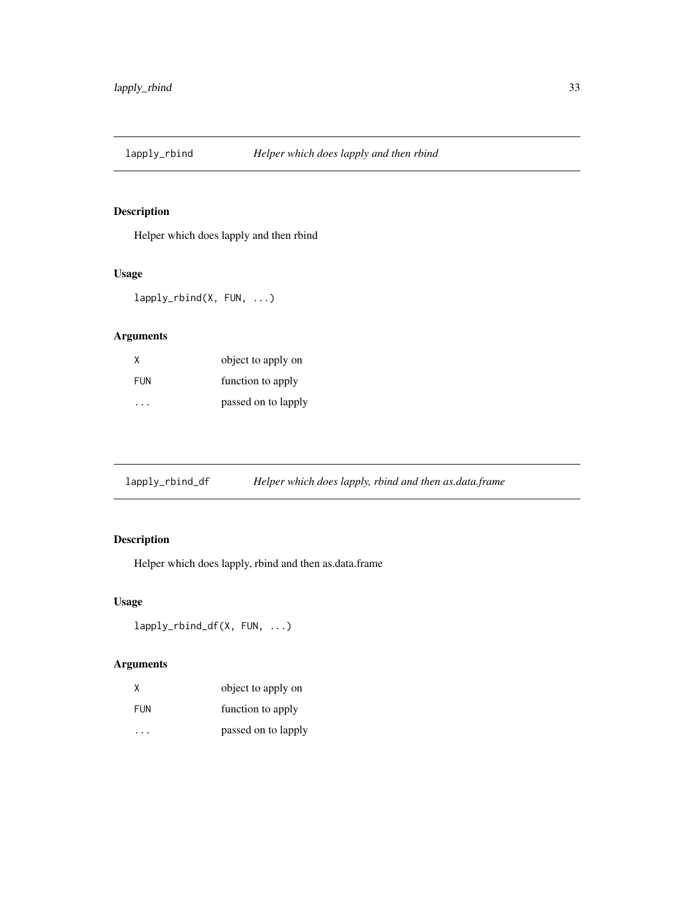## lapply_rbind — *Helper which does lapply and then rbind*

### Description

Helper which does lapply and then rbind

### Usage

```
lapply_rbind(X, FUN, ...)
```

### Arguments

| | |
|---|---|
| X | object to apply on |
| FUN | function to apply |
| ... | passed on to lapply |

## lapply_rbind_df — *Helper which does lapply, rbind and then as.data.frame*

### Description

Helper which does lapply, rbind and then as.data.frame

### Usage

```
lapply_rbind_df(X, FUN, ...)
```

### Arguments

| | |
|---|---|
| X | object to apply on |
| FUN | function to apply |
| ... | passed on to lapply |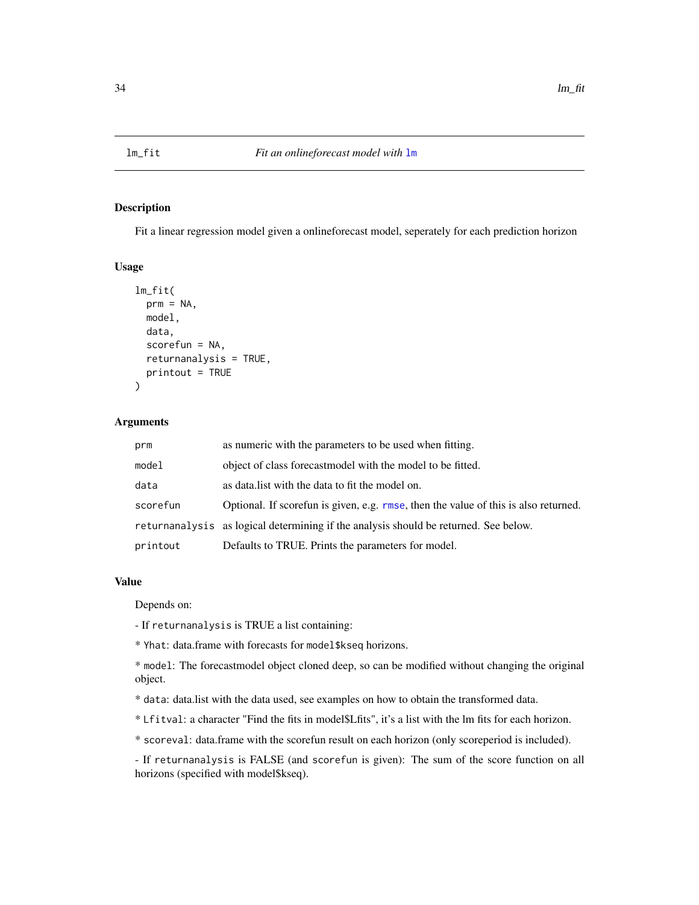## lm_fit — *Fit an onlineforecast model with `lm`*

### Description

Fit a linear regression model given a onlineforecast model, seperately for each prediction horizon

### Usage

```
lm_fit(
  prm = NA,
  model,
  data,
  scorefun = NA,
  returnanalysis = TRUE,
  printout = TRUE
)
```

### Arguments

| | |
|---|---|
| `prm` | as numeric with the parameters to be used when fitting. |
| `model` | object of class forecastmodel with the model to be fitted. |
| `data` | as data.list with the data to fit the model on. |
| `scorefun` | Optional. If scorefun is given, e.g. `rmse`, then the value of this is also returned. |
| `returnanalysis` | as logical determining if the analysis should be returned. See below. |
| `printout` | Defaults to TRUE. Prints the parameters for model. |

### Value

Depends on:

- If `returnanalysis` is TRUE a list containing:

* `Yhat`: data.frame with forecasts for `model$kseq` horizons.

* `model`: The forecastmodel object cloned deep, so can be modified without changing the original object.

* `data`: data.list with the data used, see examples on how to obtain the transformed data.

* `Lfitval`: a character "Find the fits in model$Lfits", it's a list with the lm fits for each horizon.

* `scoreval`: data.frame with the scorefun result on each horizon (only scoreperiod is included).

- If `returnanalysis` is FALSE (and `scorefun` is given): The sum of the score function on all horizons (specified with model$kseq).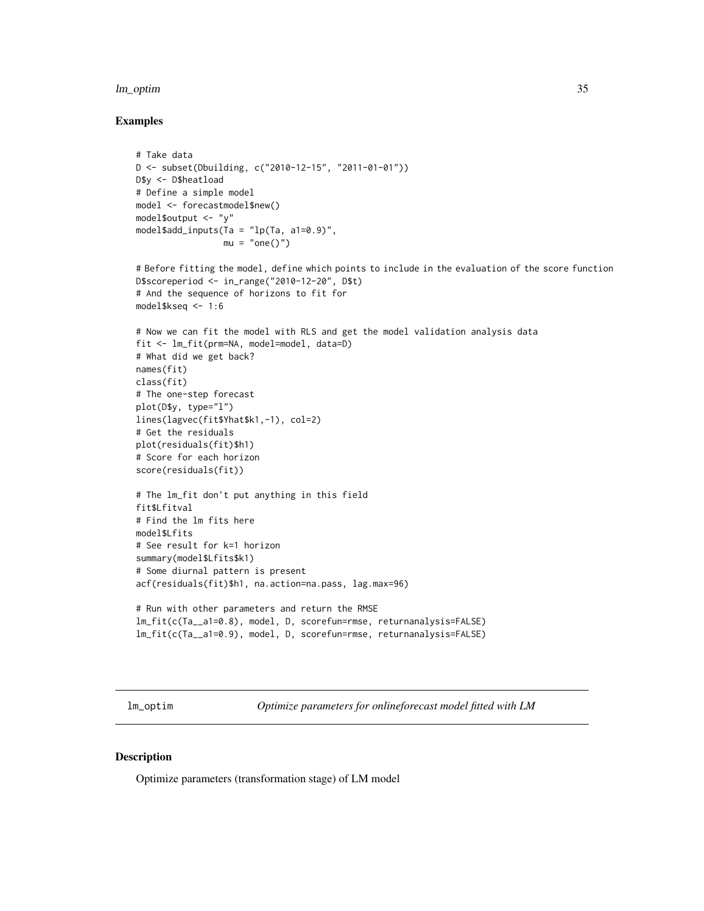### Examples

```
# Take data
D <- subset(Dbuilding, c("2010-12-15", "2011-01-01"))
D$y <- D$heatload
# Define a simple model
model <- forecastmodel$new()
model$output <- "y"
model$add_inputs(Ta = "lp(Ta, a1=0.9)",
                 mu = "one()")

# Before fitting the model, define which points to include in the evaluation of the score function
D$scoreperiod <- in_range("2010-12-20", D$t)
# And the sequence of horizons to fit for
model$kseq <- 1:6

# Now we can fit the model with RLS and get the model validation analysis data
fit <- lm_fit(prm=NA, model=model, data=D)
# What did we get back?
names(fit)
class(fit)
# The one-step forecast
plot(D$y, type="l")
lines(lagvec(fit$Yhat$k1,-1), col=2)
# Get the residuals
plot(residuals(fit)$h1)
# Score for each horizon
score(residuals(fit))

# The lm_fit don't put anything in this field
fit$Lfitval
# Find the lm fits here
model$Lfits
# See result for k=1 horizon
summary(model$Lfits$k1)
# Some diurnal pattern is present
acf(residuals(fit)$h1, na.action=na.pass, lag.max=96)

# Run with other parameters and return the RMSE
lm_fit(c(Ta__a1=0.8), model, D, scorefun=rmse, returnanalysis=FALSE)
lm_fit(c(Ta__a1=0.9), model, D, scorefun=rmse, returnanalysis=FALSE)
```

---

## lm_optim — *Optimize parameters for onlineforecast model fitted with LM*

### Description

Optimize parameters (transformation stage) of LM model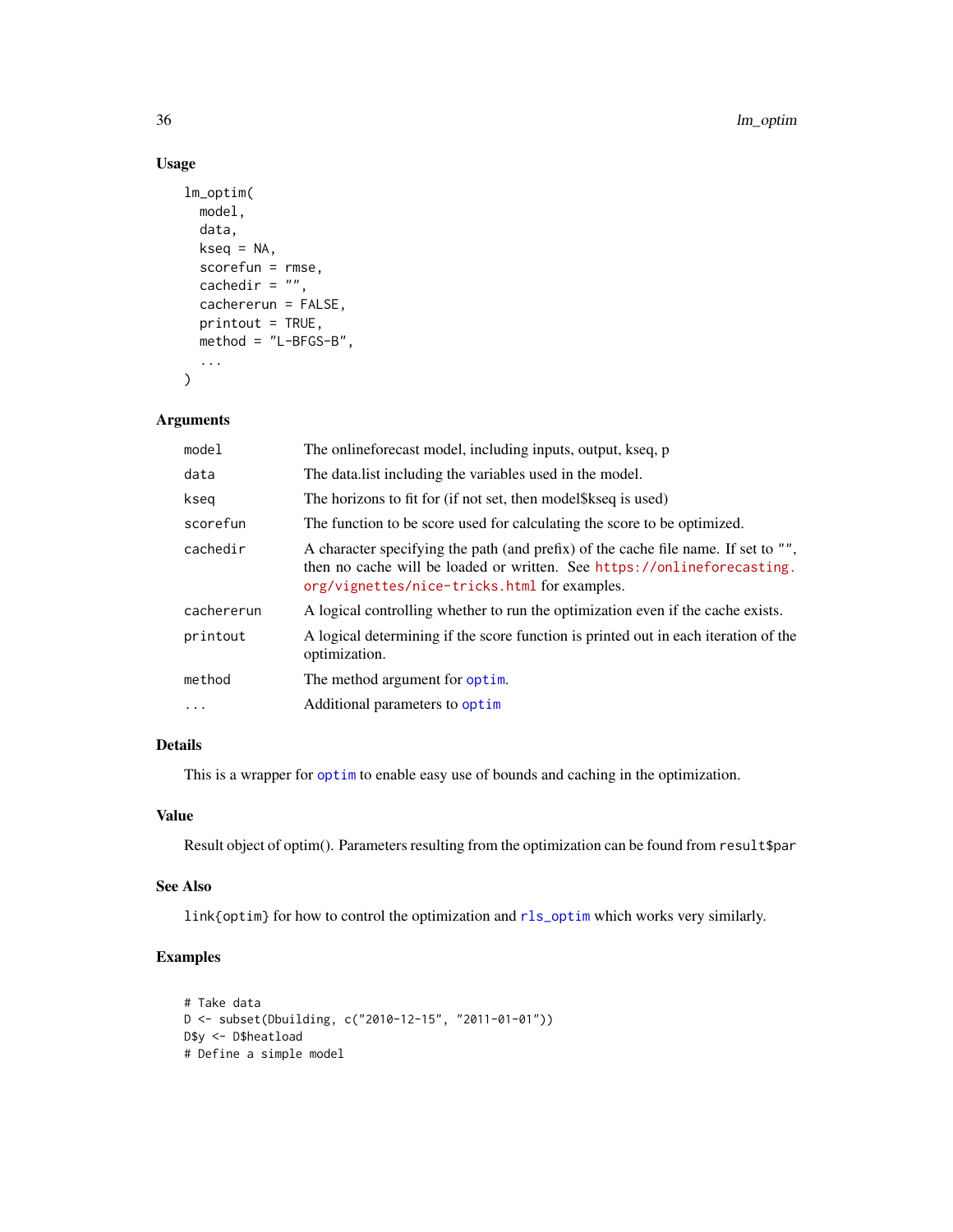## Usage

```
lm_optim(
  model,
  data,
  kseq = NA,
  scorefun = rmse,
  cachedir = "",
  cachererun = FALSE,
  printout = TRUE,
  method = "L-BFGS-B",
  ...
)
```

## Arguments

| | |
|---|---|
| `model` | The onlineforecast model, including inputs, output, kseq, p |
| `data` | The data.list including the variables used in the model. |
| `kseq` | The horizons to fit for (if not set, then model$kseq is used) |
| `scorefun` | The function to be score used for calculating the score to be optimized. |
| `cachedir` | A character specifying the path (and prefix) of the cache file name. If set to "", then no cache will be loaded or written. See https://onlineforecasting.org/vignettes/nice-tricks.html for examples. |
| `cachererun` | A logical controlling whether to run the optimization even if the cache exists. |
| `printout` | A logical determining if the score function is printed out in each iteration of the optimization. |
| `method` | The method argument for `optim`. |
| `...` | Additional parameters to `optim` |

## Details

This is a wrapper for `optim` to enable easy use of bounds and caching in the optimization.

## Value

Result object of optim(). Parameters resulting from the optimization can be found from `result$par`

## See Also

`link{optim}` for how to control the optimization and `rls_optim` which works very similarly.

## Examples

```
# Take data
D <- subset(Dbuilding, c("2010-12-15", "2011-01-01"))
D$y <- D$heatload
# Define a simple model
```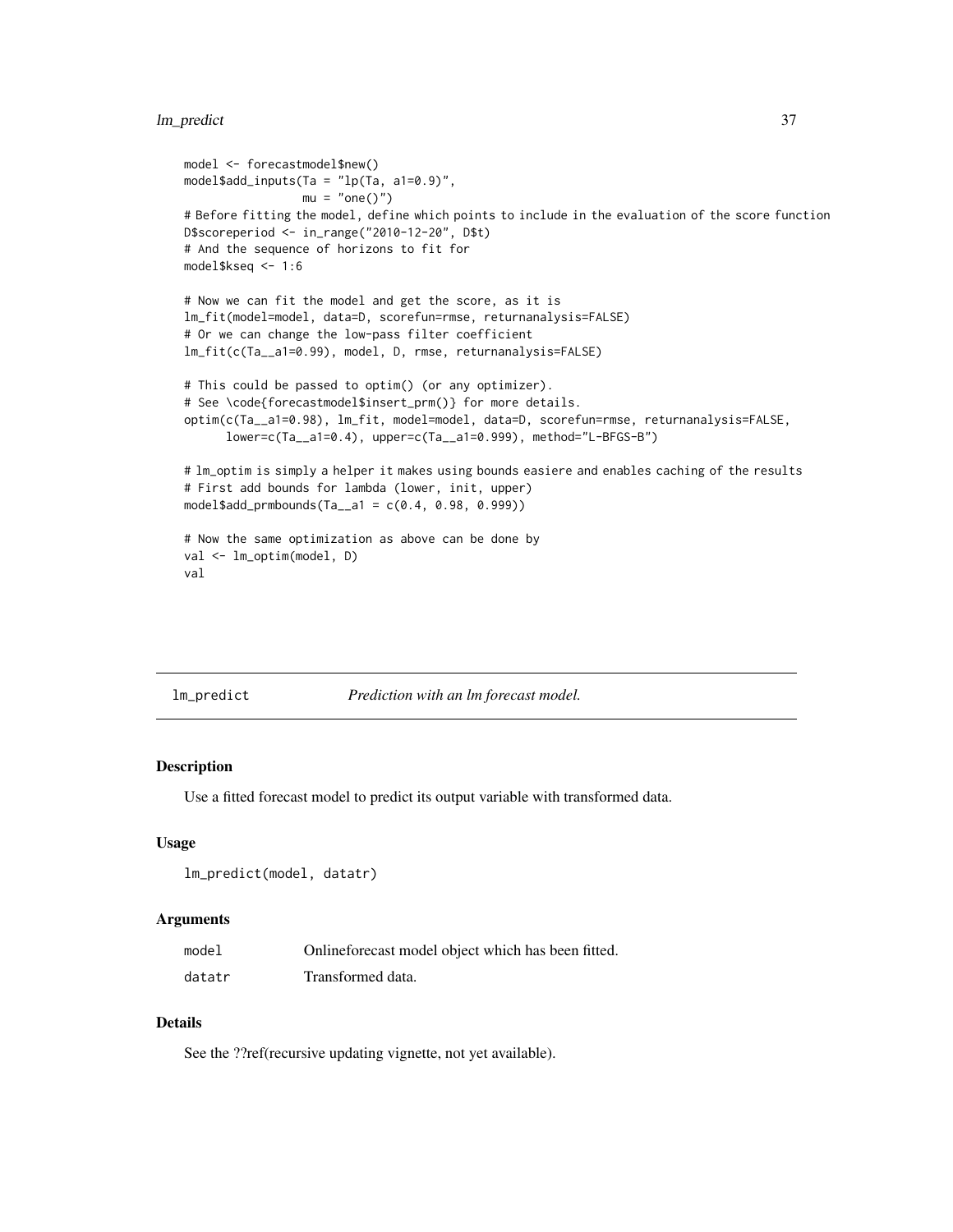```
model <- forecastmodel$new()
model$add_inputs(Ta = "lp(Ta, a1=0.9)",
                 mu = "one()")
# Before fitting the model, define which points to include in the evaluation of the score function
D$scoreperiod <- in_range("2010-12-20", D$t)
# And the sequence of horizons to fit for
model$kseq <- 1:6

# Now we can fit the model and get the score, as it is
lm_fit(model=model, data=D, scorefun=rmse, returnanalysis=FALSE)
# Or we can change the low-pass filter coefficient
lm_fit(c(Ta__a1=0.99), model, D, rmse, returnanalysis=FALSE)

# This could be passed to optim() (or any optimizer).
# See \code{forecastmodel$insert_prm()} for more details.
optim(c(Ta__a1=0.98), lm_fit, model=model, data=D, scorefun=rmse, returnanalysis=FALSE,
      lower=c(Ta__a1=0.4), upper=c(Ta__a1=0.999), method="L-BFGS-B")

# lm_optim is simply a helper it makes using bounds easiere and enables caching of the results
# First add bounds for lambda (lower, init, upper)
model$add_prmbounds(Ta__a1 = c(0.4, 0.98, 0.999))

# Now the same optimization as above can be done by
val <- lm_optim(model, D)
val
```

## lm_predict — *Prediction with an lm forecast model.*

### Description

Use a fitted forecast model to predict its output variable with transformed data.

### Usage

```
lm_predict(model, datatr)
```

### Arguments

| | |
|---|---|
| model | Onlineforecast model object which has been fitted. |
| datatr | Transformed data. |

### Details

See the ??ref(recursive updating vignette, not yet available).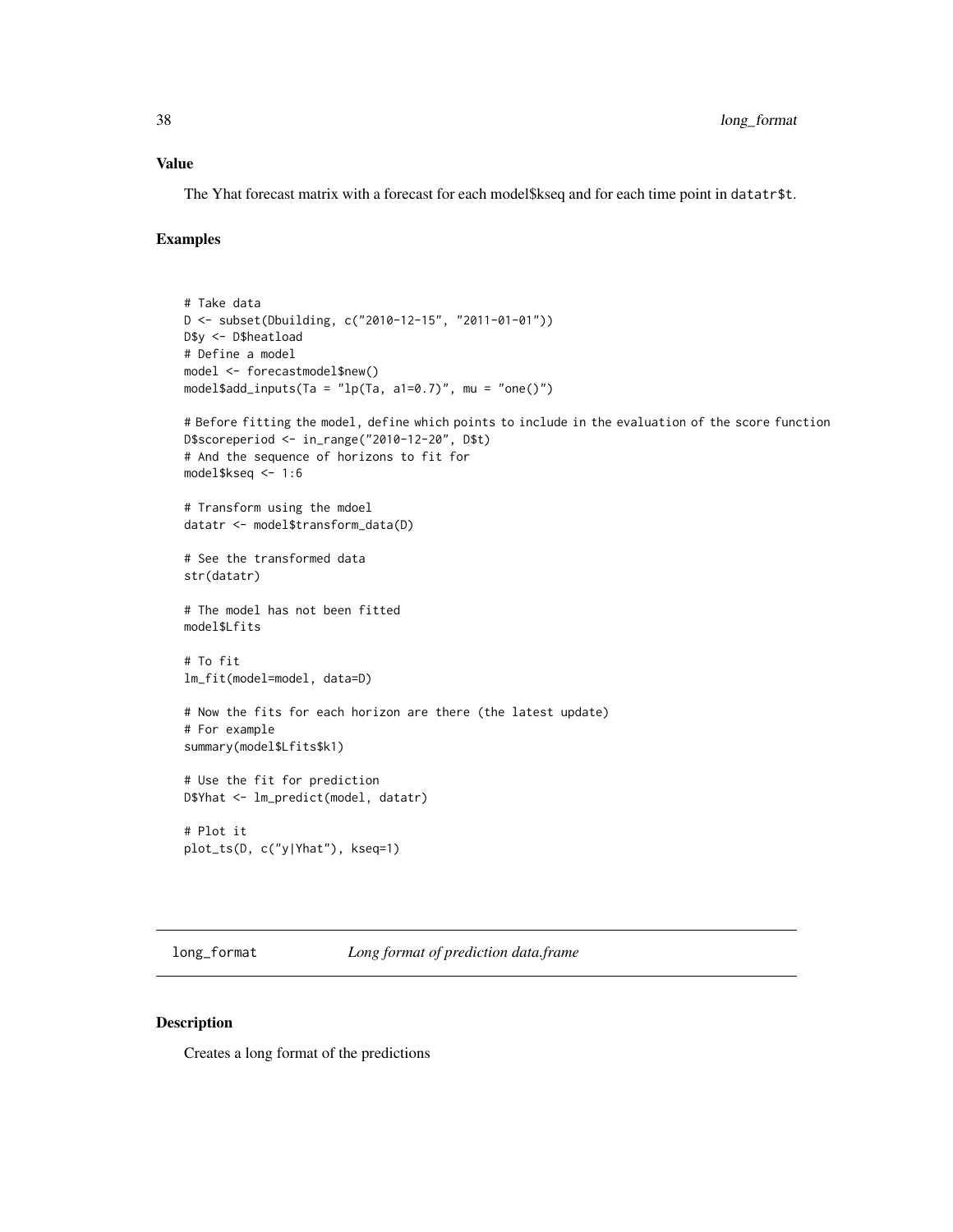### Value

The Yhat forecast matrix with a forecast for each model$kseq and for each time point in `datatr$t`.

### Examples

```
# Take data
D <- subset(Dbuilding, c("2010-12-15", "2011-01-01"))
D$y <- D$heatload
# Define a model
model <- forecastmodel$new()
model$add_inputs(Ta = "lp(Ta, a1=0.7)", mu = "one()")

# Before fitting the model, define which points to include in the evaluation of the score function
D$scoreperiod <- in_range("2010-12-20", D$t)
# And the sequence of horizons to fit for
model$kseq <- 1:6

# Transform using the mdoel
datatr <- model$transform_data(D)

# See the transformed data
str(datatr)

# The model has not been fitted
model$Lfits

# To fit
lm_fit(model=model, data=D)

# Now the fits for each horizon are there (the latest update)
# For example
summary(model$Lfits$k1)

# Use the fit for prediction
D$Yhat <- lm_predict(model, datatr)

# Plot it
plot_ts(D, c("y|Yhat"), kseq=1)
```

---

## long_format *Long format of prediction data.frame*

### Description

Creates a long format of the predictions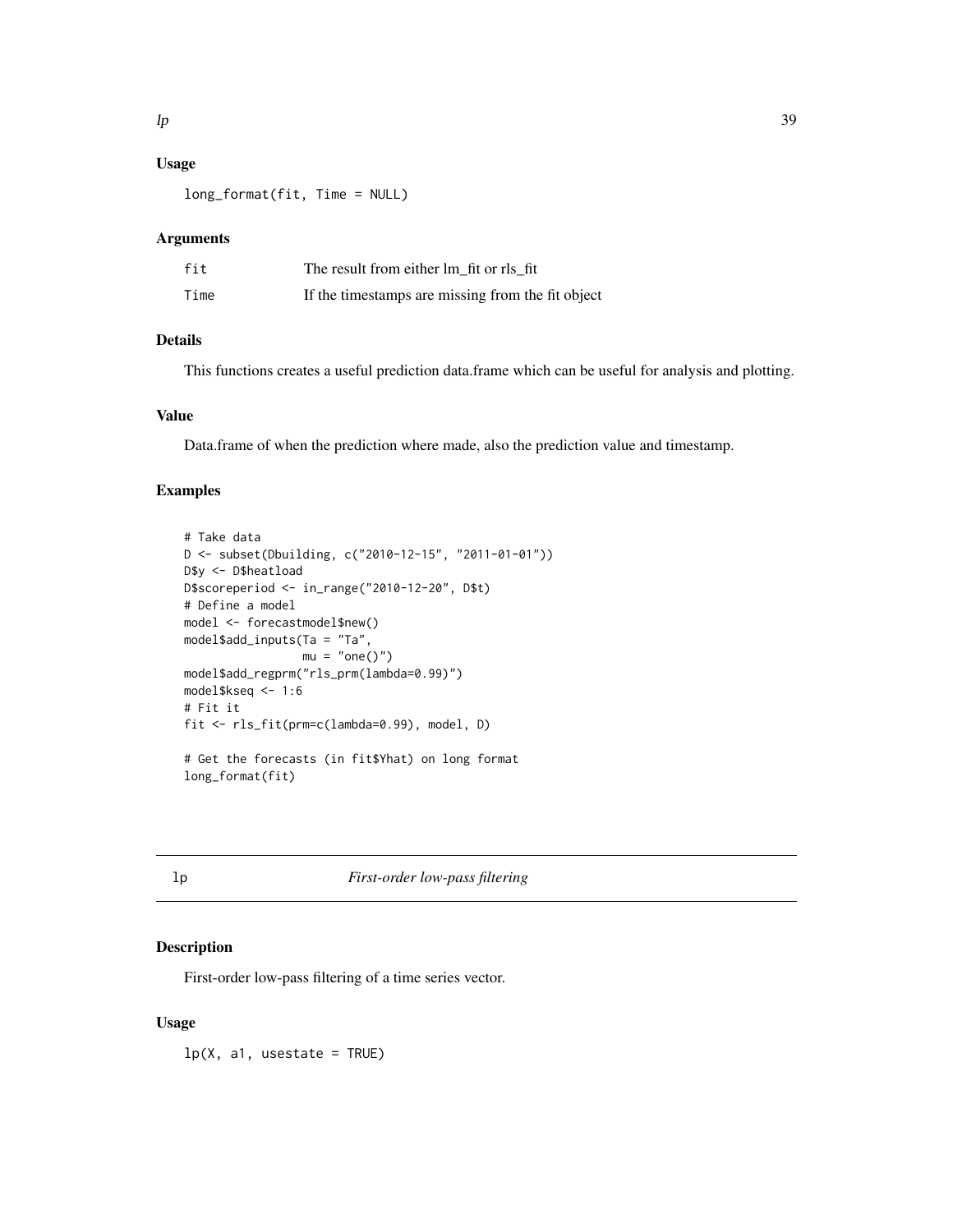### Usage

```
long_format(fit, Time = NULL)
```

### Arguments

| | |
|---|---|
| fit | The result from either lm_fit or rls_fit |
| Time | If the timestamps are missing from the fit object |

### Details

This functions creates a useful prediction data.frame which can be useful for analysis and plotting.

### Value

Data.frame of when the prediction where made, also the prediction value and timestamp.

### Examples

```
# Take data
D <- subset(Dbuilding, c("2010-12-15", "2011-01-01"))
D$y <- D$heatload
D$scoreperiod <- in_range("2010-12-20", D$t)
# Define a model
model <- forecastmodel$new()
model$add_inputs(Ta = "Ta",
                 mu = "one()")
model$add_regprm("rls_prm(lambda=0.99)")
model$kseq <- 1:6
# Fit it
fit <- rls_fit(prm=c(lambda=0.99), model, D)

# Get the forecasts (in fit$Yhat) on long format
long_format(fit)
```

---

## lp — *First-order low-pass filtering*

### Description

First-order low-pass filtering of a time series vector.

### Usage

```
lp(X, a1, usestate = TRUE)
```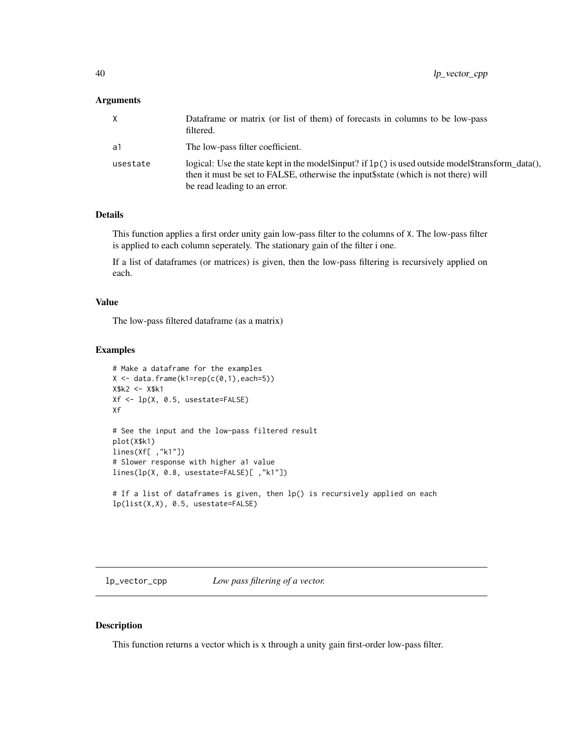### Arguments

| | |
|---|---|
| X | Dataframe or matrix (or list of them) of forecasts in columns to be low-pass filtered. |
| a1 | The low-pass filter coefficient. |
| usestate | logical: Use the state kept in the model$input? if `lp()` is used outside model$transform_data(), then it must be set to FALSE, otherwise the input$state (which is not there) will be read leading to an error. |

### Details

This function applies a first order unity gain low-pass filter to the columns of X. The low-pass filter is applied to each column seperately. The stationary gain of the filter i one.

If a list of dataframes (or matrices) is given, then the low-pass filtering is recursively applied on each.

### Value

The low-pass filtered dataframe (as a matrix)

### Examples

```
# Make a dataframe for the examples
X <- data.frame(k1=rep(c(0,1),each=5))
X$k2 <- X$k1
Xf <- lp(X, 0.5, usestate=FALSE)
Xf

# See the input and the low-pass filtered result
plot(X$k1)
lines(Xf[ ,"k1"])
# Slower response with higher a1 value
lines(lp(X, 0.8, usestate=FALSE)[ ,"k1"])

# If a list of dataframes is given, then lp() is recursively applied on each
lp(list(X,X), 0.5, usestate=FALSE)
```

---

## lp_vector_cpp *Low pass filtering of a vector.*

---

### Description

This function returns a vector which is x through a unity gain first-order low-pass filter.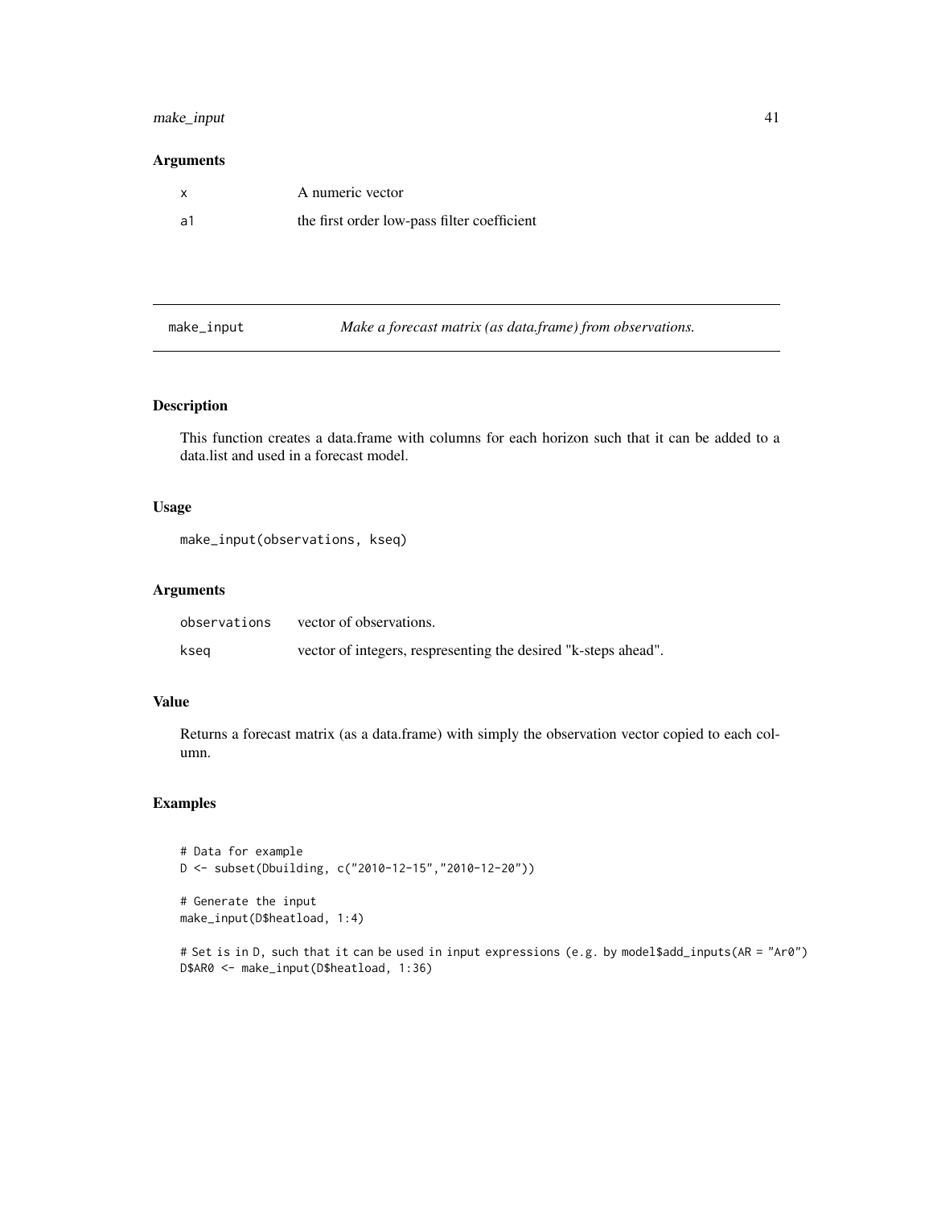## Arguments

| | |
|---|---|
| x | A numeric vector |
| a1 | the first order low-pass filter coefficient |

---

# make_input — *Make a forecast matrix (as data.frame) from observations.*

## Description

This function creates a data.frame with columns for each horizon such that it can be added to a data.list and used in a forecast model.

## Usage

```
make_input(observations, kseq)
```

## Arguments

| | |
|---|---|
| observations | vector of observations. |
| kseq | vector of integers, respresenting the desired "k-steps ahead". |

## Value

Returns a forecast matrix (as a data.frame) with simply the observation vector copied to each column.

## Examples

```
# Data for example
D <- subset(Dbuilding, c("2010-12-15","2010-12-20"))

# Generate the input
make_input(D$heatload, 1:4)

# Set is in D, such that it can be used in input expressions (e.g. by model$add_inputs(AR = "Ar0")
D$AR0 <- make_input(D$heatload, 1:36)
```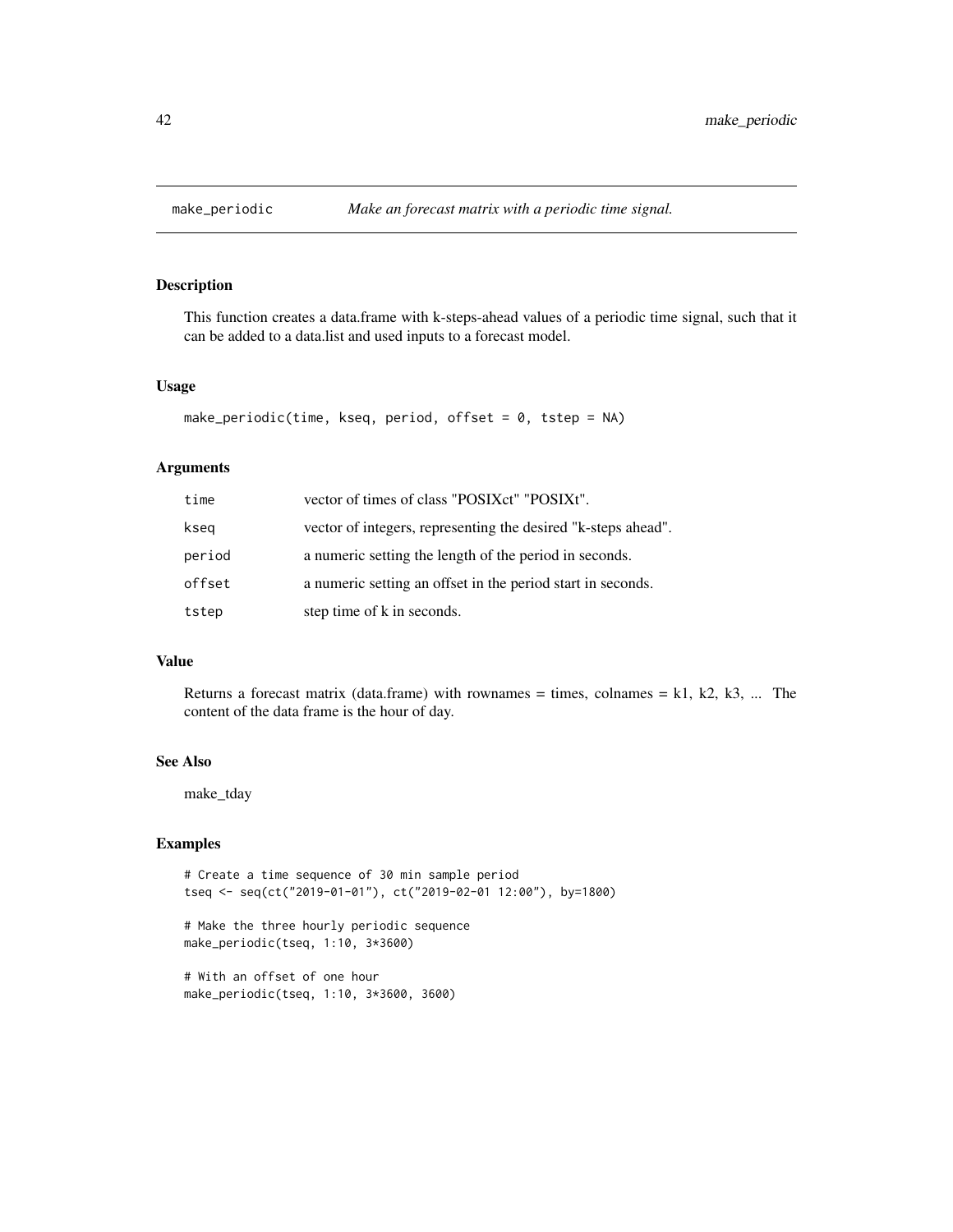# make_periodic — *Make an forecast matrix with a periodic time signal.*

## Description

This function creates a data.frame with k-steps-ahead values of a periodic time signal, such that it can be added to a data.list and used inputs to a forecast model.

## Usage

```
make_periodic(time, kseq, period, offset = 0, tstep = NA)
```

## Arguments

| | |
|---|---|
| time | vector of times of class "POSIXct" "POSIXt". |
| kseq | vector of integers, representing the desired "k-steps ahead". |
| period | a numeric setting the length of the period in seconds. |
| offset | a numeric setting an offset in the period start in seconds. |
| tstep | step time of k in seconds. |

## Value

Returns a forecast matrix (data.frame) with rownames = times, colnames = k1, k2, k3, ... The content of the data frame is the hour of day.

## See Also

make_tday

## Examples

```
# Create a time sequence of 30 min sample period
tseq <- seq(ct("2019-01-01"), ct("2019-02-01 12:00"), by=1800)

# Make the three hourly periodic sequence
make_periodic(tseq, 1:10, 3*3600)

# With an offset of one hour
make_periodic(tseq, 1:10, 3*3600, 3600)
```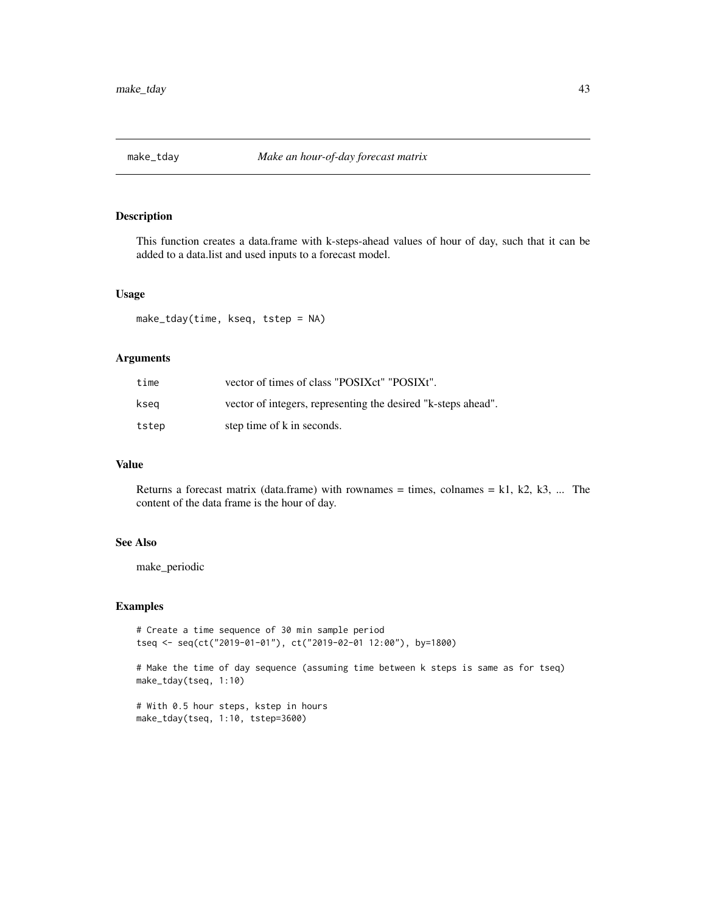## make_tday — *Make an hour-of-day forecast matrix*

### Description

This function creates a data.frame with k-steps-ahead values of hour of day, such that it can be added to a data.list and used inputs to a forecast model.

### Usage

```
make_tday(time, kseq, tstep = NA)
```

### Arguments

| | |
|---|---|
| time | vector of times of class "POSIXct" "POSIXt". |
| kseq | vector of integers, representing the desired "k-steps ahead". |
| tstep | step time of k in seconds. |

### Value

Returns a forecast matrix (data.frame) with rownames = times, colnames = k1, k2, k3, ... The content of the data frame is the hour of day.

### See Also

make_periodic

### Examples

```
# Create a time sequence of 30 min sample period
tseq <- seq(ct("2019-01-01"), ct("2019-02-01 12:00"), by=1800)

# Make the time of day sequence (assuming time between k steps is same as for tseq)
make_tday(tseq, 1:10)

# With 0.5 hour steps, kstep in hours
make_tday(tseq, 1:10, tstep=3600)
```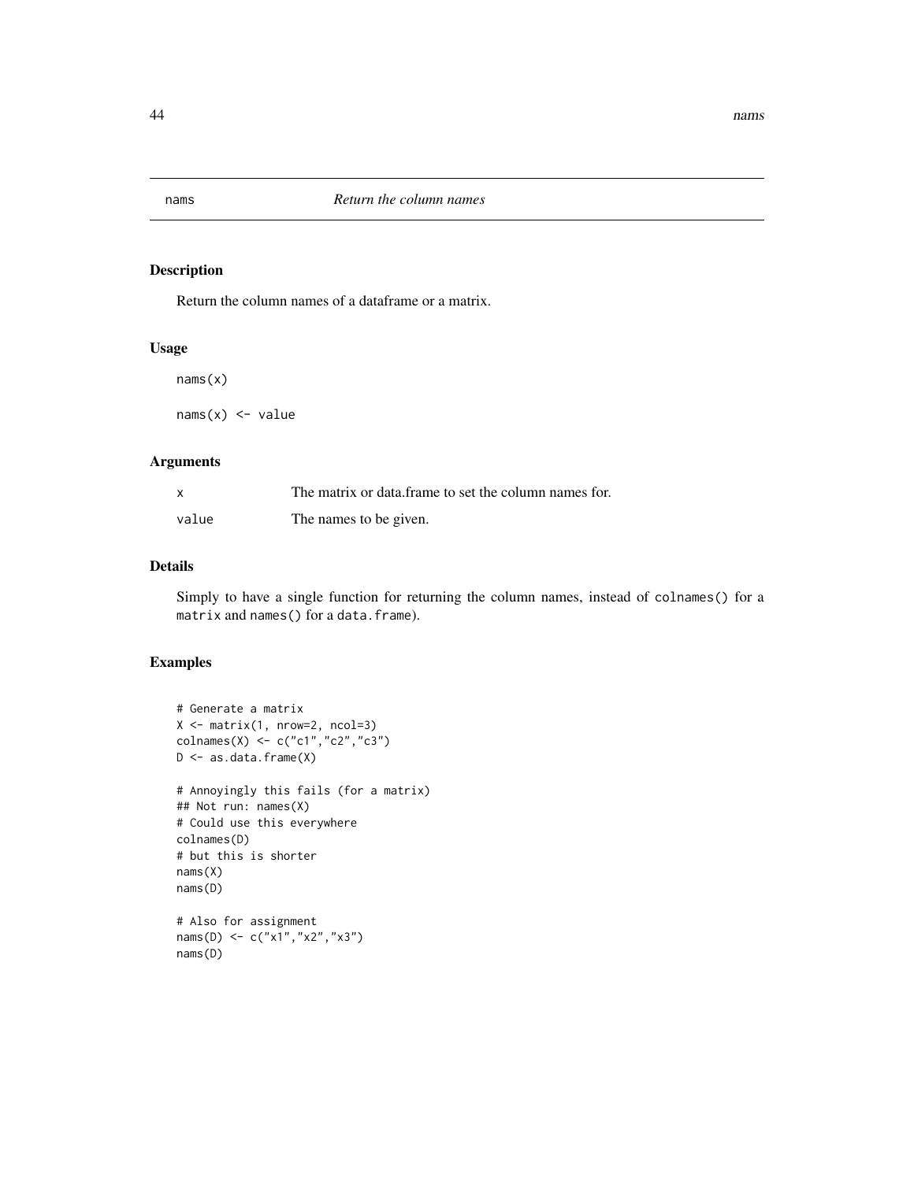# nams — *Return the column names*

## Description

Return the column names of a dataframe or a matrix.

## Usage

```
nams(x)

nams(x) <- value
```

## Arguments

| | |
|---|---|
| `x` | The matrix or data.frame to set the column names for. |
| `value` | The names to be given. |

## Details

Simply to have a single function for returning the column names, instead of `colnames()` for a `matrix` and `names()` for a `data.frame`).

## Examples

```
# Generate a matrix
X <- matrix(1, nrow=2, ncol=3)
colnames(X) <- c("c1","c2","c3")
D <- as.data.frame(X)

# Annoyingly this fails (for a matrix)
## Not run: names(X)
# Could use this everywhere
colnames(D)
# but this is shorter
nams(X)
nams(D)

# Also for assignment
nams(D) <- c("x1","x2","x3")
nams(D)
```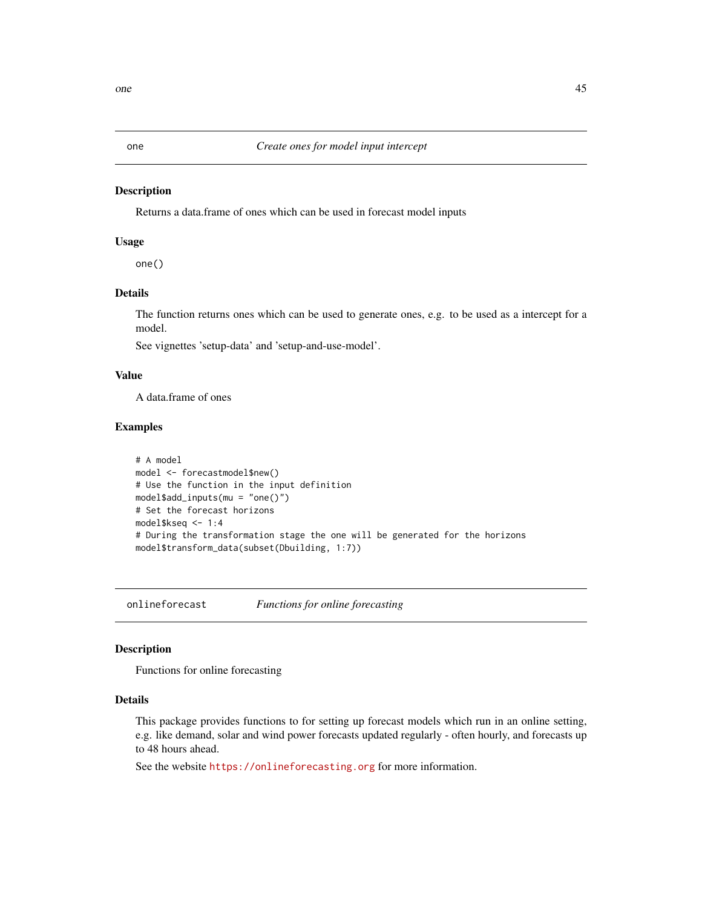## one — *Create ones for model input intercept*

### Description

Returns a data.frame of ones which can be used in forecast model inputs

### Usage

```
one()
```

### Details

The function returns ones which can be used to generate ones, e.g. to be used as a intercept for a model.

See vignettes 'setup-data' and 'setup-and-use-model'.

### Value

A data.frame of ones

### Examples

```
# A model
model <- forecastmodel$new()
# Use the function in the input definition
model$add_inputs(mu = "one()")
# Set the forecast horizons
model$kseq <- 1:4
# During the transformation stage the one will be generated for the horizons
model$transform_data(subset(Dbuilding, 1:7))
```

## onlineforecast — *Functions for online forecasting*

### Description

Functions for online forecasting

### Details

This package provides functions to for setting up forecast models which run in an online setting, e.g. like demand, solar and wind power forecasts updated regularly - often hourly, and forecasts up to 48 hours ahead.

See the website https://onlineforecasting.org for more information.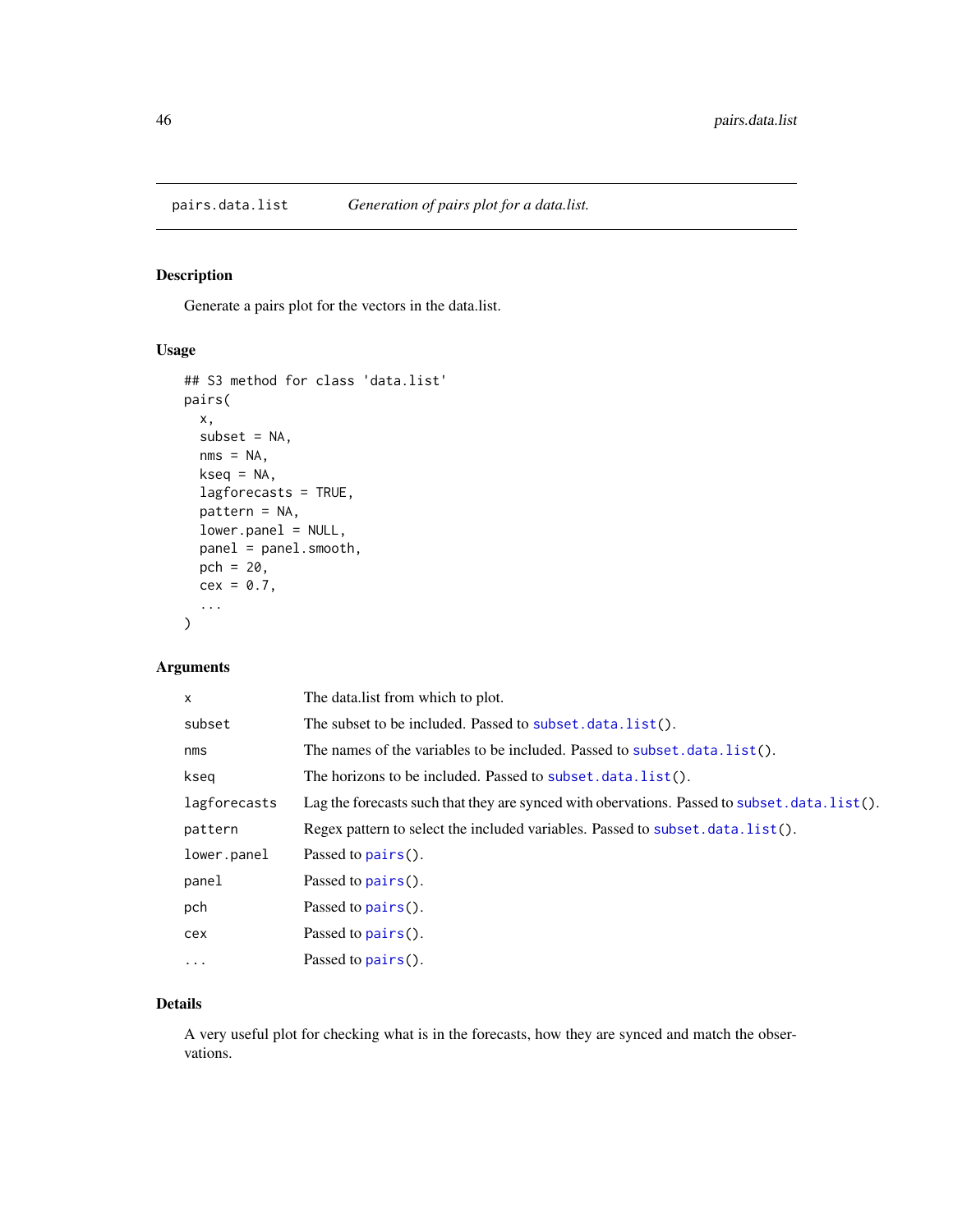## pairs.data.list — *Generation of pairs plot for a data.list.*

### Description

Generate a pairs plot for the vectors in the data.list.

### Usage

```
## S3 method for class 'data.list'
pairs(
  x,
  subset = NA,
  nms = NA,
  kseq = NA,
  lagforecasts = TRUE,
  pattern = NA,
  lower.panel = NULL,
  panel = panel.smooth,
  pch = 20,
  cex = 0.7,
  ...
)
```

### Arguments

| | |
|---|---|
| `x` | The data.list from which to plot. |
| `subset` | The subset to be included. Passed to `subset.data.list()`. |
| `nms` | The names of the variables to be included. Passed to `subset.data.list()`. |
| `kseq` | The horizons to be included. Passed to `subset.data.list()`. |
| `lagforecasts` | Lag the forecasts such that they are synced with obervations. Passed to `subset.data.list()`. |
| `pattern` | Regex pattern to select the included variables. Passed to `subset.data.list()`. |
| `lower.panel` | Passed to `pairs()`. |
| `panel` | Passed to `pairs()`. |
| `pch` | Passed to `pairs()`. |
| `cex` | Passed to `pairs()`. |
| `...` | Passed to `pairs()`. |

### Details

A very useful plot for checking what is in the forecasts, how they are synced and match the observations.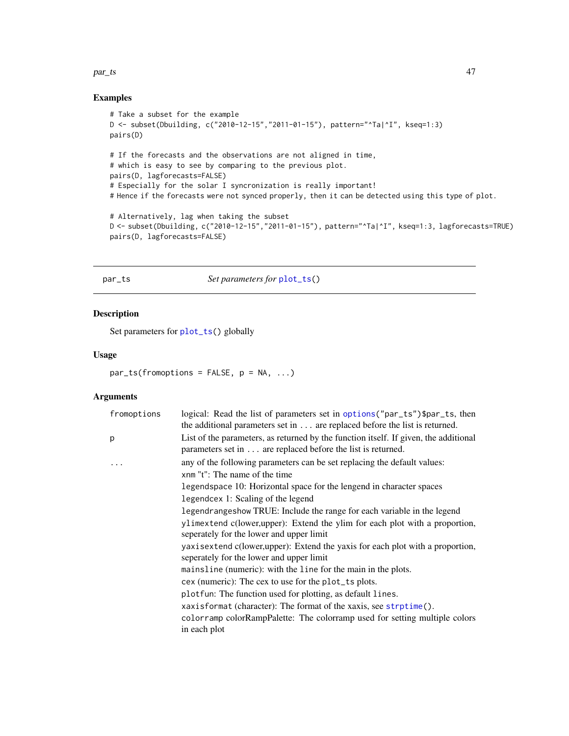## Examples

```
# Take a subset for the example
D <- subset(Dbuilding, c("2010-12-15","2011-01-15"), pattern="^Ta|^I", kseq=1:3)
pairs(D)

# If the forecasts and the observations are not aligned in time,
# which is easy to see by comparing to the previous plot.
pairs(D, lagforecasts=FALSE)
# Especially for the solar I syncronization is really important!
# Hence if the forecasts were not synced properly, then it can be detected using this type of plot.

# Alternatively, lag when taking the subset
D <- subset(Dbuilding, c("2010-12-15","2011-01-15"), pattern="^Ta|^I", kseq=1:3, lagforecasts=TRUE)
pairs(D, lagforecasts=FALSE)
```

---

# par_ts — *Set parameters for* plot_ts()

## Description

Set parameters for plot_ts() globally

## Usage

```
par_ts(fromoptions = FALSE, p = NA, ...)
```

## Arguments

| | |
|---|---|
| fromoptions | logical: Read the list of parameters set in options("par_ts")$par_ts, then the additional parameters set in ... are replaced before the list is returned. |
| p | List of the parameters, as returned by the function itself. If given, the additional parameters set in ... are replaced before the list is returned. |
| ... | any of the following parameters can be set replacing the default values:<br>xnm "t": The name of the time<br>legendspace 10: Horizontal space for the lengend in character spaces<br>legendcex 1: Scaling of the legend<br>legendrangeshow TRUE: Include the range for each variable in the legend<br>ylimextend c(lower,upper): Extend the ylim for each plot with a proportion, seperately for the lower and upper limit<br>yaxisextend c(lower,upper): Extend the yaxis for each plot with a proportion, seperately for the lower and upper limit<br>mainsline (numeric): with the line for the main in the plots.<br>cex (numeric): The cex to use for the plot_ts plots.<br>plotfun: The function used for plotting, as default lines.<br>xaxisformat (character): The format of the xaxis, see strptime().<br>colorramp colorRampPalette: The colorramp used for setting multiple colors in each plot |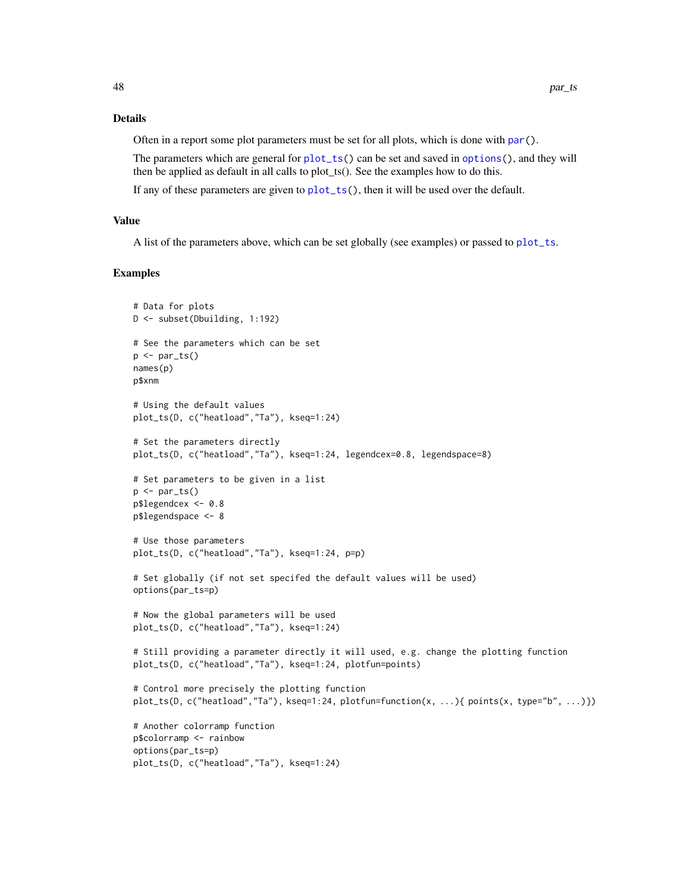### Details

Often in a report some plot parameters must be set for all plots, which is done with par().

The parameters which are general for plot_ts() can be set and saved in options(), and they will then be applied as default in all calls to plot_ts(). See the examples how to do this.

If any of these parameters are given to plot_ts(), then it will be used over the default.

### Value

A list of the parameters above, which can be set globally (see examples) or passed to plot_ts.

### Examples

```
# Data for plots
D <- subset(Dbuilding, 1:192)

# See the parameters which can be set
p <- par_ts()
names(p)
p$xnm

# Using the default values
plot_ts(D, c("heatload","Ta"), kseq=1:24)

# Set the parameters directly
plot_ts(D, c("heatload","Ta"), kseq=1:24, legendcex=0.8, legendspace=8)

# Set parameters to be given in a list
p <- par_ts()
p$legendcex <- 0.8
p$legendspace <- 8

# Use those parameters
plot_ts(D, c("heatload","Ta"), kseq=1:24, p=p)

# Set globally (if not set specifed the default values will be used)
options(par_ts=p)

# Now the global parameters will be used
plot_ts(D, c("heatload","Ta"), kseq=1:24)

# Still providing a parameter directly it will used, e.g. change the plotting function
plot_ts(D, c("heatload","Ta"), kseq=1:24, plotfun=points)

# Control more precisely the plotting function
plot_ts(D, c("heatload","Ta"), kseq=1:24, plotfun=function(x, ...){ points(x, type="b", ...)})

# Another colorramp function
p$colorramp <- rainbow
options(par_ts=p)
plot_ts(D, c("heatload","Ta"), kseq=1:24)
```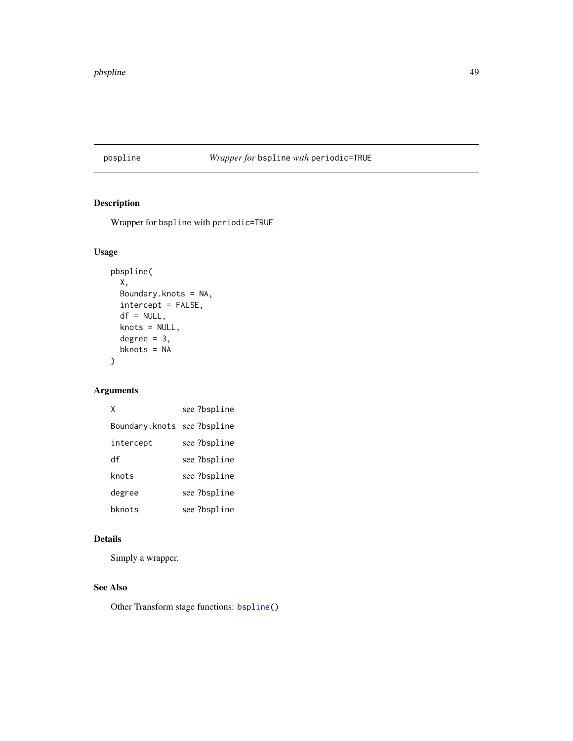## pbspline — *Wrapper for* `bspline` *with* `periodic=TRUE`

### Description

Wrapper for `bspline` with `periodic=TRUE`

### Usage

```
pbspline(
  X,
  Boundary.knots = NA,
  intercept = FALSE,
  df = NULL,
  knots = NULL,
  degree = 3,
  bknots = NA
)
```

### Arguments

| | |
|---|---|
| `X` | see ?bspline |
| `Boundary.knots` | see ?bspline |
| `intercept` | see ?bspline |
| `df` | see ?bspline |
| `knots` | see ?bspline |
| `degree` | see ?bspline |
| `bknots` | see ?bspline |

### Details

Simply a wrapper.

### See Also

Other Transform stage functions: `bspline()`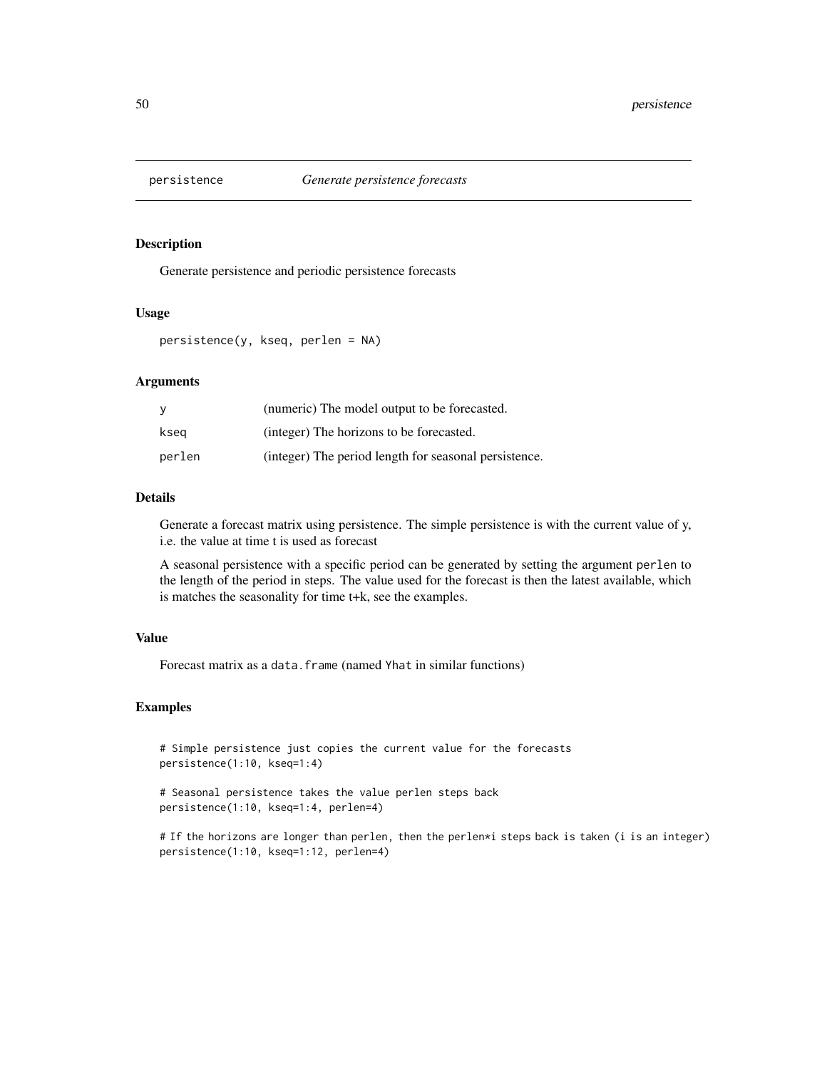# persistence *Generate persistence forecasts*

## Description

Generate persistence and periodic persistence forecasts

## Usage

```
persistence(y, kseq, perlen = NA)
```

## Arguments

| | |
|---|---|
| y | (numeric) The model output to be forecasted. |
| kseq | (integer) The horizons to be forecasted. |
| perlen | (integer) The period length for seasonal persistence. |

## Details

Generate a forecast matrix using persistence. The simple persistence is with the current value of y, i.e. the value at time t is used as forecast

A seasonal persistence with a specific period can be generated by setting the argument `perlen` to the length of the period in steps. The value used for the forecast is then the latest available, which is matches the seasonality for time t+k, see the examples.

## Value

Forecast matrix as a `data.frame` (named `Yhat` in similar functions)

## Examples

```
# Simple persistence just copies the current value for the forecasts
persistence(1:10, kseq=1:4)

# Seasonal persistence takes the value perlen steps back
persistence(1:10, kseq=1:4, perlen=4)

# If the horizons are longer than perlen, then the perlen*i steps back is taken (i is an integer)
persistence(1:10, kseq=1:12, perlen=4)
```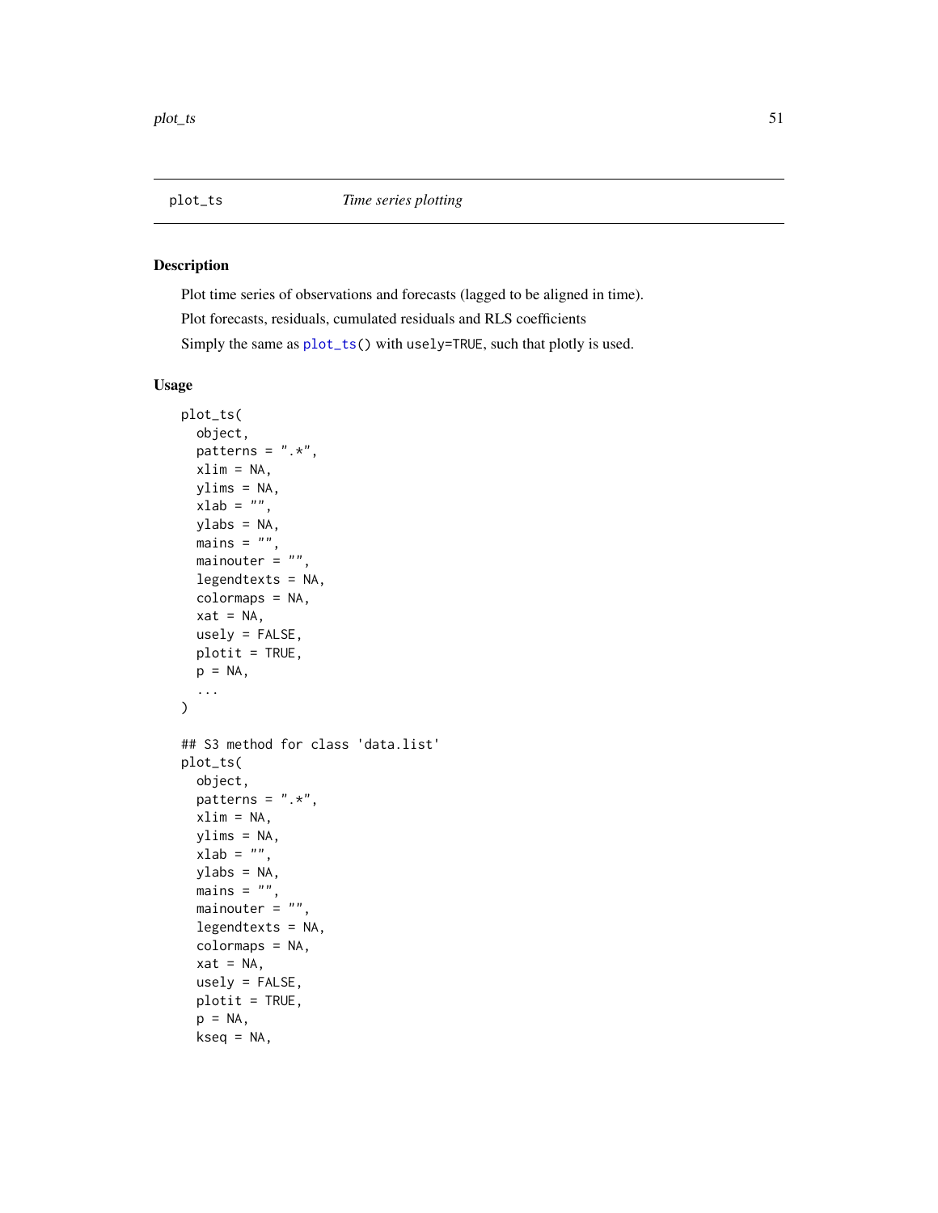plot_ts *Time series plotting*

### Description

Plot time series of observations and forecasts (lagged to be aligned in time).

Plot forecasts, residuals, cumulated residuals and RLS coefficients

Simply the same as plot_ts() with usely=TRUE, such that plotly is used.

### Usage

```
plot_ts(
  object,
  patterns = ".*",
  xlim = NA,
  ylims = NA,
  xlab = "",
  ylabs = NA,
  mains = "",
  mainouter = "",
  legendtexts = NA,
  colormaps = NA,
  xat = NA,
  usely = FALSE,
  plotit = TRUE,
  p = NA,
  ...
)

## S3 method for class 'data.list'
plot_ts(
  object,
  patterns = ".*",
  xlim = NA,
  ylims = NA,
  xlab = "",
  ylabs = NA,
  mains = "",
  mainouter = "",
  legendtexts = NA,
  colormaps = NA,
  xat = NA,
  usely = FALSE,
  plotit = TRUE,
  p = NA,
  kseq = NA,
```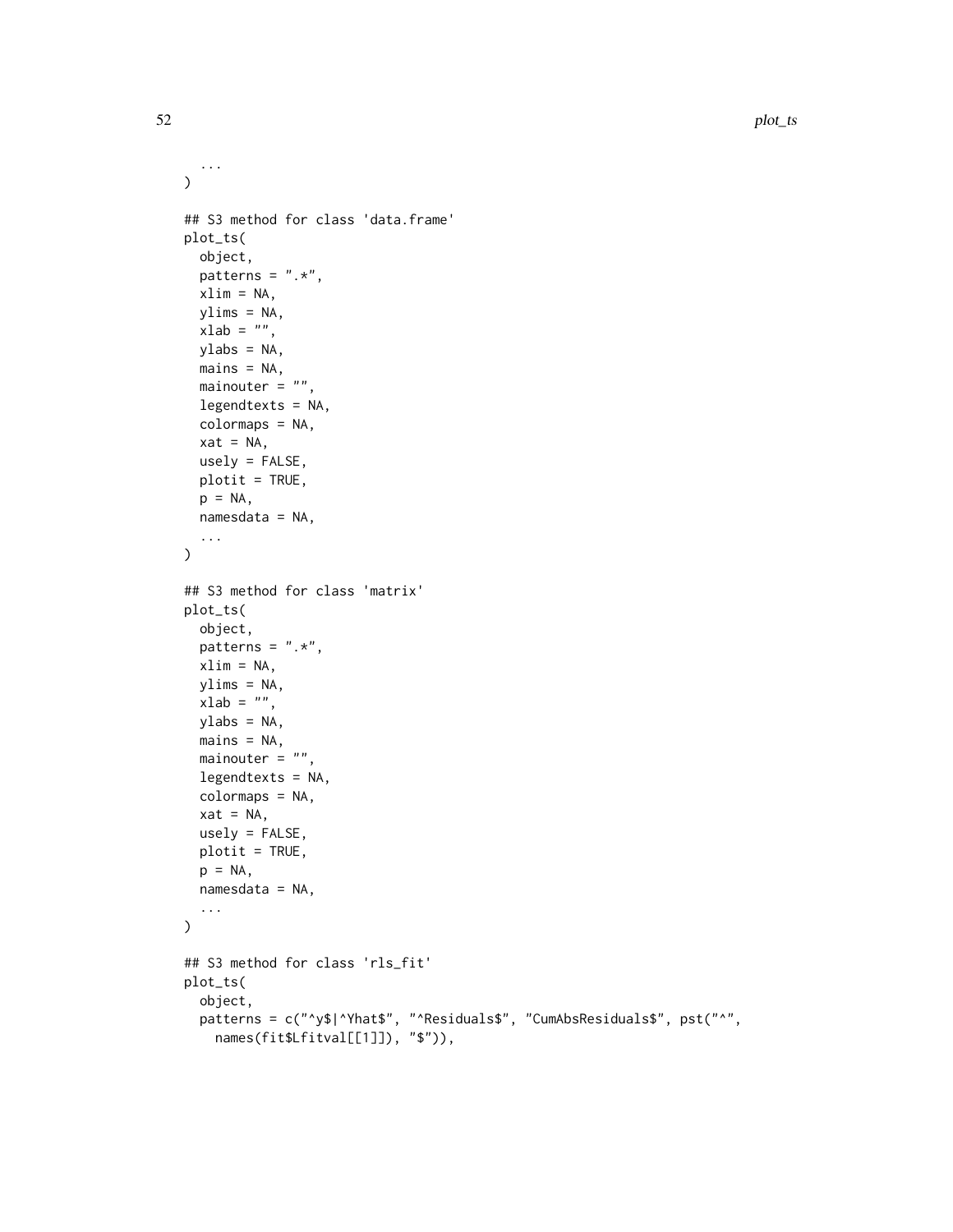```
  ...
)

## S3 method for class 'data.frame'
plot_ts(
  object,
  patterns = ".*",
  xlim = NA,
  ylims = NA,
  xlab = "",
  ylabs = NA,
  mains = NA,
  mainouter = "",
  legendtexts = NA,
  colormaps = NA,
  xat = NA,
  usely = FALSE,
  plotit = TRUE,
  p = NA,
  namesdata = NA,
  ...
)

## S3 method for class 'matrix'
plot_ts(
  object,
  patterns = ".*",
  xlim = NA,
  ylims = NA,
  xlab = "",
  ylabs = NA,
  mains = NA,
  mainouter = "",
  legendtexts = NA,
  colormaps = NA,
  xat = NA,
  usely = FALSE,
  plotit = TRUE,
  p = NA,
  namesdata = NA,
  ...
)

## S3 method for class 'rls_fit'
plot_ts(
  object,
  patterns = c("^y$|^Yhat$", "^Residuals$", "CumAbsResiduals$", pst("^",
    names(fit$Lfitval[[1]]), "$")),
```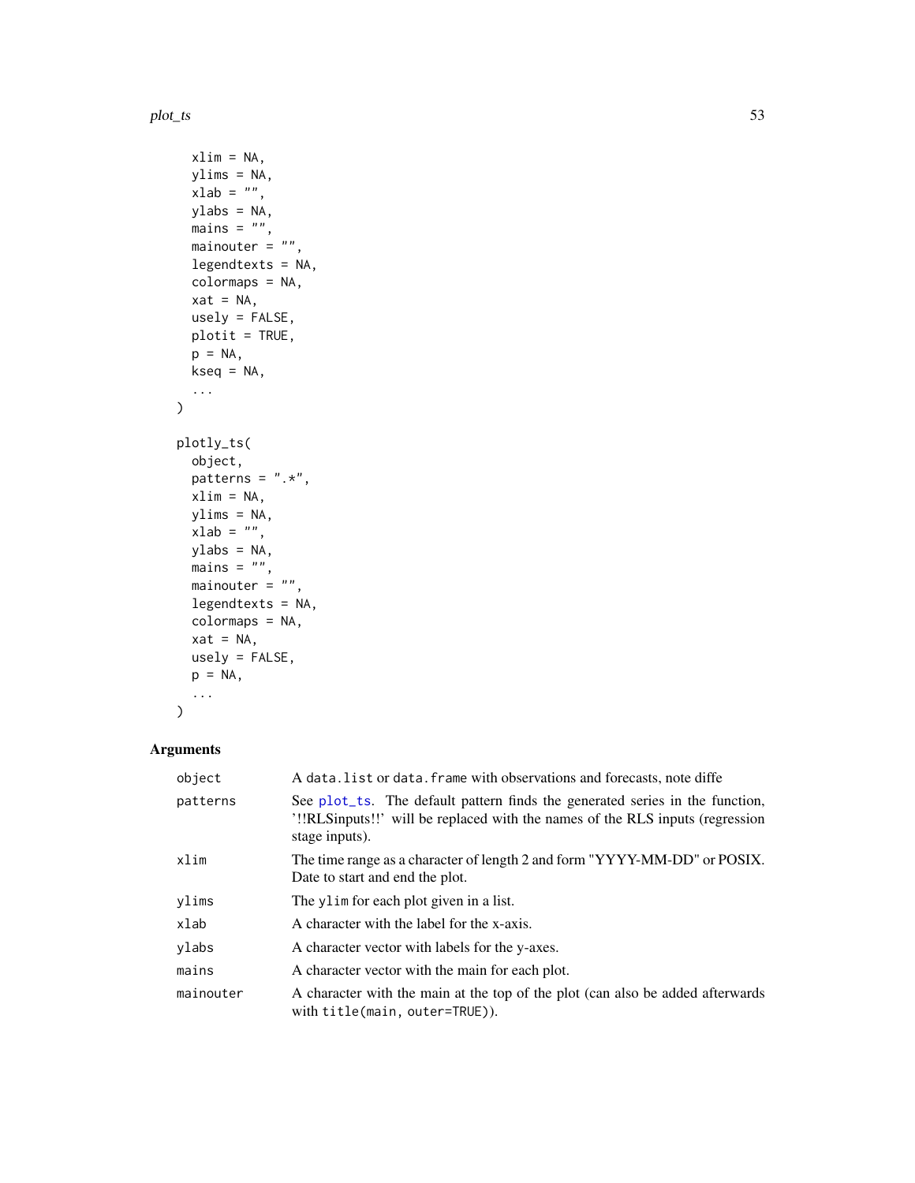```
  xlim = NA,
  ylims = NA,
  xlab = "",
  ylabs = NA,
  mains = "",
  mainouter = "",
  legendtexts = NA,
  colormaps = NA,
  xat = NA,
  usely = FALSE,
  plotit = TRUE,
  p = NA,
  kseq = NA,
  ...
)

plotly_ts(
  object,
  patterns = ".*",
  xlim = NA,
  ylims = NA,
  xlab = "",
  ylabs = NA,
  mains = "",
  mainouter = "",
  legendtexts = NA,
  colormaps = NA,
  xat = NA,
  usely = FALSE,
  p = NA,
  ...
)
```

## Arguments

| | |
|---|---|
| object | A `data.list` or `data.frame` with observations and forecasts, note diffe |
| patterns | See `plot_ts`. The default pattern finds the generated series in the function, '!!RLSinputs!!' will be replaced with the names of the RLS inputs (regression stage inputs). |
| xlim | The time range as a character of length 2 and form "YYYY-MM-DD" or POSIX. Date to start and end the plot. |
| ylims | The `ylim` for each plot given in a list. |
| xlab | A character with the label for the x-axis. |
| ylabs | A character vector with labels for the y-axes. |
| mains | A character vector with the main for each plot. |
| mainouter | A character with the main at the top of the plot (can also be added afterwards with `title(main, outer=TRUE)`). |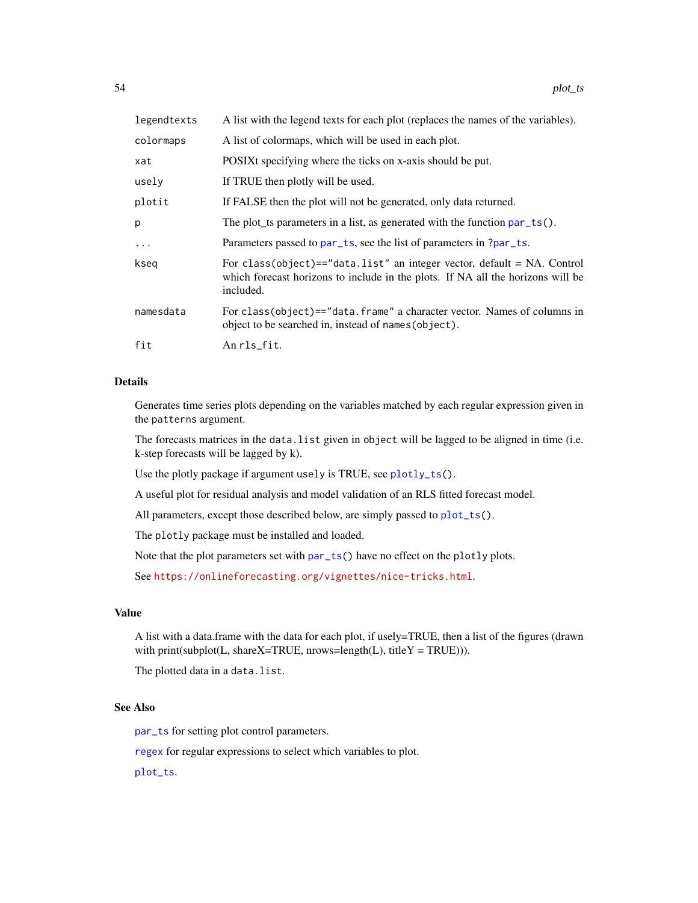| | |
|---|---|
| legendtexts | A list with the legend texts for each plot (replaces the names of the variables). |
| colormaps | A list of colormaps, which will be used in each plot. |
| xat | POSIXt specifying where the ticks on x-axis should be put. |
| usely | If TRUE then plotly will be used. |
| plotit | If FALSE then the plot will not be generated, only data returned. |
| p | The plot_ts parameters in a list, as generated with the function `par_ts()`. |
| ... | Parameters passed to `par_ts`, see the list of parameters in `?par_ts`. |
| kseq | For `class(object)=="data.list"` an integer vector, default = NA. Control which forecast horizons to include in the plots. If NA all the horizons will be included. |
| namesdata | For `class(object)=="data.frame"` a character vector. Names of columns in object to be searched in, instead of `names(object)`. |
| fit | An `rls_fit`. |

## Details

Generates time series plots depending on the variables matched by each regular expression given in the `patterns` argument.

The forecasts matrices in the `data.list` given in `object` will be lagged to be aligned in time (i.e. k-step forecasts will be lagged by k).

Use the plotly package if argument `usely` is TRUE, see `plotly_ts()`.

A useful plot for residual analysis and model validation of an RLS fitted forecast model.

All parameters, except those described below, are simply passed to `plot_ts()`.

The `plotly` package must be installed and loaded.

Note that the plot parameters set with `par_ts()` have no effect on the `plotly` plots.

See https://onlineforecasting.org/vignettes/nice-tricks.html.

## Value

A list with a data.frame with the data for each plot, if usely=TRUE, then a list of the figures (drawn with print(subplot(L, shareX=TRUE, nrows=length(L), titleY = TRUE))).

The plotted data in a `data.list`.

## See Also

`par_ts` for setting plot control parameters.

`regex` for regular expressions to select which variables to plot.

`plot_ts`.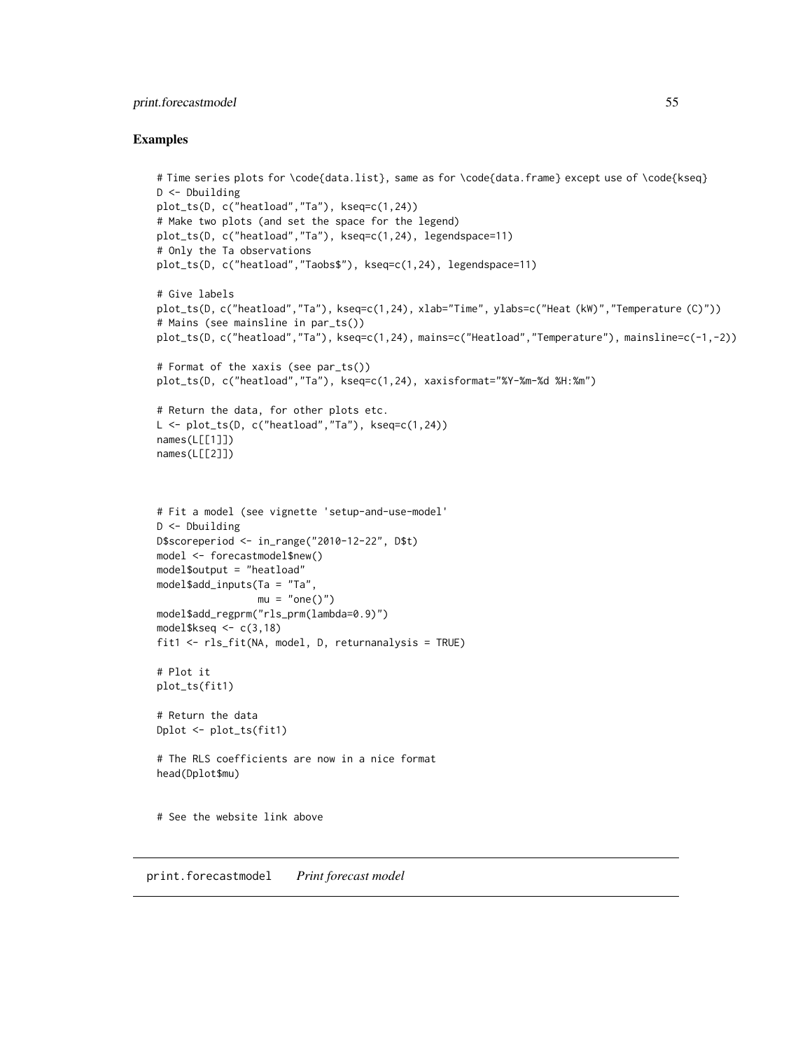## Examples

```
# Time series plots for \code{data.list}, same as for \code{data.frame} except use of \code{kseq}
D <- Dbuilding
plot_ts(D, c("heatload","Ta"), kseq=c(1,24))
# Make two plots (and set the space for the legend)
plot_ts(D, c("heatload","Ta"), kseq=c(1,24), legendspace=11)
# Only the Ta observations
plot_ts(D, c("heatload","Taobs$"), kseq=c(1,24), legendspace=11)

# Give labels
plot_ts(D, c("heatload","Ta"), kseq=c(1,24), xlab="Time", ylabs=c("Heat (kW)","Temperature (C)"))
# Mains (see mainsline in par_ts())
plot_ts(D, c("heatload","Ta"), kseq=c(1,24), mains=c("Heatload","Temperature"), mainsline=c(-1,-2))

# Format of the xaxis (see par_ts())
plot_ts(D, c("heatload","Ta"), kseq=c(1,24), xaxisformat="%Y-%m-%d %H:%m")

# Return the data, for other plots etc.
L <- plot_ts(D, c("heatload","Ta"), kseq=c(1,24))
names(L[[1]])
names(L[[2]])



# Fit a model (see vignette 'setup-and-use-model'
D <- Dbuilding
D$scoreperiod <- in_range("2010-12-22", D$t)
model <- forecastmodel$new()
model$output = "heatload"
model$add_inputs(Ta = "Ta",
                 mu = "one()")
model$add_regprm("rls_prm(lambda=0.9)")
model$kseq <- c(3,18)
fit1 <- rls_fit(NA, model, D, returnanalysis = TRUE)

# Plot it
plot_ts(fit1)

# Return the data
Dplot <- plot_ts(fit1)

# The RLS coefficients are now in a nice format
head(Dplot$mu)


# See the website link above
```

---

print.forecastmodel    *Print forecast model*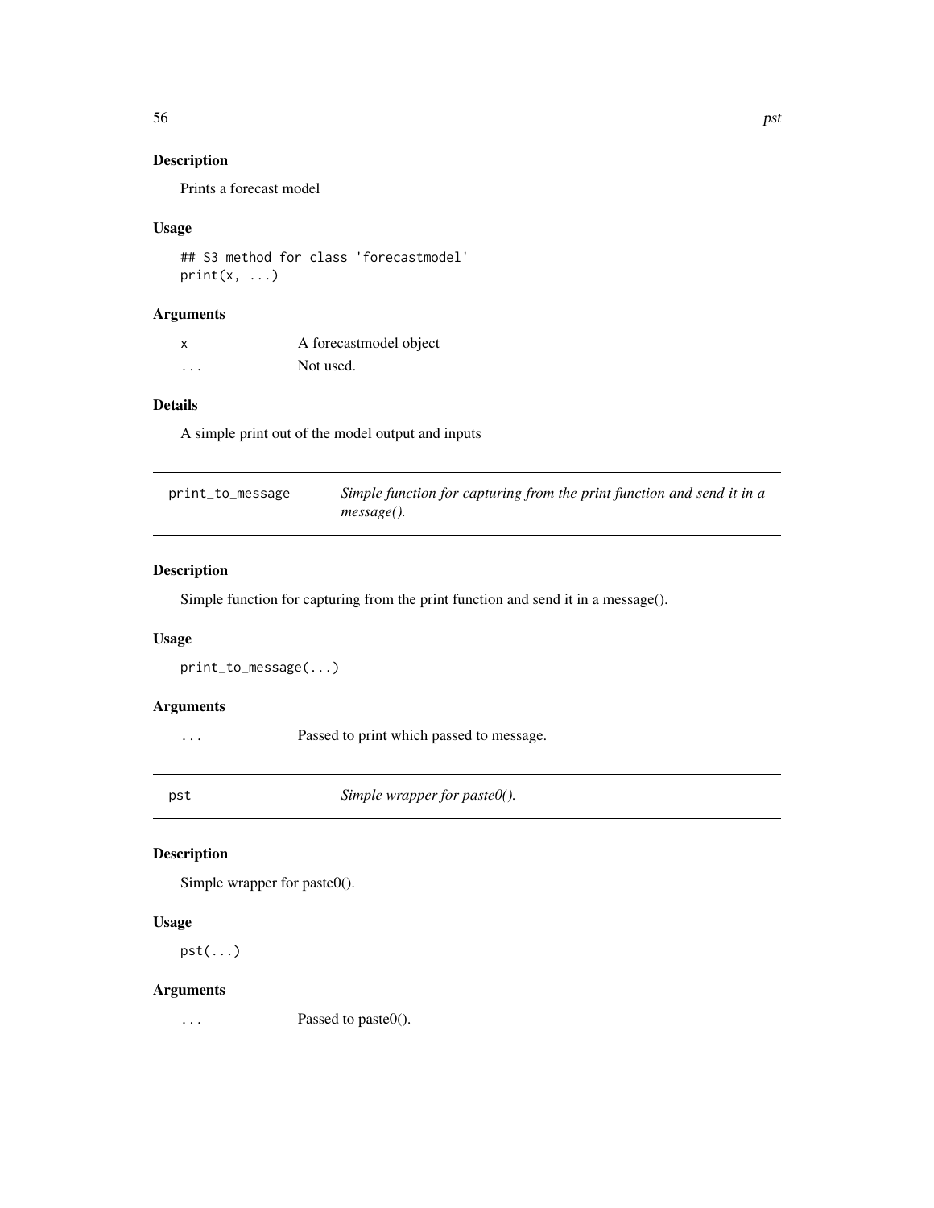## Description

Prints a forecast model

## Usage

```
## S3 method for class 'forecastmodel'
print(x, ...)
```

## Arguments

| | |
|---|---|
| x | A forecastmodel object |
| ... | Not used. |

## Details

A simple print out of the model output and inputs

---

# print_to_message — *Simple function for capturing from the print function and send it in a message().*

## Description

Simple function for capturing from the print function and send it in a message().

## Usage

```
print_to_message(...)
```

## Arguments

| | |
|---|---|
| ... | Passed to print which passed to message. |

---

# pst — *Simple wrapper for paste0().*

## Description

Simple wrapper for paste0().

## Usage

```
pst(...)
```

## Arguments

| | |
|---|---|
| ... | Passed to paste0(). |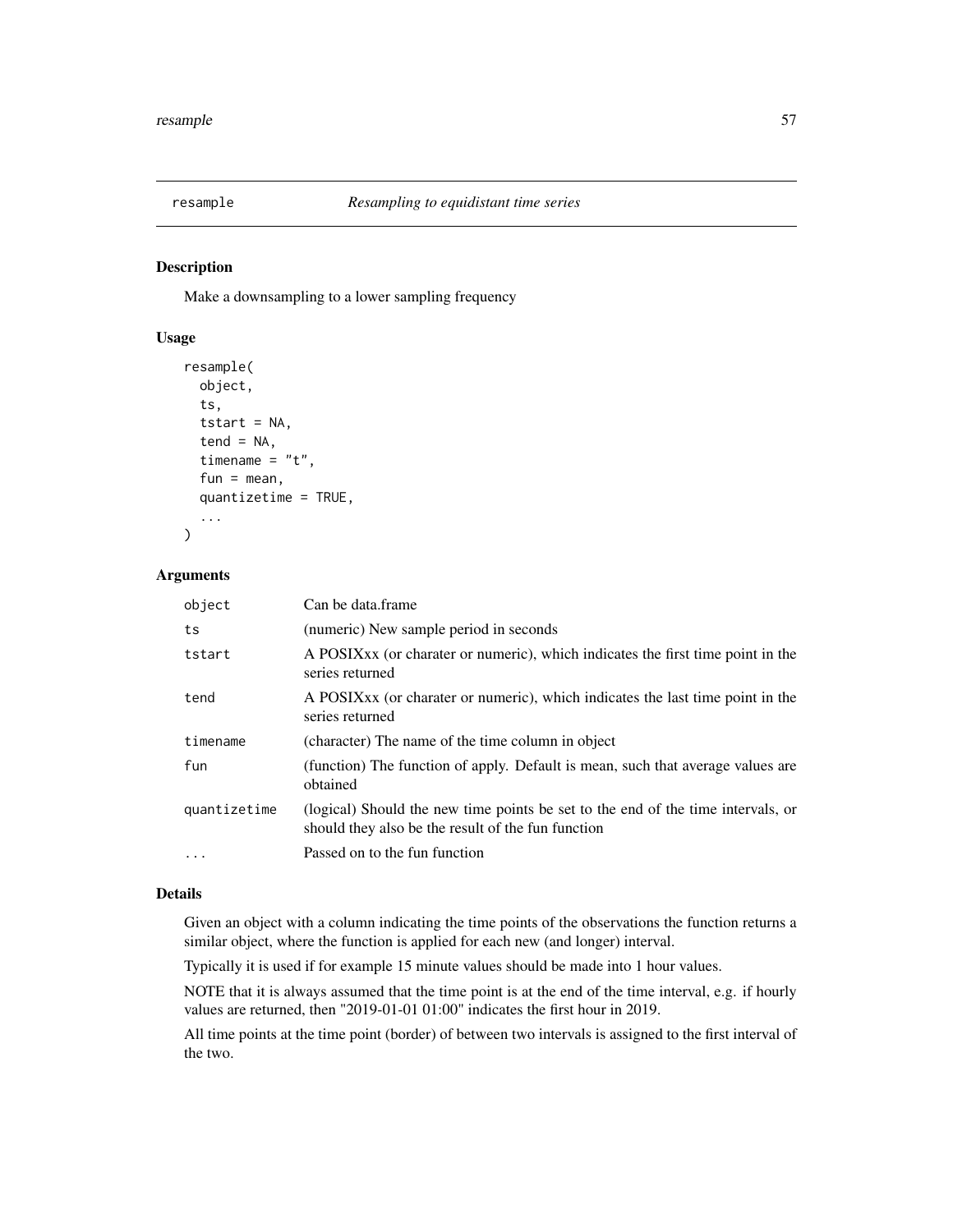# resample — *Resampling to equidistant time series*

## Description

Make a downsampling to a lower sampling frequency

## Usage

```
resample(
  object,
  ts,
  tstart = NA,
  tend = NA,
  timename = "t",
  fun = mean,
  quantizetime = TRUE,
  ...
)
```

## Arguments

| | |
|---|---|
| `object` | Can be data.frame |
| `ts` | (numeric) New sample period in seconds |
| `tstart` | A POSIXxx (or charater or numeric), which indicates the first time point in the series returned |
| `tend` | A POSIXxx (or charater or numeric), which indicates the last time point in the series returned |
| `timename` | (character) The name of the time column in object |
| `fun` | (function) The function of apply. Default is mean, such that average values are obtained |
| `quantizetime` | (logical) Should the new time points be set to the end of the time intervals, or should they also be the result of the fun function |
| `...` | Passed on to the fun function |

## Details

Given an object with a column indicating the time points of the observations the function returns a similar object, where the function is applied for each new (and longer) interval.

Typically it is used if for example 15 minute values should be made into 1 hour values.

NOTE that it is always assumed that the time point is at the end of the time interval, e.g. if hourly values are returned, then "2019-01-01 01:00" indicates the first hour in 2019.

All time points at the time point (border) of between two intervals is assigned to the first interval of the two.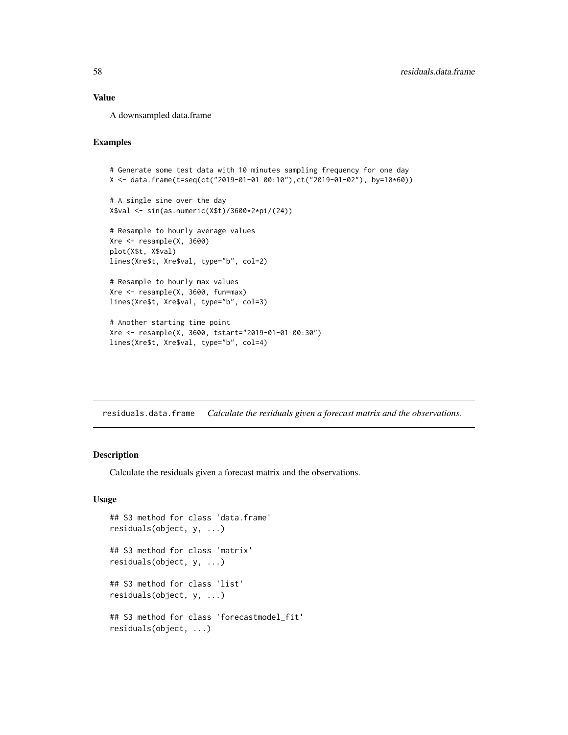### Value

A downsampled data.frame

### Examples

```
# Generate some test data with 10 minutes sampling frequency for one day
X <- data.frame(t=seq(ct("2019-01-01 00:10"),ct("2019-01-02"), by=10*60))

# A single sine over the day
X$val <- sin(as.numeric(X$t)/3600*2*pi/(24))

# Resample to hourly average values
Xre <- resample(X, 3600)
plot(X$t, X$val)
lines(Xre$t, Xre$val, type="b", col=2)

# Resample to hourly max values
Xre <- resample(X, 3600, fun=max)
lines(Xre$t, Xre$val, type="b", col=3)

# Another starting time point
Xre <- resample(X, 3600, tstart="2019-01-01 00:30")
lines(Xre$t, Xre$val, type="b", col=4)
```

---

## residuals.data.frame *Calculate the residuals given a forecast matrix and the observations.*

### Description

Calculate the residuals given a forecast matrix and the observations.

### Usage

```
## S3 method for class 'data.frame'
residuals(object, y, ...)

## S3 method for class 'matrix'
residuals(object, y, ...)

## S3 method for class 'list'
residuals(object, y, ...)

## S3 method for class 'forecastmodel_fit'
residuals(object, ...)
```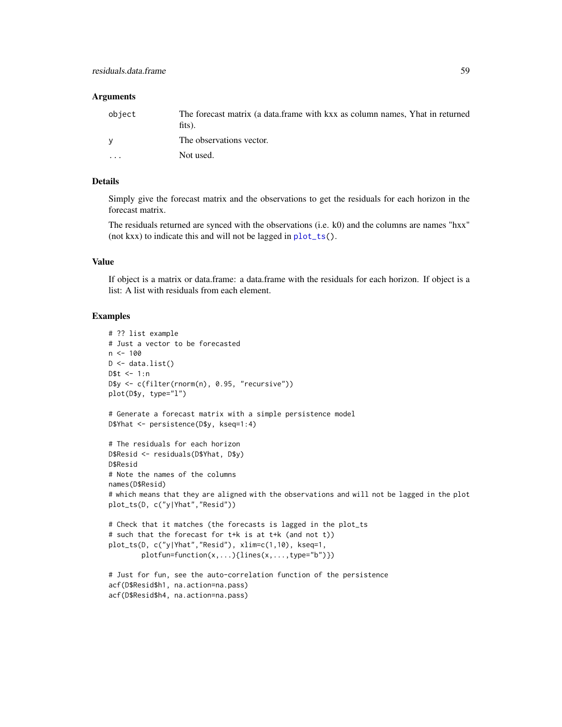## Arguments

| | |
|---|---|
| object | The forecast matrix (a data.frame with kxx as column names, Yhat in returned fits). |
| y | The observations vector. |
| ... | Not used. |

## Details

Simply give the forecast matrix and the observations to get the residuals for each horizon in the forecast matrix.

The residuals returned are synced with the observations (i.e. k0) and the columns are names "hxx" (not kxx) to indicate this and will not be lagged in plot_ts().

## Value

If object is a matrix or data.frame: a data.frame with the residuals for each horizon. If object is a list: A list with residuals from each element.

## Examples

```
# ?? list example
# Just a vector to be forecasted
n <- 100
D <- data.list()
D$t <- 1:n
D$y <- c(filter(rnorm(n), 0.95, "recursive"))
plot(D$y, type="l")

# Generate a forecast matrix with a simple persistence model
D$Yhat <- persistence(D$y, kseq=1:4)

# The residuals for each horizon
D$Resid <- residuals(D$Yhat, D$y)
D$Resid
# Note the names of the columns
names(D$Resid)
# which means that they are aligned with the observations and will not be lagged in the plot
plot_ts(D, c("y|Yhat","Resid"))

# Check that it matches (the forecasts is lagged in the plot_ts
# such that the forecast for t+k is at t+k (and not t))
plot_ts(D, c("y|Yhat","Resid"), xlim=c(1,10), kseq=1,
        plotfun=function(x,...){lines(x,...,type="b")})

# Just for fun, see the auto-correlation function of the persistence
acf(D$Resid$h1, na.action=na.pass)
acf(D$Resid$h4, na.action=na.pass)
```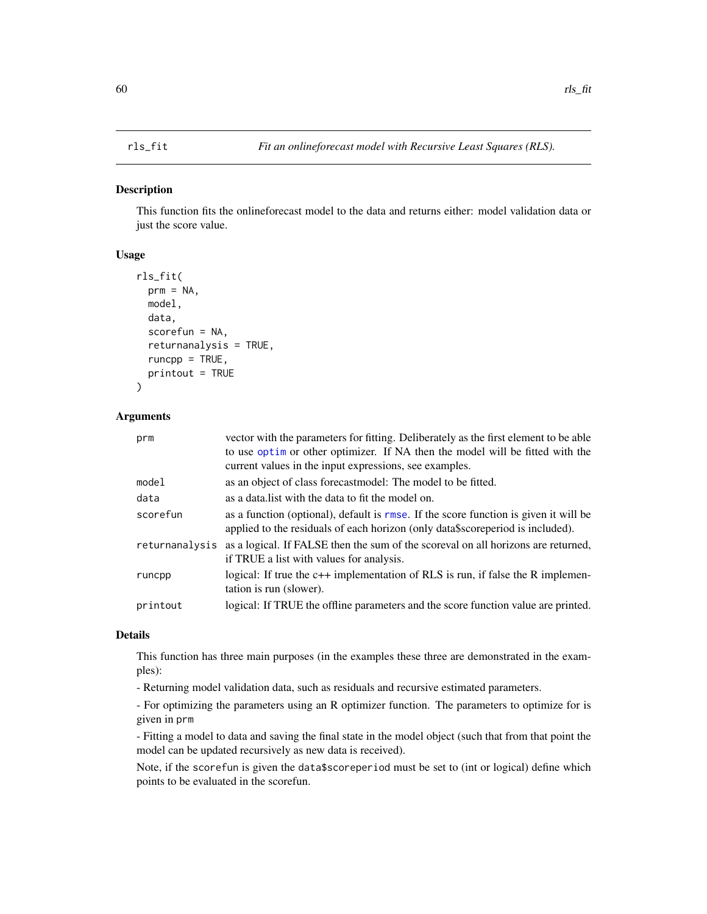## rls_fit — *Fit an onlineforecast model with Recursive Least Squares (RLS).*

### Description

This function fits the onlineforecast model to the data and returns either: model validation data or just the score value.

### Usage

```
rls_fit(
  prm = NA,
  model,
  data,
  scorefun = NA,
  returnanalysis = TRUE,
  runcpp = TRUE,
  printout = TRUE
)
```

### Arguments

| Argument | Description |
|---|---|
| `prm` | vector with the parameters for fitting. Deliberately as the first element to be able to use `optim` or other optimizer. If NA then the model will be fitted with the current values in the input expressions, see examples. |
| `model` | as an object of class forecastmodel: The model to be fitted. |
| `data` | as a data.list with the data to fit the model on. |
| `scorefun` | as a function (optional), default is `rmse`. If the score function is given it will be applied to the residuals of each horizon (only data$scoreperiod is included). |
| `returnanalysis` | as a logical. If FALSE then the sum of the scoreval on all horizons are returned, if TRUE a list with values for analysis. |
| `runcpp` | logical: If true the c++ implementation of RLS is run, if false the R implementation is run (slower). |
| `printout` | logical: If TRUE the offline parameters and the score function value are printed. |

### Details

This function has three main purposes (in the examples these three are demonstrated in the examples):

- Returning model validation data, such as residuals and recursive estimated parameters.

- For optimizing the parameters using an R optimizer function. The parameters to optimize for is given in `prm`

- Fitting a model to data and saving the final state in the model object (such that from that point the model can be updated recursively as new data is received).

Note, if the `scorefun` is given the `data$scoreperiod` must be set to (int or logical) define which points to be evaluated in the scorefun.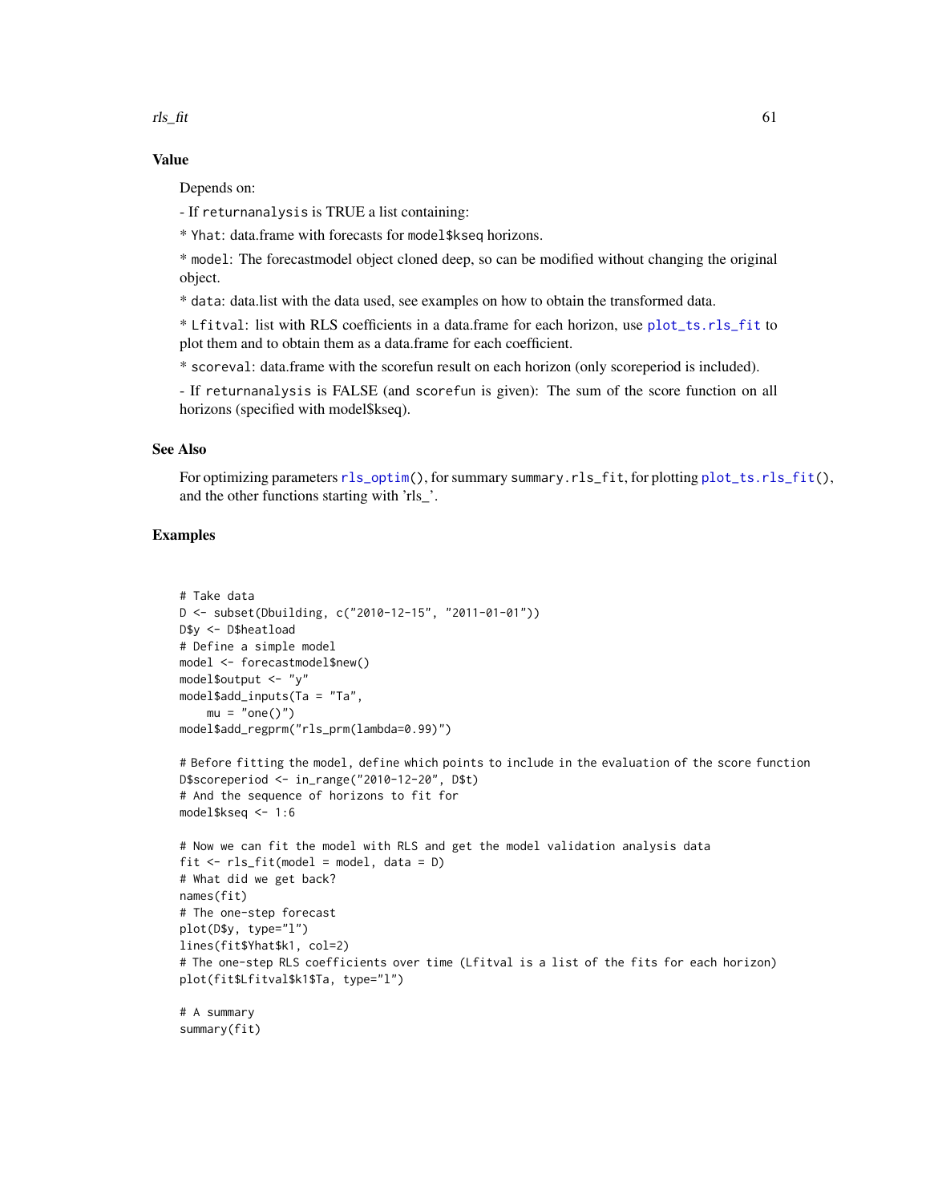### Value

Depends on:

- If `returnanalysis` is TRUE a list containing:

* `Yhat`: data.frame with forecasts for `model$kseq` horizons.

* `model`: The forecastmodel object cloned deep, so can be modified without changing the original object.

* `data`: data.list with the data used, see examples on how to obtain the transformed data.

* `Lfitval`: list with RLS coefficients in a data.frame for each horizon, use `plot_ts.rls_fit` to plot them and to obtain them as a data.frame for each coefficient.

* `scoreval`: data.frame with the scorefun result on each horizon (only scoreperiod is included).

- If `returnanalysis` is FALSE (and `scorefun` is given): The sum of the score function on all horizons (specified with model$kseq).

### See Also

For optimizing parameters `rls_optim()`, for summary `summary.rls_fit`, for plotting `plot_ts.rls_fit()`, and the other functions starting with 'rls_'.

### Examples

```
# Take data
D <- subset(Dbuilding, c("2010-12-15", "2011-01-01"))
D$y <- D$heatload
# Define a simple model
model <- forecastmodel$new()
model$output <- "y"
model$add_inputs(Ta = "Ta",
    mu = "one()")
model$add_regprm("rls_prm(lambda=0.99)")

# Before fitting the model, define which points to include in the evaluation of the score function
D$scoreperiod <- in_range("2010-12-20", D$t)
# And the sequence of horizons to fit for
model$kseq <- 1:6

# Now we can fit the model with RLS and get the model validation analysis data
fit <- rls_fit(model = model, data = D)
# What did we get back?
names(fit)
# The one-step forecast
plot(D$y, type="l")
lines(fit$Yhat$k1, col=2)
# The one-step RLS coefficients over time (Lfitval is a list of the fits for each horizon)
plot(fit$Lfitval$k1$Ta, type="l")

# A summary
summary(fit)
```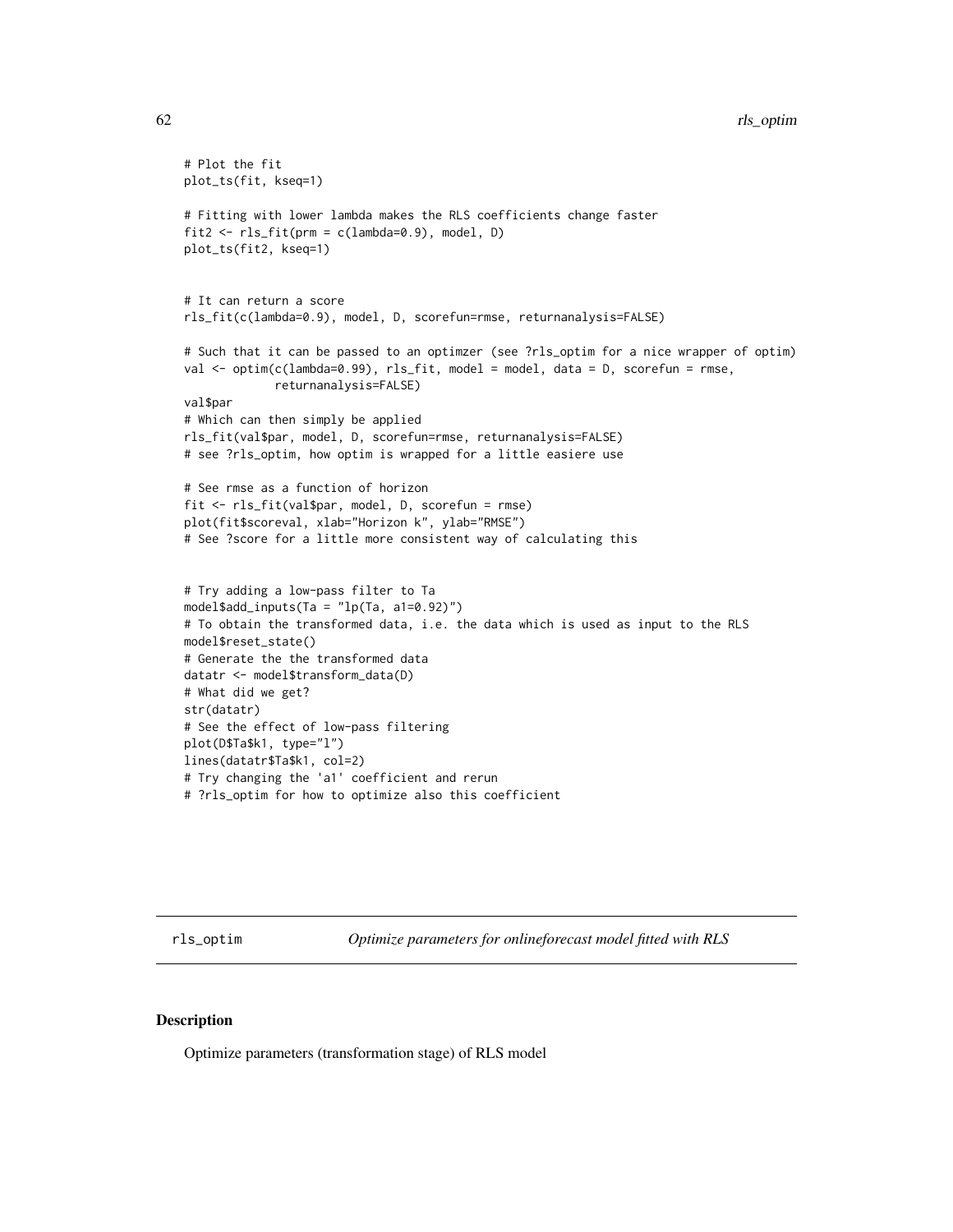```
# Plot the fit
plot_ts(fit, kseq=1)

# Fitting with lower lambda makes the RLS coefficients change faster
fit2 <- rls_fit(prm = c(lambda=0.9), model, D)
plot_ts(fit2, kseq=1)


# It can return a score
rls_fit(c(lambda=0.9), model, D, scorefun=rmse, returnanalysis=FALSE)

# Such that it can be passed to an optimzer (see ?rls_optim for a nice wrapper of optim)
val <- optim(c(lambda=0.99), rls_fit, model = model, data = D, scorefun = rmse,
             returnanalysis=FALSE)
val$par
# Which can then simply be applied
rls_fit(val$par, model, D, scorefun=rmse, returnanalysis=FALSE)
# see ?rls_optim, how optim is wrapped for a little easiere use

# See rmse as a function of horizon
fit <- rls_fit(val$par, model, D, scorefun = rmse)
plot(fit$scoreval, xlab="Horizon k", ylab="RMSE")
# See ?score for a little more consistent way of calculating this


# Try adding a low-pass filter to Ta
model$add_inputs(Ta = "lp(Ta, a1=0.92)")
# To obtain the transformed data, i.e. the data which is used as input to the RLS
model$reset_state()
# Generate the the transformed data
datatr <- model$transform_data(D)
# What did we get?
str(datatr)
# See the effect of low-pass filtering
plot(D$Ta$k1, type="l")
lines(datatr$Ta$k1, col=2)
# Try changing the 'a1' coefficient and rerun
# ?rls_optim for how to optimize also this coefficient
```

---

rls_optim *Optimize parameters for onlineforecast model fitted with RLS*

---

## Description

Optimize parameters (transformation stage) of RLS model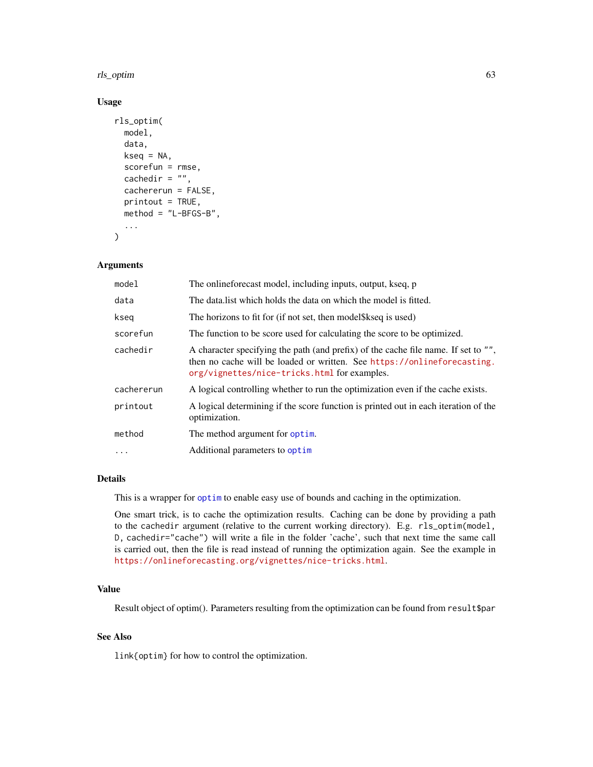## Usage

```
rls_optim(
  model,
  data,
  kseq = NA,
  scorefun = rmse,
  cachedir = "",
  cachererun = FALSE,
  printout = TRUE,
  method = "L-BFGS-B",
  ...
)
```

## Arguments

| | |
|---|---|
| `model` | The onlineforecast model, including inputs, output, kseq, p |
| `data` | The data.list which holds the data on which the model is fitted. |
| `kseq` | The horizons to fit for (if not set, then model$kseq is used) |
| `scorefun` | The function to be score used for calculating the score to be optimized. |
| `cachedir` | A character specifying the path (and prefix) of the cache file name. If set to `""`, then no cache will be loaded or written. See https://onlineforecasting.org/vignettes/nice-tricks.html for examples. |
| `cachererun` | A logical controlling whether to run the optimization even if the cache exists. |
| `printout` | A logical determining if the score function is printed out in each iteration of the optimization. |
| `method` | The method argument for `optim`. |
| `...` | Additional parameters to `optim` |

## Details

This is a wrapper for `optim` to enable easy use of bounds and caching in the optimization.

One smart trick, is to cache the optimization results. Caching can be done by providing a path to the `cachedir` argument (relative to the current working directory). E.g. `rls_optim(model, D, cachedir="cache")` will write a file in the folder 'cache', such that next time the same call is carried out, then the file is read instead of running the optimization again. See the example in https://onlineforecasting.org/vignettes/nice-tricks.html.

## Value

Result object of optim(). Parameters resulting from the optimization can be found from `result$par`

## See Also

`link{optim}` for how to control the optimization.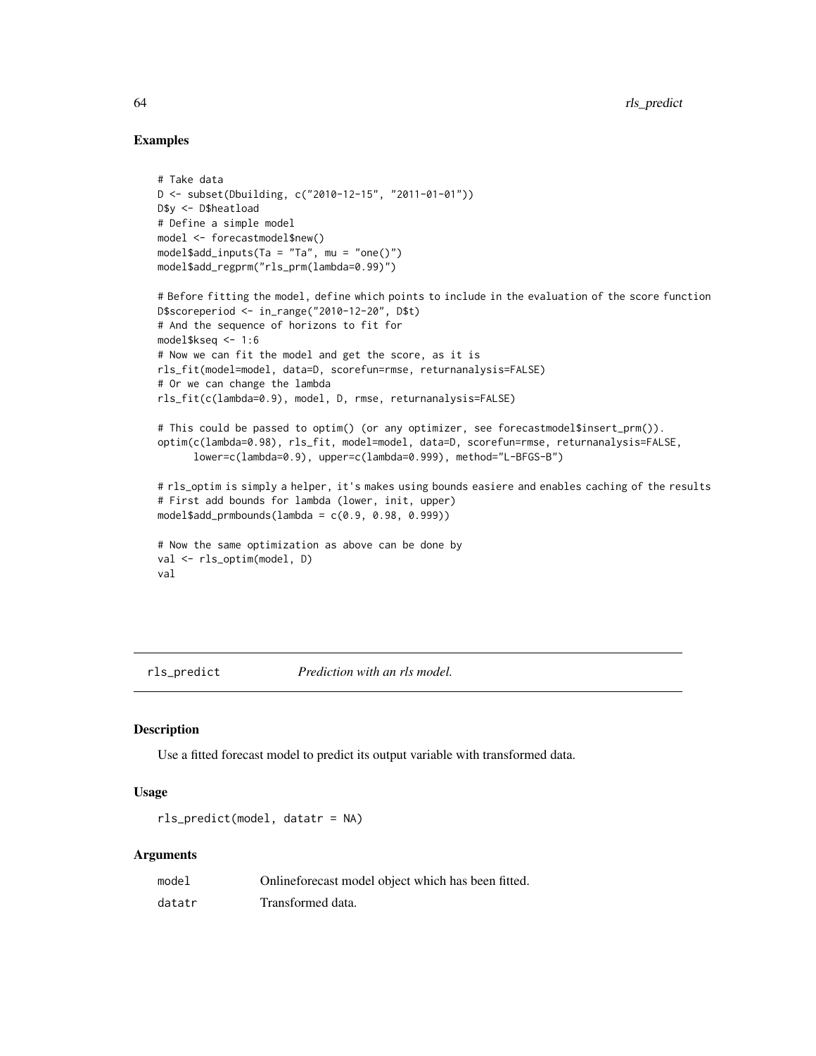## Examples

```
# Take data
D <- subset(Dbuilding, c("2010-12-15", "2011-01-01"))
D$y <- D$heatload
# Define a simple model
model <- forecastmodel$new()
model$add_inputs(Ta = "Ta", mu = "one()")
model$add_regprm("rls_prm(lambda=0.99)")

# Before fitting the model, define which points to include in the evaluation of the score function
D$scoreperiod <- in_range("2010-12-20", D$t)
# And the sequence of horizons to fit for
model$kseq <- 1:6
# Now we can fit the model and get the score, as it is
rls_fit(model=model, data=D, scorefun=rmse, returnanalysis=FALSE)
# Or we can change the lambda
rls_fit(c(lambda=0.9), model, D, rmse, returnanalysis=FALSE)

# This could be passed to optim() (or any optimizer, see forecastmodel$insert_prm()).
optim(c(lambda=0.98), rls_fit, model=model, data=D, scorefun=rmse, returnanalysis=FALSE,
      lower=c(lambda=0.9), upper=c(lambda=0.999), method="L-BFGS-B")

# rls_optim is simply a helper, it's makes using bounds easiere and enables caching of the results
# First add bounds for lambda (lower, init, upper)
model$add_prmbounds(lambda = c(0.9, 0.98, 0.999))

# Now the same optimization as above can be done by
val <- rls_optim(model, D)
val
```

---

## rls_predict — *Prediction with an rls model.*

### Description

Use a fitted forecast model to predict its output variable with transformed data.

### Usage

```
rls_predict(model, datatr = NA)
```

### Arguments

| | |
|---|---|
| model | Onlineforecast model object which has been fitted. |
| datatr | Transformed data. |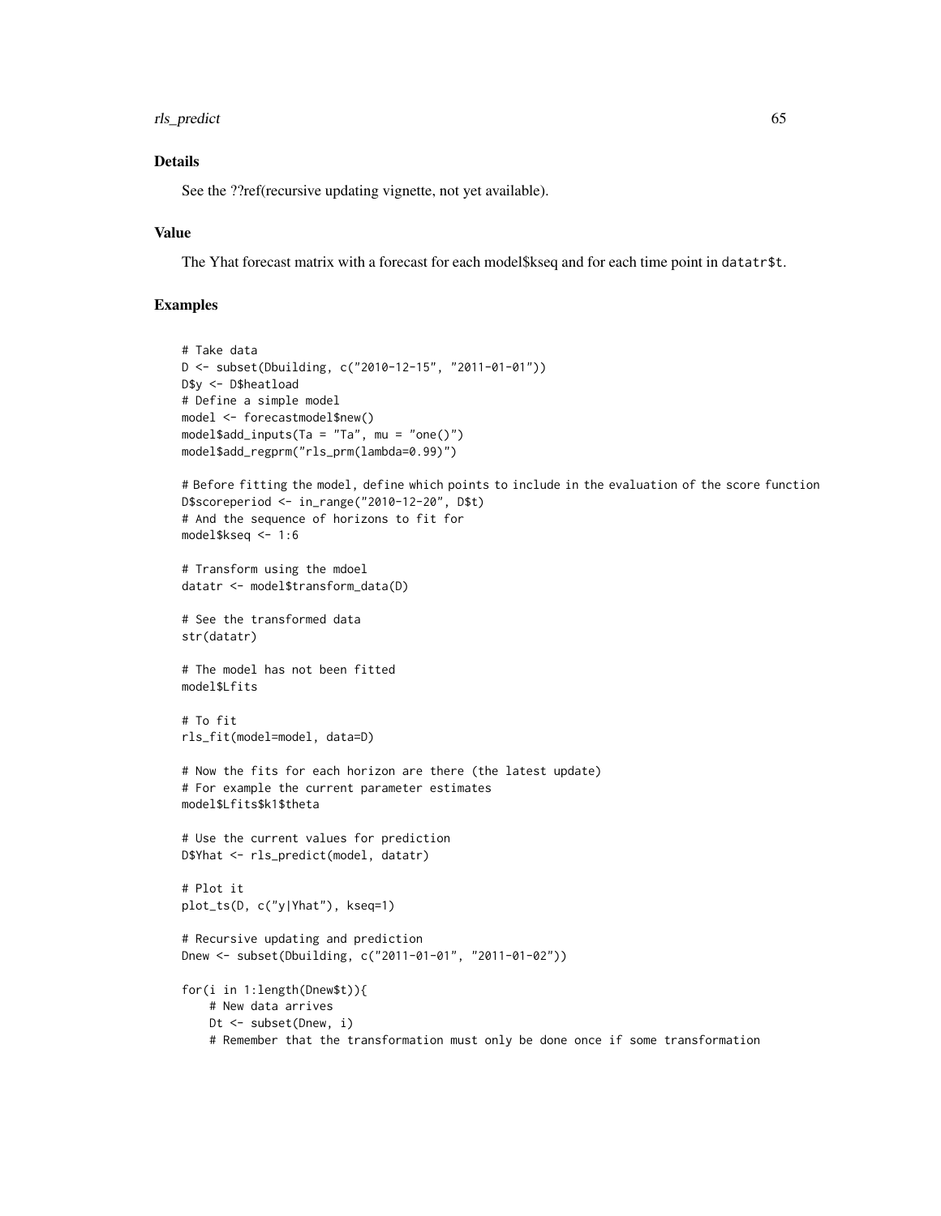### Details

See the ??ref(recursive updating vignette, not yet available).

### Value

The Yhat forecast matrix with a forecast for each model$kseq and for each time point in `datatr$t`.

### Examples

```
# Take data
D <- subset(Dbuilding, c("2010-12-15", "2011-01-01"))
D$y <- D$heatload
# Define a simple model
model <- forecastmodel$new()
model$add_inputs(Ta = "Ta", mu = "one()")
model$add_regprm("rls_prm(lambda=0.99)")

# Before fitting the model, define which points to include in the evaluation of the score function
D$scoreperiod <- in_range("2010-12-20", D$t)
# And the sequence of horizons to fit for
model$kseq <- 1:6

# Transform using the mdoel
datatr <- model$transform_data(D)

# See the transformed data
str(datatr)

# The model has not been fitted
model$Lfits

# To fit
rls_fit(model=model, data=D)

# Now the fits for each horizon are there (the latest update)
# For example the current parameter estimates
model$Lfits$k1$theta

# Use the current values for prediction
D$Yhat <- rls_predict(model, datatr)

# Plot it
plot_ts(D, c("y|Yhat"), kseq=1)

# Recursive updating and prediction
Dnew <- subset(Dbuilding, c("2011-01-01", "2011-01-02"))

for(i in 1:length(Dnew$t)){
    # New data arrives
    Dt <- subset(Dnew, i)
    # Remember that the transformation must only be done once if some transformation
```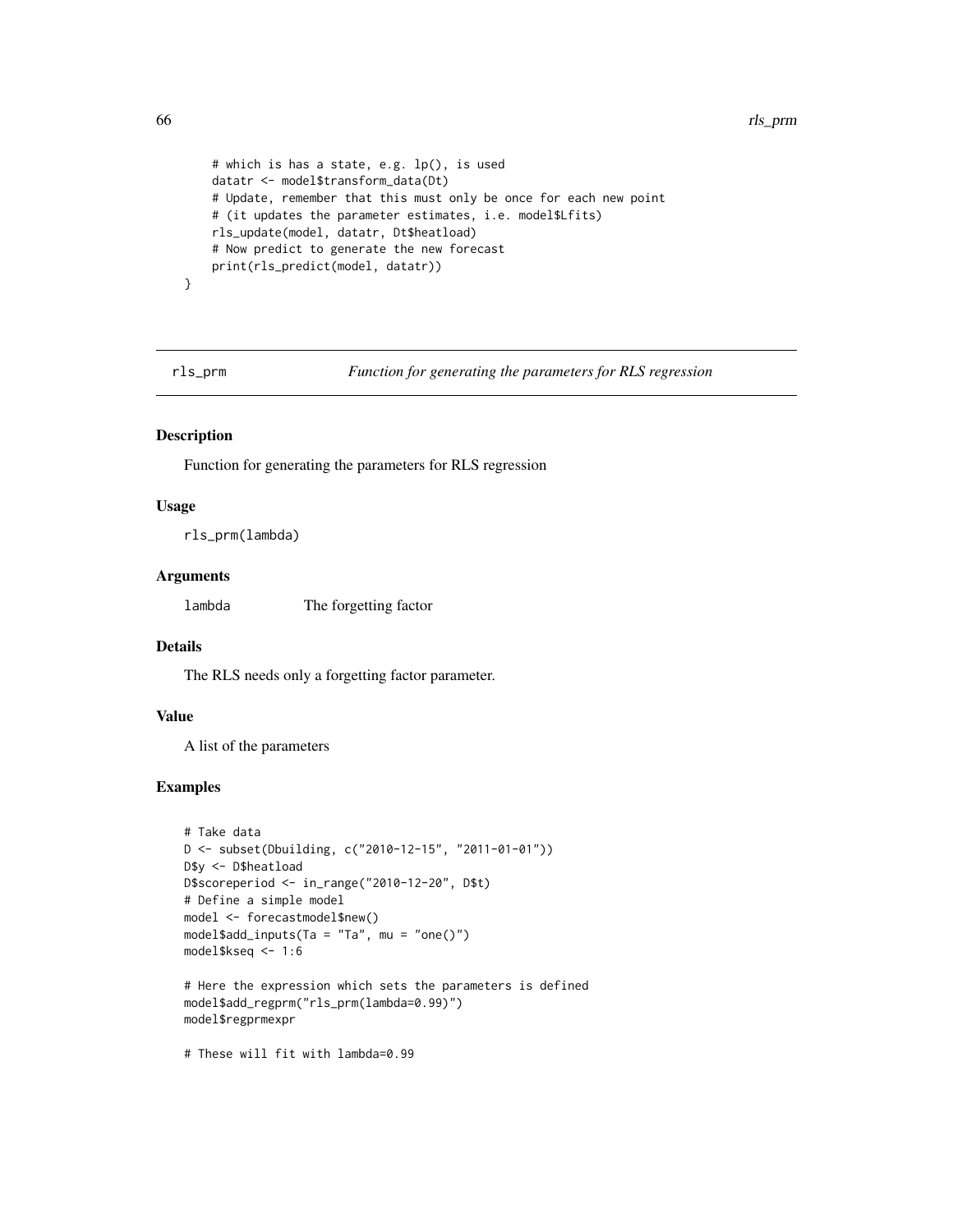```
    # which is has a state, e.g. lp(), is used
    datatr <- model$transform_data(Dt)
    # Update, remember that this must only be once for each new point
    # (it updates the parameter estimates, i.e. model$Lfits)
    rls_update(model, datatr, Dt$heatload)
    # Now predict to generate the new forecast
    print(rls_predict(model, datatr))
}
```

---

rls_prm *Function for generating the parameters for RLS regression*

---

## Description

Function for generating the parameters for RLS regression

## Usage

```
rls_prm(lambda)
```

## Arguments

| | |
|---|---|
| lambda | The forgetting factor |

## Details

The RLS needs only a forgetting factor parameter.

## Value

A list of the parameters

## Examples

```
# Take data
D <- subset(Dbuilding, c("2010-12-15", "2011-01-01"))
D$y <- D$heatload
D$scoreperiod <- in_range("2010-12-20", D$t)
# Define a simple model
model <- forecastmodel$new()
model$add_inputs(Ta = "Ta", mu = "one()")
model$kseq <- 1:6

# Here the expression which sets the parameters is defined
model$add_regprm("rls_prm(lambda=0.99)")
model$regprmexpr

# These will fit with lambda=0.99
```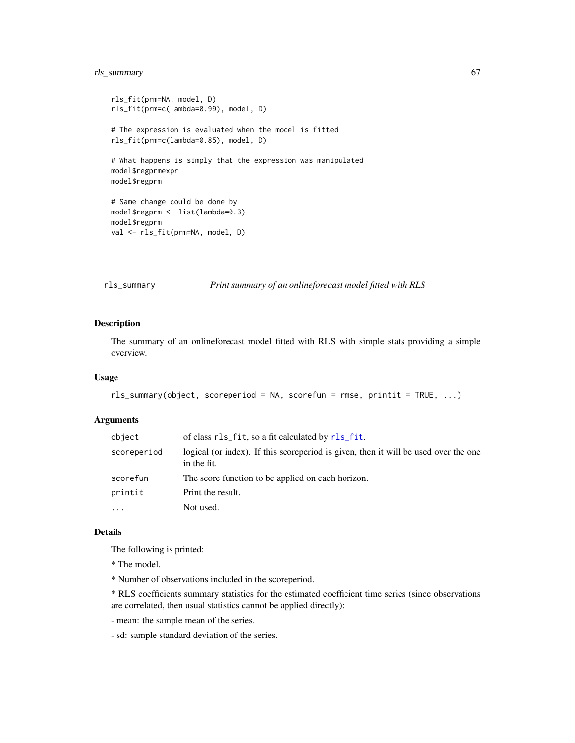```
rls_fit(prm=NA, model, D)
rls_fit(prm=c(lambda=0.99), model, D)

# The expression is evaluated when the model is fitted
rls_fit(prm=c(lambda=0.85), model, D)

# What happens is simply that the expression was manipulated
model$regprmexpr
model$regprm

# Same change could be done by
model$regprm <- list(lambda=0.3)
model$regprm
val <- rls_fit(prm=NA, model, D)
```

## rls_summary — *Print summary of an onlineforecast model fitted with RLS*

### Description

The summary of an onlineforecast model fitted with RLS with simple stats providing a simple overview.

### Usage

```
rls_summary(object, scoreperiod = NA, scorefun = rmse, printit = TRUE, ...)
```

### Arguments

| Argument | Description |
|---|---|
| object | of class rls_fit, so a fit calculated by rls_fit. |
| scoreperiod | logical (or index). If this scoreperiod is given, then it will be used over the one in the fit. |
| scorefun | The score function to be applied on each horizon. |
| printit | Print the result. |
| ... | Not used. |

### Details

The following is printed:

* The model.

* Number of observations included in the scoreperiod.

* RLS coefficients summary statistics for the estimated coefficient time series (since observations are correlated, then usual statistics cannot be applied directly):

- mean: the sample mean of the series.

- sd: sample standard deviation of the series.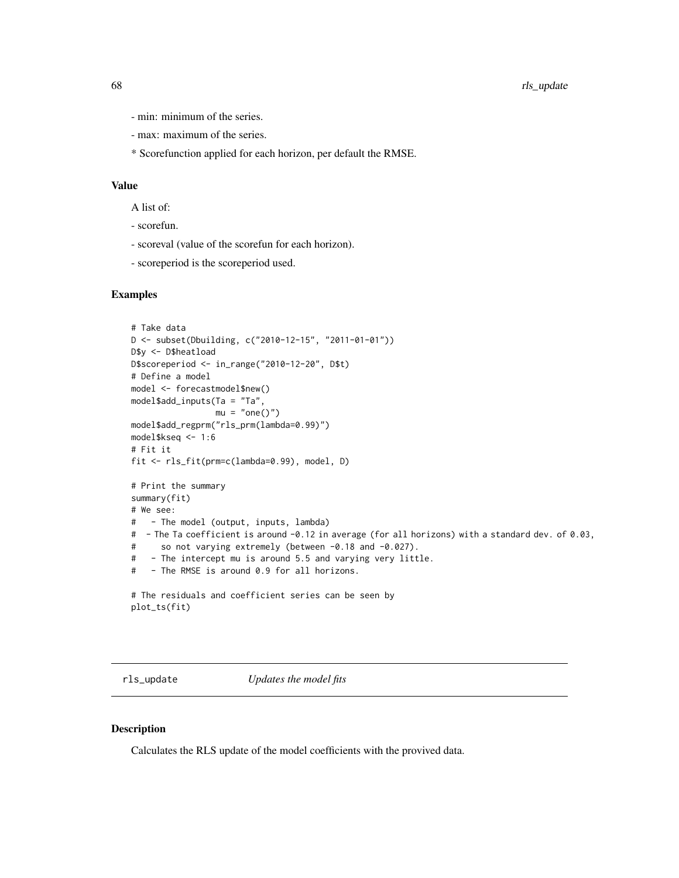- min: minimum of the series.

- max: maximum of the series.

* Scorefunction applied for each horizon, per default the RMSE.

### Value

A list of:

- scorefun.

- scoreval (value of the scorefun for each horizon).

- scoreperiod is the scoreperiod used.

### Examples

```
# Take data
D <- subset(Dbuilding, c("2010-12-15", "2011-01-01"))
D$y <- D$heatload
D$scoreperiod <- in_range("2010-12-20", D$t)
# Define a model
model <- forecastmodel$new()
model$add_inputs(Ta = "Ta",
                 mu = "one()")
model$add_regprm("rls_prm(lambda=0.99)")
model$kseq <- 1:6
# Fit it
fit <- rls_fit(prm=c(lambda=0.99), model, D)

# Print the summary
summary(fit)
# We see:
#   - The model (output, inputs, lambda)
#  - The Ta coefficient is around -0.12 in average (for all horizons) with a standard dev. of 0.03,
#     so not varying extremely (between -0.18 and -0.027).
#   - The intercept mu is around 5.5 and varying very little.
#   - The RMSE is around 0.9 for all horizons.

# The residuals and coefficient series can be seen by
plot_ts(fit)
```

---

## rls_update    *Updates the model fits*

### Description

Calculates the RLS update of the model coefficients with the provived data.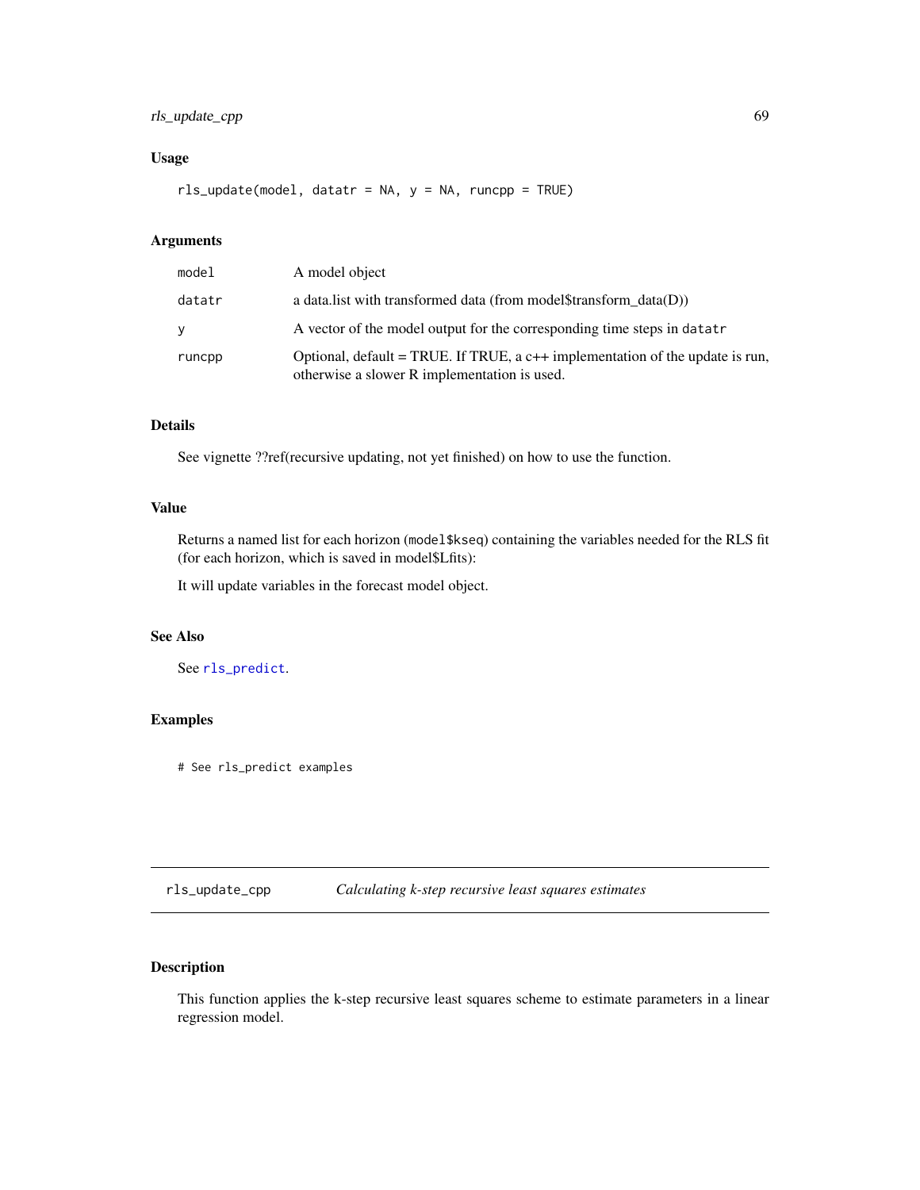### Usage

```
rls_update(model, datatr = NA, y = NA, runcpp = TRUE)
```

### Arguments

| | |
|---|---|
| model | A model object |
| datatr | a data.list with transformed data (from model$transform_data(D)) |
| y | A vector of the model output for the corresponding time steps in datatr |
| runcpp | Optional, default = TRUE. If TRUE, a c++ implementation of the update is run, otherwise a slower R implementation is used. |

### Details

See vignette ??ref(recursive updating, not yet finished) on how to use the function.

### Value

Returns a named list for each horizon (model$kseq) containing the variables needed for the RLS fit (for each horizon, which is saved in model$Lfits):

It will update variables in the forecast model object.

### See Also

See rls_predict.

### Examples

```
# See rls_predict examples
```

---

## rls_update_cpp    *Calculating k-step recursive least squares estimates*

### Description

This function applies the k-step recursive least squares scheme to estimate parameters in a linear regression model.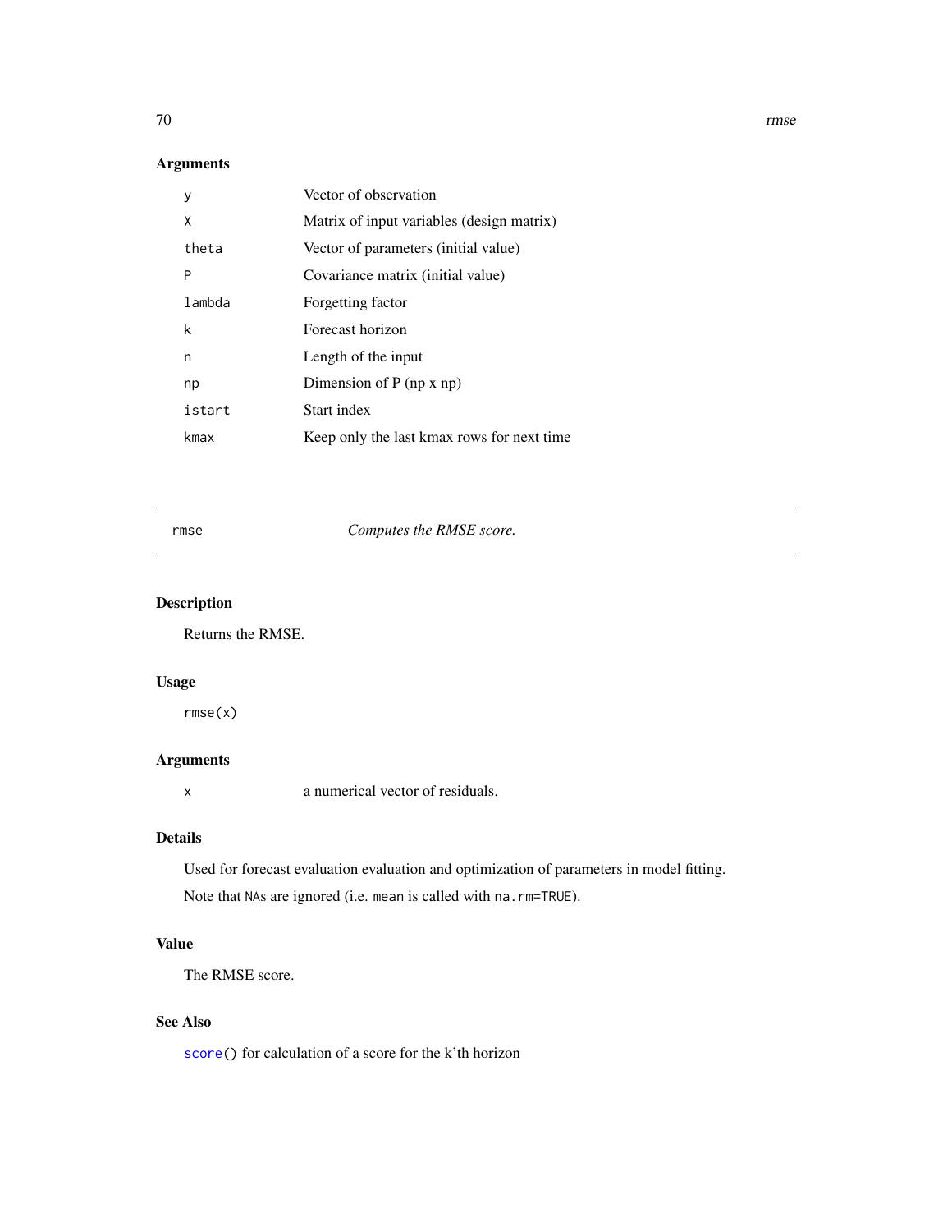## Arguments

| | |
|---|---|
| y | Vector of observation |
| X | Matrix of input variables (design matrix) |
| theta | Vector of parameters (initial value) |
| P | Covariance matrix (initial value) |
| lambda | Forgetting factor |
| k | Forecast horizon |
| n | Length of the input |
| np | Dimension of P (np x np) |
| istart | Start index |
| kmax | Keep only the last kmax rows for next time |

---

rmse *Computes the RMSE score.*

---

## Description

Returns the RMSE.

## Usage

```
rmse(x)
```

## Arguments

| | |
|---|---|
| x | a numerical vector of residuals. |

## Details

Used for forecast evaluation evaluation and optimization of parameters in model fitting.

Note that NAs are ignored (i.e. mean is called with na.rm=TRUE).

## Value

The RMSE score.

## See Also

score() for calculation of a score for the k'th horizon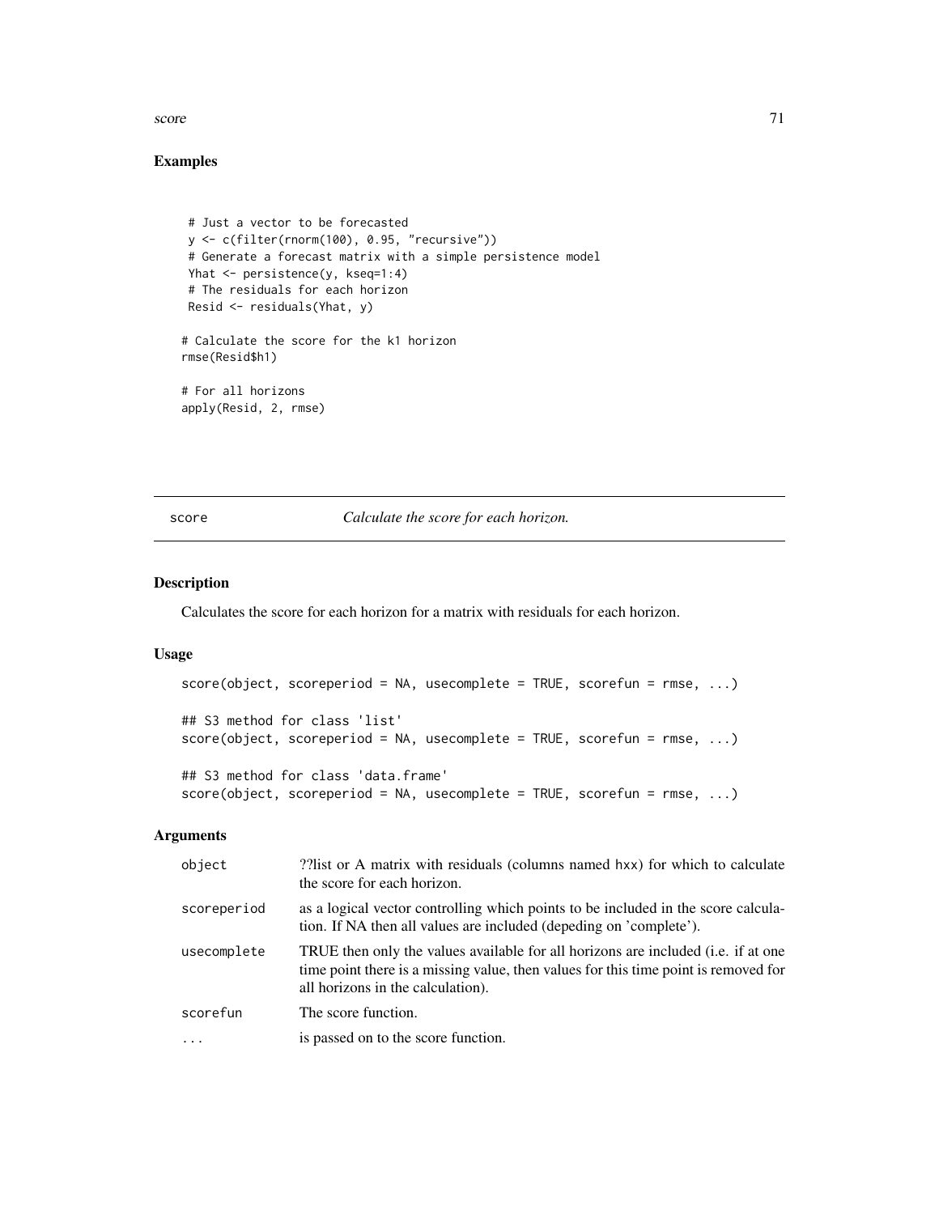## Examples

```
 # Just a vector to be forecasted
 y <- c(filter(rnorm(100), 0.95, "recursive"))
 # Generate a forecast matrix with a simple persistence model
 Yhat <- persistence(y, kseq=1:4)
 # The residuals for each horizon
 Resid <- residuals(Yhat, y)

# Calculate the score for the k1 horizon
rmse(Resid$h1)

# For all horizons
apply(Resid, 2, rmse)
```

---

score *Calculate the score for each horizon.*

---

## Description

Calculates the score for each horizon for a matrix with residuals for each horizon.

## Usage

```
score(object, scoreperiod = NA, usecomplete = TRUE, scorefun = rmse, ...)

## S3 method for class 'list'
score(object, scoreperiod = NA, usecomplete = TRUE, scorefun = rmse, ...)

## S3 method for class 'data.frame'
score(object, scoreperiod = NA, usecomplete = TRUE, scorefun = rmse, ...)
```

## Arguments

| | |
|---|---|
| object | ??list or A matrix with residuals (columns named hxx) for which to calculate the score for each horizon. |
| scoreperiod | as a logical vector controlling which points to be included in the score calculation. If NA then all values are included (depeding on 'complete'). |
| usecomplete | TRUE then only the values available for all horizons are included (i.e. if at one time point there is a missing value, then values for this time point is removed for all horizons in the calculation). |
| scorefun | The score function. |
| ... | is passed on to the score function. |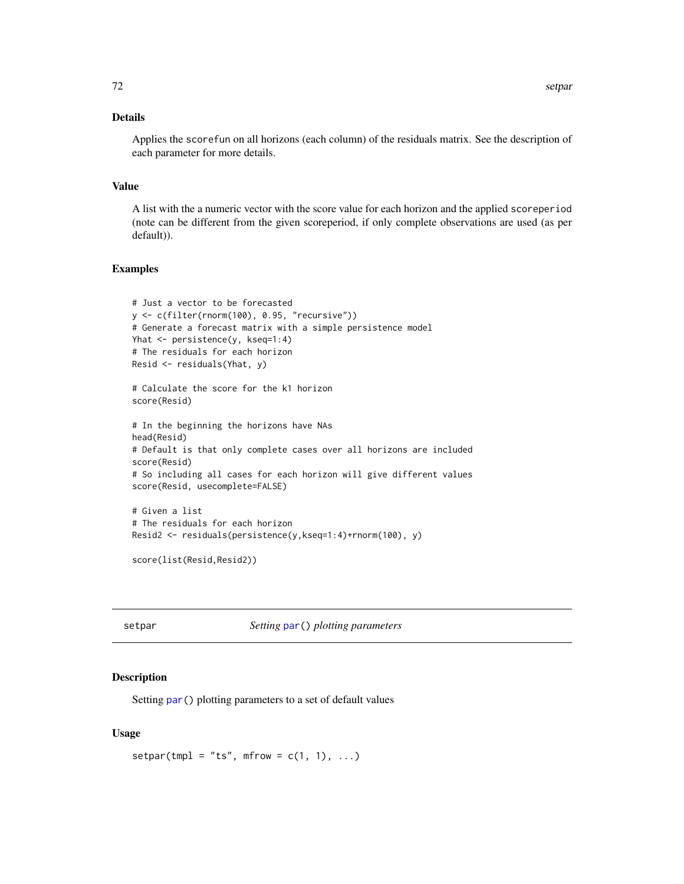### Details

Applies the `scorefun` on all horizons (each column) of the residuals matrix. See the description of each parameter for more details.

### Value

A list with the a numeric vector with the score value for each horizon and the applied `scoreperiod` (note can be different from the given scoreperiod, if only complete observations are used (as per default)).

### Examples

```
# Just a vector to be forecasted
y <- c(filter(rnorm(100), 0.95, "recursive"))
# Generate a forecast matrix with a simple persistence model
Yhat <- persistence(y, kseq=1:4)
# The residuals for each horizon
Resid <- residuals(Yhat, y)

# Calculate the score for the k1 horizon
score(Resid)

# In the beginning the horizons have NAs
head(Resid)
# Default is that only complete cases over all horizons are included
score(Resid)
# So including all cases for each horizon will give different values
score(Resid, usecomplete=FALSE)

# Given a list
# The residuals for each horizon
Resid2 <- residuals(persistence(y,kseq=1:4)+rnorm(100), y)

score(list(Resid,Resid2))
```

---

## setpar    *Setting `par()` plotting parameters*

### Description

Setting `par()` plotting parameters to a set of default values

### Usage

```
setpar(tmpl = "ts", mfrow = c(1, 1), ...)
```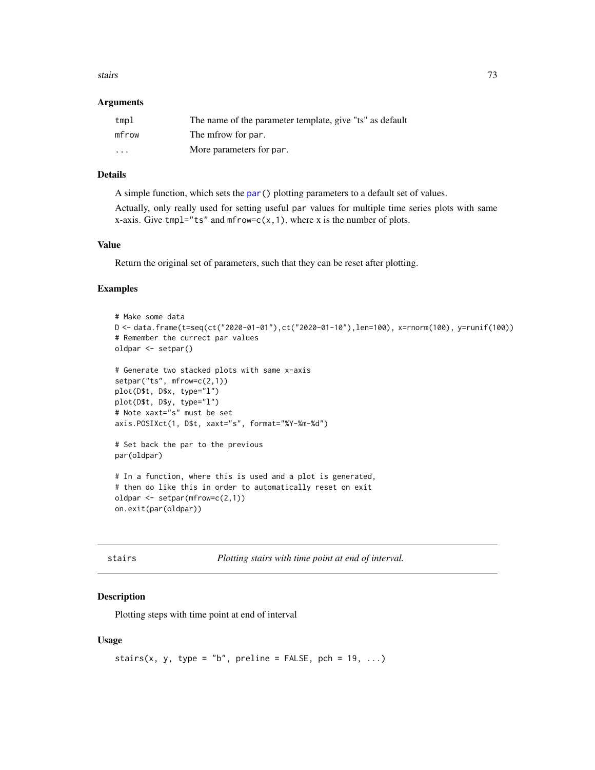### Arguments

| | |
|---|---|
| tmpl | The name of the parameter template, give "ts" as default |
| mfrow | The mfrow for par. |
| ... | More parameters for par. |

### Details

A simple function, which sets the par() plotting parameters to a default set of values.

Actually, only really used for setting useful par values for multiple time series plots with same x-axis. Give tmpl="ts" and mfrow=c(x,1), where x is the number of plots.

### Value

Return the original set of parameters, such that they can be reset after plotting.

### Examples

```
# Make some data
D <- data.frame(t=seq(ct("2020-01-01"),ct("2020-01-10"),len=100), x=rnorm(100), y=runif(100))
# Remember the currect par values
oldpar <- setpar()

# Generate two stacked plots with same x-axis
setpar("ts", mfrow=c(2,1))
plot(D$t, D$x, type="l")
plot(D$t, D$y, type="l")
# Note xaxt="s" must be set
axis.POSIXct(1, D$t, xaxt="s", format="%Y-%m-%d")

# Set back the par to the previous
par(oldpar)

# In a function, where this is used and a plot is generated,
# then do like this in order to automatically reset on exit
oldpar <- setpar(mfrow=c(2,1))
on.exit(par(oldpar))
```

---

## stairs — *Plotting stairs with time point at end of interval.*

---

### Description

Plotting steps with time point at end of interval

### Usage

```
stairs(x, y, type = "b", preline = FALSE, pch = 19, ...)
```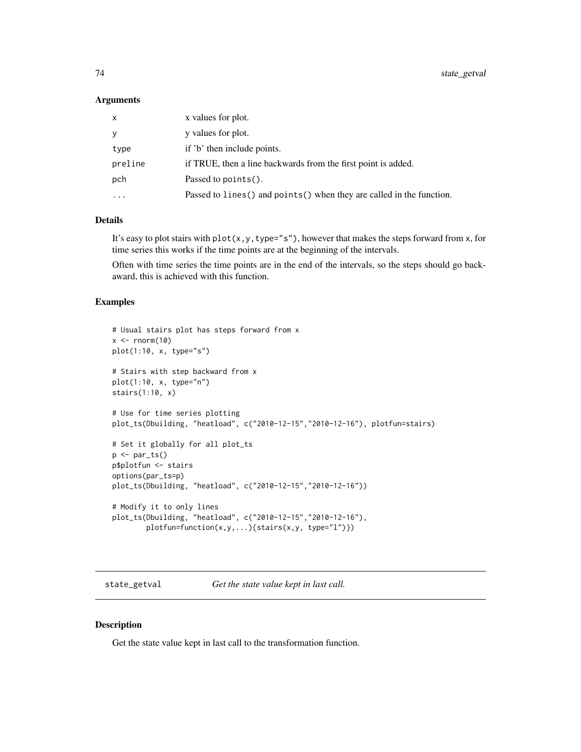### Arguments

| | |
|---|---|
| x | x values for plot. |
| y | y values for plot. |
| type | if 'b' then include points. |
| preline | if TRUE, then a line backwards from the first point is added. |
| pch | Passed to `points()`. |
| ... | Passed to `lines()` and `points()` when they are called in the function. |

### Details

It's easy to plot stairs with `plot(x,y,type="s")`, however that makes the steps forward from x, for time series this works if the time points are at the beginning of the intervals.

Often with time series the time points are in the end of the intervals, so the steps should go backaward, this is achieved with this function.

### Examples

```
# Usual stairs plot has steps forward from x
x <- rnorm(10)
plot(1:10, x, type="s")

# Stairs with step backward from x
plot(1:10, x, type="n")
stairs(1:10, x)

# Use for time series plotting
plot_ts(Dbuilding, "heatload", c("2010-12-15","2010-12-16"), plotfun=stairs)

# Set it globally for all plot_ts
p <- par_ts()
p$plotfun <- stairs
options(par_ts=p)
plot_ts(Dbuilding, "heatload", c("2010-12-15","2010-12-16"))

# Modify it to only lines
plot_ts(Dbuilding, "heatload", c("2010-12-15","2010-12-16"),
        plotfun=function(x,y,...){stairs(x,y, type="l")})
```

---

## state_getval    *Get the state value kept in last call.*

---

### Description

Get the state value kept in last call to the transformation function.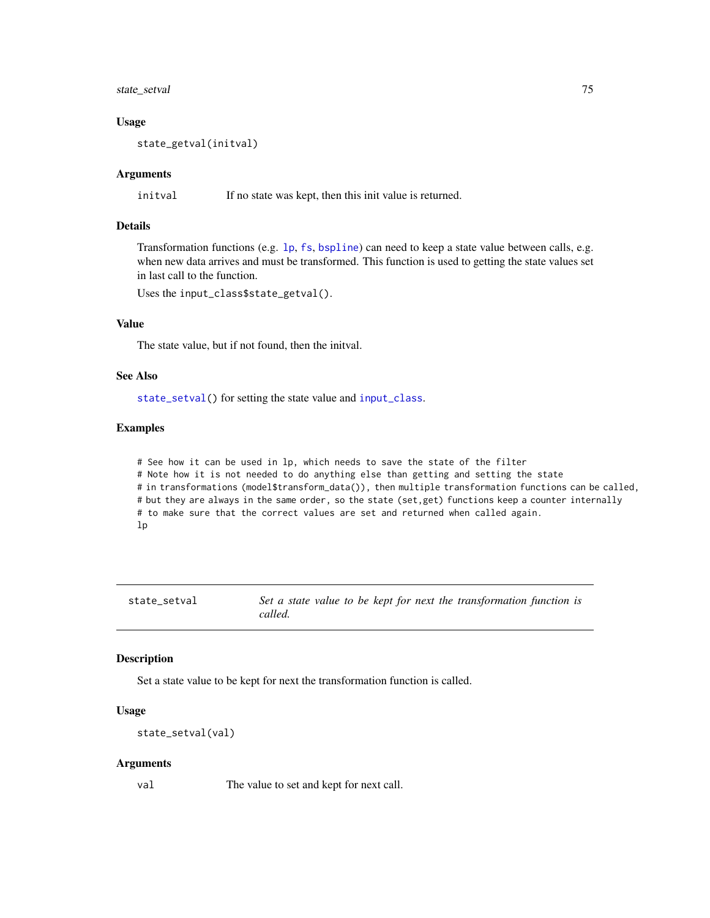### Usage

```
state_getval(initval)
```

### Arguments

`initval` If no state was kept, then this init value is returned.

### Details

Transformation functions (e.g. lp, fs, bspline) can need to keep a state value between calls, e.g. when new data arrives and must be transformed. This function is used to getting the state values set in last call to the function.

Uses the `input_class$state_getval()`.

### Value

The state value, but if not found, then the initval.

### See Also

`state_setval()` for setting the state value and `input_class`.

### Examples

```
# See how it can be used in lp, which needs to save the state of the filter
# Note how it is not needed to do anything else than getting and setting the state
# in transformations (model$transform_data()), then multiple transformation functions can be called,
# but they are always in the same order, so the state (set,get) functions keep a counter internally
# to make sure that the correct values are set and returned when called again.
lp
```

---

## state_setval *Set a state value to be kept for next the transformation function is called.*

### Description

Set a state value to be kept for next the transformation function is called.

### Usage

```
state_setval(val)
```

### Arguments

`val` The value to set and kept for next call.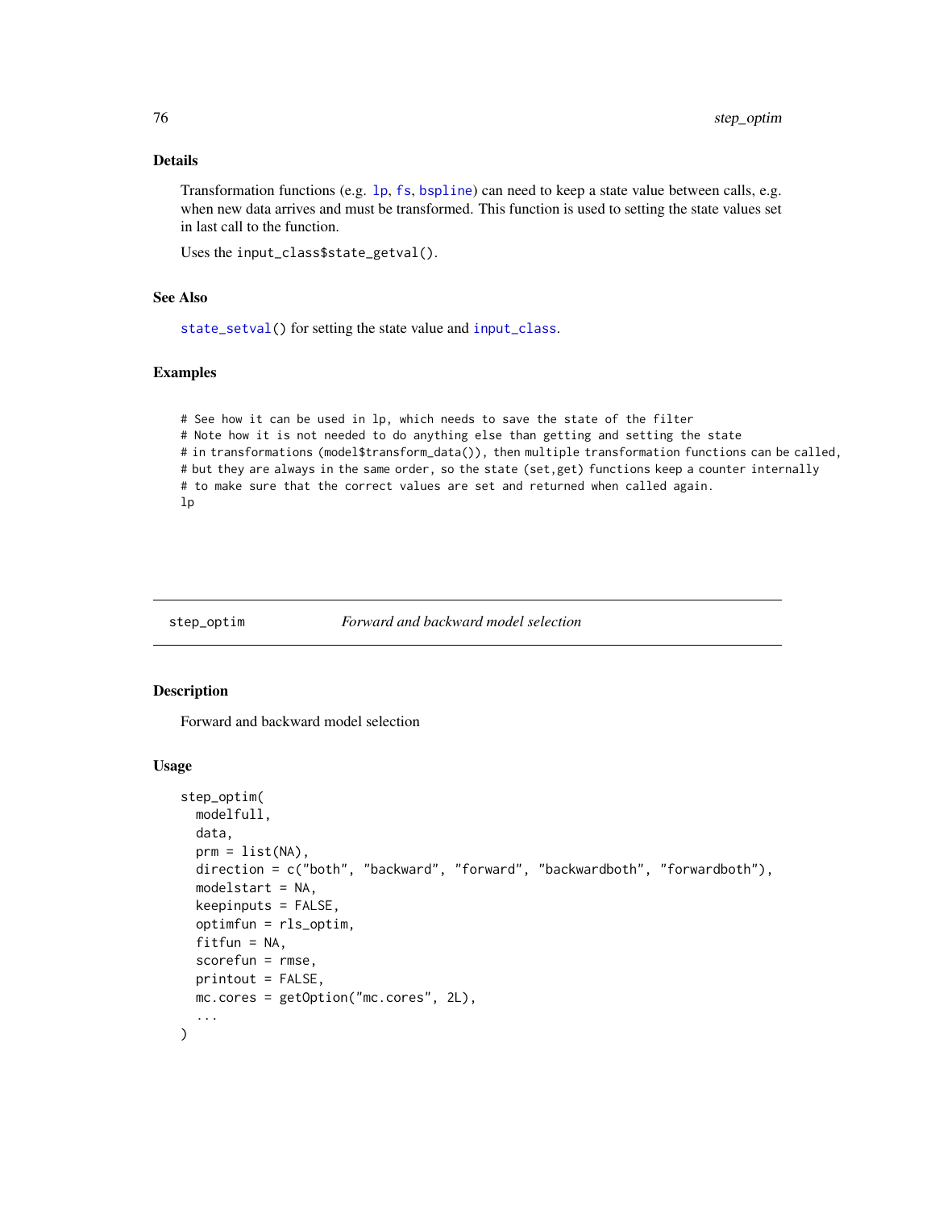### Details

Transformation functions (e.g. lp, fs, bspline) can need to keep a state value between calls, e.g. when new data arrives and must be transformed. This function is used to setting the state values set in last call to the function.

Uses the `input_class$state_getval()`.

### See Also

`state_setval()` for setting the state value and `input_class`.

### Examples

```
# See how it can be used in lp, which needs to save the state of the filter
# Note how it is not needed to do anything else than getting and setting the state
# in transformations (model$transform_data()), then multiple transformation functions can be called,
# but they are always in the same order, so the state (set,get) functions keep a counter internally
# to make sure that the correct values are set and returned when called again.
lp
```

---

## step_optim — *Forward and backward model selection*

### Description

Forward and backward model selection

### Usage

```
step_optim(
  modelfull,
  data,
  prm = list(NA),
  direction = c("both", "backward", "forward", "backwardboth", "forwardboth"),
  modelstart = NA,
  keepinputs = FALSE,
  optimfun = rls_optim,
  fitfun = NA,
  scorefun = rmse,
  printout = FALSE,
  mc.cores = getOption("mc.cores", 2L),
  ...
)
```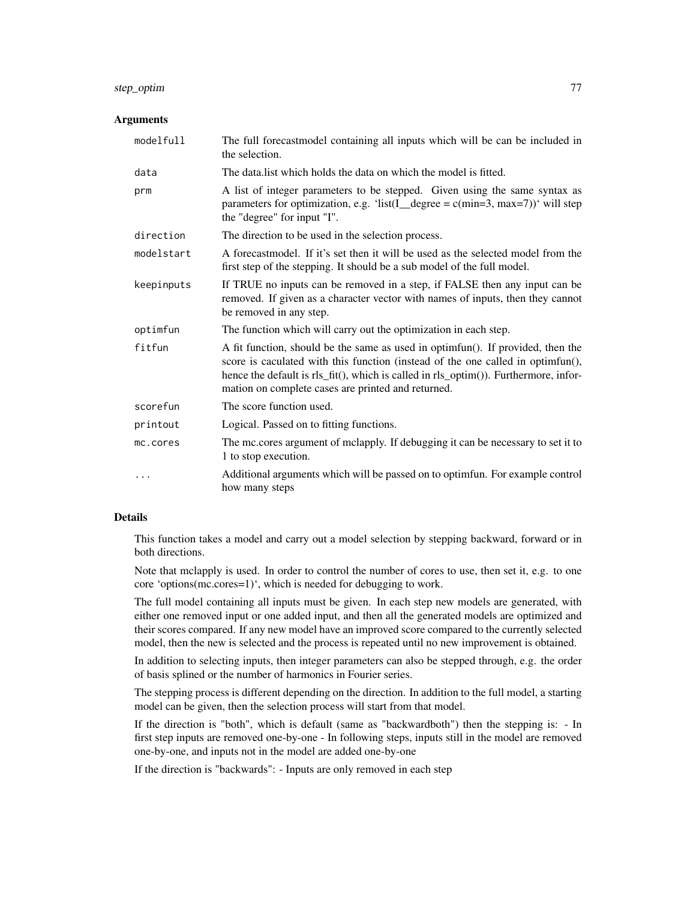### Arguments

| | |
|---|---|
| modelfull | The full forecastmodel containing all inputs which will be can be included in the selection. |
| data | The data.list which holds the data on which the model is fitted. |
| prm | A list of integer parameters to be stepped. Given using the same syntax as parameters for optimization, e.g. 'list(I__degree = c(min=3, max=7))' will step the "degree" for input "I". |
| direction | The direction to be used in the selection process. |
| modelstart | A forecastmodel. If it's set then it will be used as the selected model from the first step of the stepping. It should be a sub model of the full model. |
| keepinputs | If TRUE no inputs can be removed in a step, if FALSE then any input can be removed. If given as a character vector with names of inputs, then they cannot be removed in any step. |
| optimfun | The function which will carry out the optimization in each step. |
| fitfun | A fit function, should be the same as used in optimfun(). If provided, then the score is caculated with this function (instead of the one called in optimfun(), hence the default is rls_fit(), which is called in rls_optim()). Furthermore, information on complete cases are printed and returned. |
| scorefun | The score function used. |
| printout | Logical. Passed on to fitting functions. |
| mc.cores | The mc.cores argument of mclapply. If debugging it can be necessary to set it to 1 to stop execution. |
| ... | Additional arguments which will be passed on to optimfun. For example control how many steps |

### Details

This function takes a model and carry out a model selection by stepping backward, forward or in both directions.

Note that mclapply is used. In order to control the number of cores to use, then set it, e.g. to one core 'options(mc.cores=1)', which is needed for debugging to work.

The full model containing all inputs must be given. In each step new models are generated, with either one removed input or one added input, and then all the generated models are optimized and their scores compared. If any new model have an improved score compared to the currently selected model, then the new is selected and the process is repeated until no new improvement is obtained.

In addition to selecting inputs, then integer parameters can also be stepped through, e.g. the order of basis splined or the number of harmonics in Fourier series.

The stepping process is different depending on the direction. In addition to the full model, a starting model can be given, then the selection process will start from that model.

If the direction is "both", which is default (same as "backwardboth") then the stepping is: - In first step inputs are removed one-by-one - In following steps, inputs still in the model are removed one-by-one, and inputs not in the model are added one-by-one

If the direction is "backwards": - Inputs are only removed in each step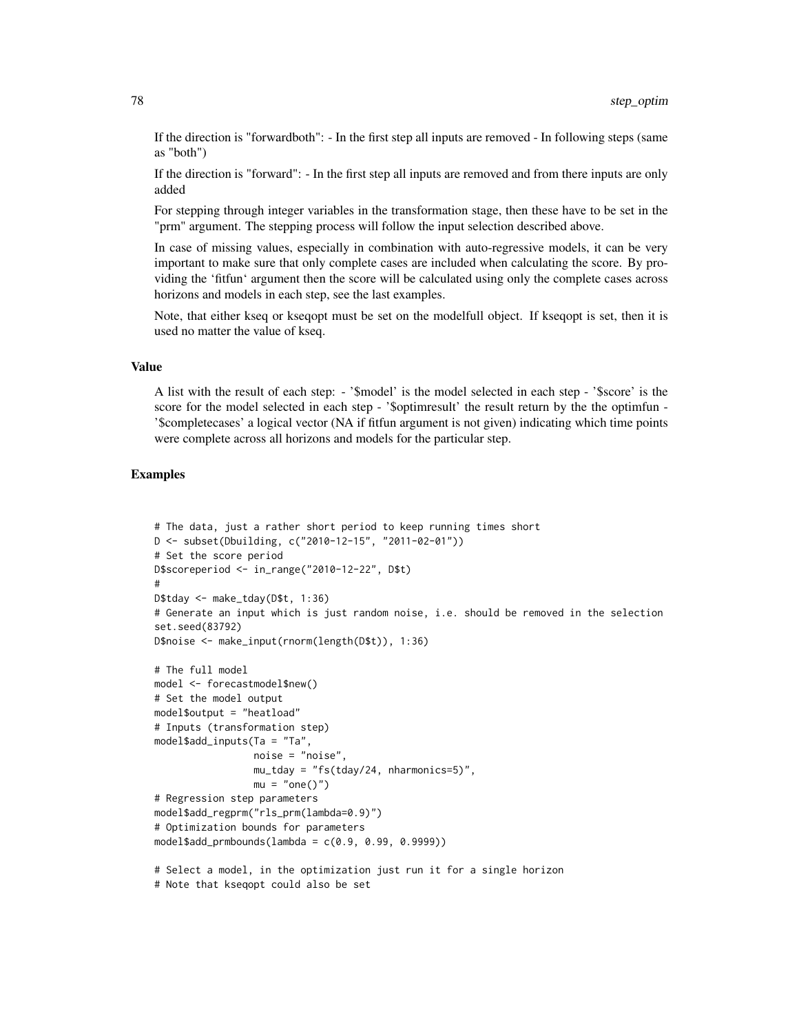If the direction is "forwardboth": - In the first step all inputs are removed - In following steps (same as "both")

If the direction is "forward": - In the first step all inputs are removed and from there inputs are only added

For stepping through integer variables in the transformation stage, then these have to be set in the "prm" argument. The stepping process will follow the input selection described above.

In case of missing values, especially in combination with auto-regressive models, it can be very important to make sure that only complete cases are included when calculating the score. By providing the 'fitfun' argument then the score will be calculated using only the complete cases across horizons and models in each step, see the last examples.

Note, that either kseq or kseqopt must be set on the modelfull object. If kseqopt is set, then it is used no matter the value of kseq.

### Value

A list with the result of each step: - '$model' is the model selected in each step - '$score' is the score for the model selected in each step - '$optimresult' the result return by the the optimfun - '$completecases' a logical vector (NA if fitfun argument is not given) indicating which time points were complete across all horizons and models for the particular step.

### Examples

```
# The data, just a rather short period to keep running times short
D <- subset(Dbuilding, c("2010-12-15", "2011-02-01"))
# Set the score period
D$scoreperiod <- in_range("2010-12-22", D$t)
#
D$tday <- make_tday(D$t, 1:36)
# Generate an input which is just random noise, i.e. should be removed in the selection
set.seed(83792)
D$noise <- make_input(rnorm(length(D$t)), 1:36)

# The full model
model <- forecastmodel$new()
# Set the model output
model$output = "heatload"
# Inputs (transformation step)
model$add_inputs(Ta = "Ta",
                 noise = "noise",
                 mu_tday = "fs(tday/24, nharmonics=5)",
                 mu = "one()")
# Regression step parameters
model$add_regprm("rls_prm(lambda=0.9)")
# Optimization bounds for parameters
model$add_prmbounds(lambda = c(0.9, 0.99, 0.9999))

# Select a model, in the optimization just run it for a single horizon
# Note that kseqopt could also be set
```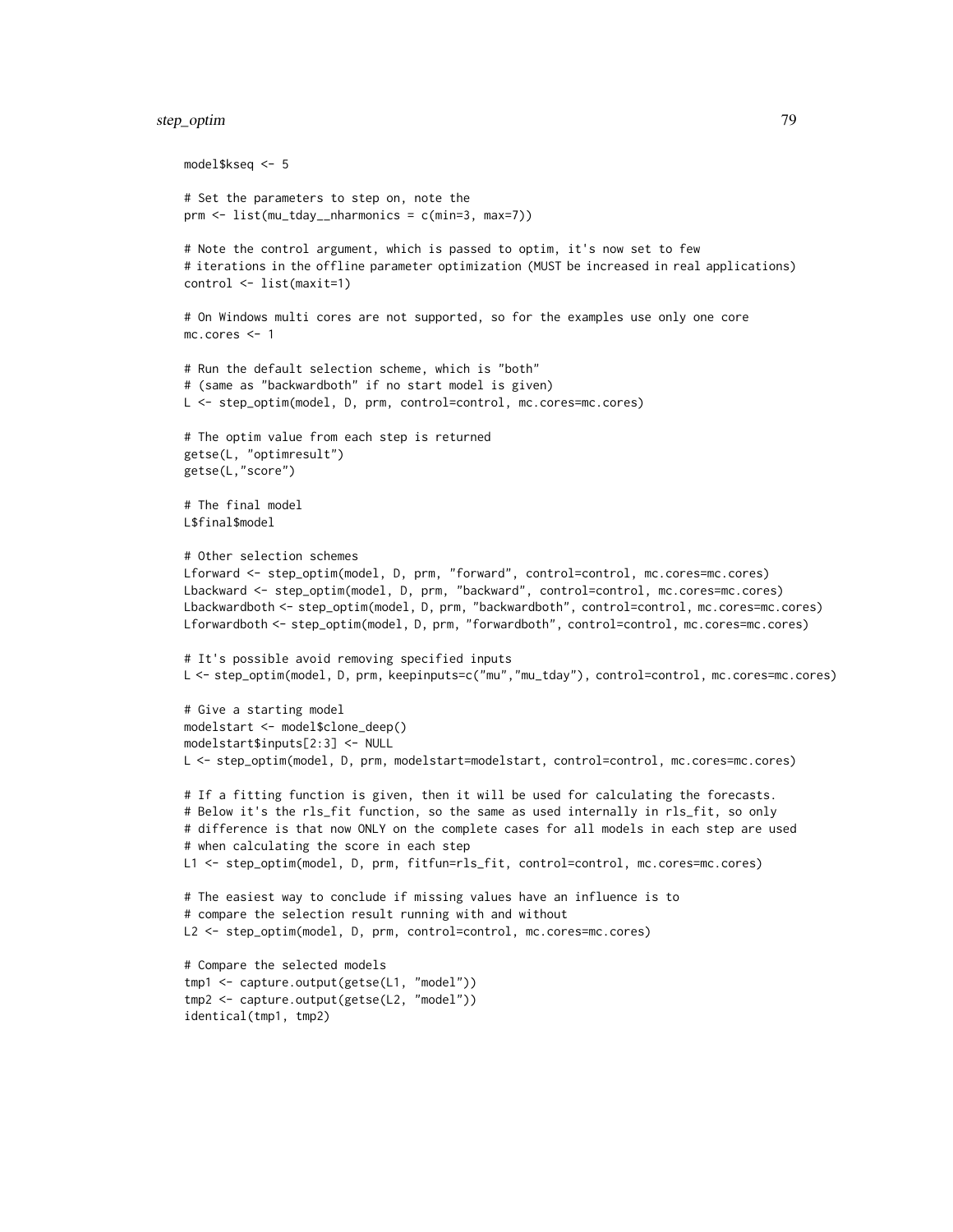```
model$kseq <- 5

# Set the parameters to step on, note the
prm <- list(mu_tday__nharmonics = c(min=3, max=7))

# Note the control argument, which is passed to optim, it's now set to few
# iterations in the offline parameter optimization (MUST be increased in real applications)
control <- list(maxit=1)

# On Windows multi cores are not supported, so for the examples use only one core
mc.cores <- 1

# Run the default selection scheme, which is "both"
# (same as "backwardboth" if no start model is given)
L <- step_optim(model, D, prm, control=control, mc.cores=mc.cores)

# The optim value from each step is returned
getse(L, "optimresult")
getse(L,"score")

# The final model
L$final$model

# Other selection schemes
Lforward <- step_optim(model, D, prm, "forward", control=control, mc.cores=mc.cores)
Lbackward <- step_optim(model, D, prm, "backward", control=control, mc.cores=mc.cores)
Lbackwardboth <- step_optim(model, D, prm, "backwardboth", control=control, mc.cores=mc.cores)
Lforwardboth <- step_optim(model, D, prm, "forwardboth", control=control, mc.cores=mc.cores)

# It's possible avoid removing specified inputs
L <- step_optim(model, D, prm, keepinputs=c("mu","mu_tday"), control=control, mc.cores=mc.cores)

# Give a starting model
modelstart <- model$clone_deep()
modelstart$inputs[2:3] <- NULL
L <- step_optim(model, D, prm, modelstart=modelstart, control=control, mc.cores=mc.cores)

# If a fitting function is given, then it will be used for calculating the forecasts.
# Below it's the rls_fit function, so the same as used internally in rls_fit, so only
# difference is that now ONLY on the complete cases for all models in each step are used
# when calculating the score in each step
L1 <- step_optim(model, D, prm, fitfun=rls_fit, control=control, mc.cores=mc.cores)

# The easiest way to conclude if missing values have an influence is to
# compare the selection result running with and without
L2 <- step_optim(model, D, prm, control=control, mc.cores=mc.cores)

# Compare the selected models
tmp1 <- capture.output(getse(L1, "model"))
tmp2 <- capture.output(getse(L2, "model"))
identical(tmp1, tmp2)
```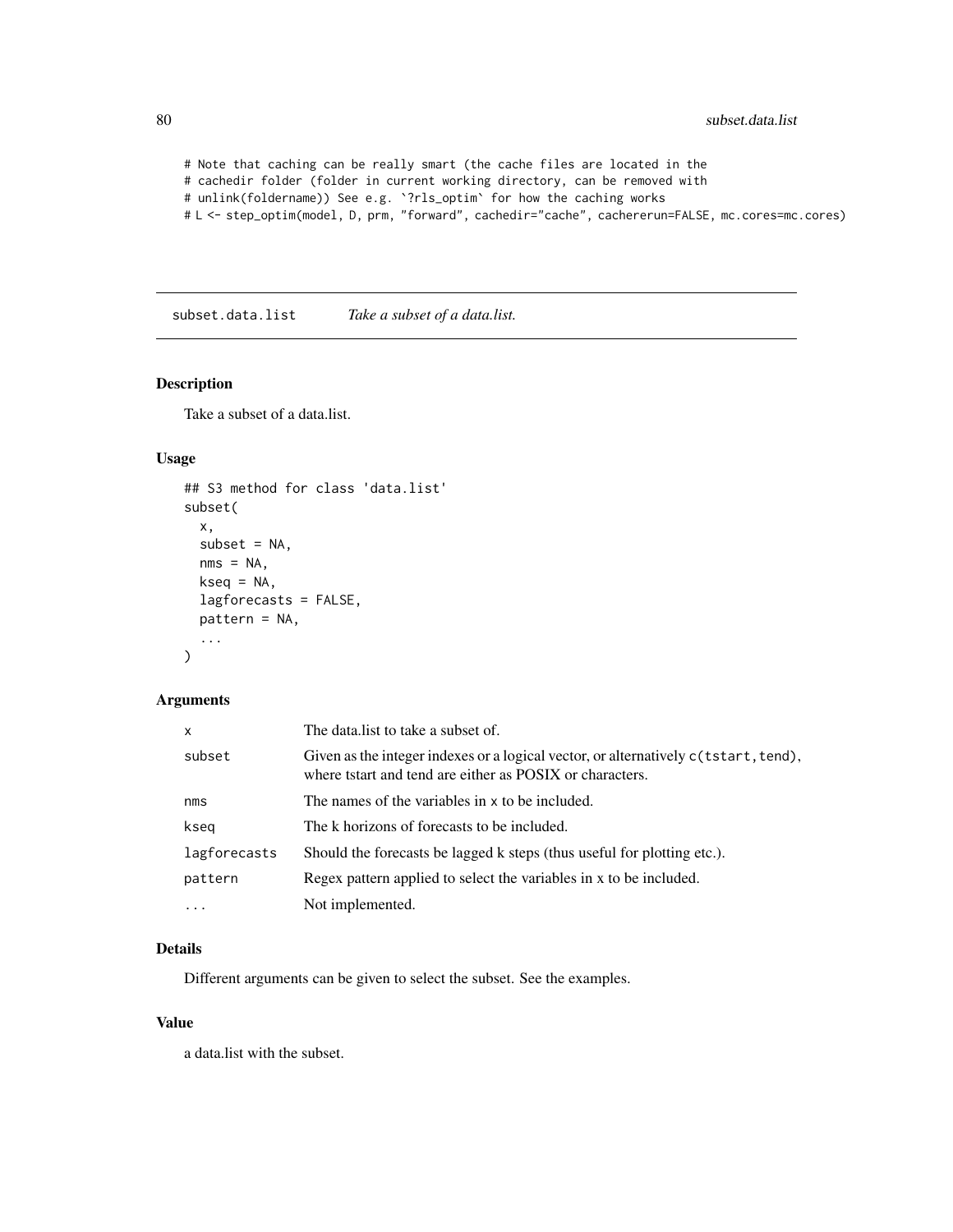```
# Note that caching can be really smart (the cache files are located in the
# cachedir folder (folder in current working directory, can be removed with
# unlink(foldername)) See e.g. `?rls_optim` for how the caching works
# L <- step_optim(model, D, prm, "forward", cachedir="cache", cachererun=FALSE, mc.cores=mc.cores)
```

## subset.data.list *Take a subset of a data.list.*

### Description

Take a subset of a data.list.

### Usage

```
## S3 method for class 'data.list'
subset(
  x,
  subset = NA,
  nms = NA,
  kseq = NA,
  lagforecasts = FALSE,
  pattern = NA,
  ...
)
```

### Arguments

| | |
|---|---|
| `x` | The data.list to take a subset of. |
| `subset` | Given as the integer indexes or a logical vector, or alternatively `c(tstart,tend)`, where tstart and tend are either as POSIX or characters. |
| `nms` | The names of the variables in `x` to be included. |
| `kseq` | The k horizons of forecasts to be included. |
| `lagforecasts` | Should the forecasts be lagged k steps (thus useful for plotting etc.). |
| `pattern` | Regex pattern applied to select the variables in x to be included. |
| `...` | Not implemented. |

### Details

Different arguments can be given to select the subset. See the examples.

### Value

a data.list with the subset.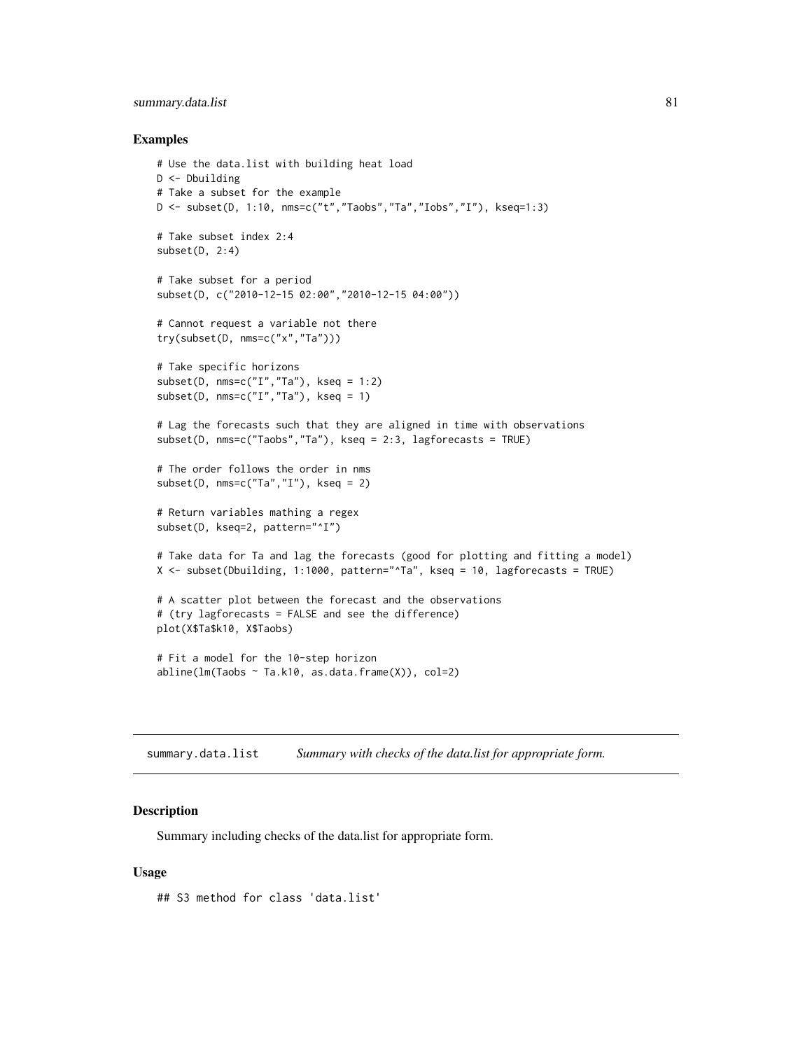### Examples

```
# Use the data.list with building heat load
D <- Dbuilding
# Take a subset for the example
D <- subset(D, 1:10, nms=c("t","Taobs","Ta","Iobs","I"), kseq=1:3)

# Take subset index 2:4
subset(D, 2:4)

# Take subset for a period
subset(D, c("2010-12-15 02:00","2010-12-15 04:00"))

# Cannot request a variable not there
try(subset(D, nms=c("x","Ta")))

# Take specific horizons
subset(D, nms=c("I","Ta"), kseq = 1:2)
subset(D, nms=c("I","Ta"), kseq = 1)

# Lag the forecasts such that they are aligned in time with observations
subset(D, nms=c("Taobs","Ta"), kseq = 2:3, lagforecasts = TRUE)

# The order follows the order in nms
subset(D, nms=c("Ta","I"), kseq = 2)

# Return variables mathing a regex
subset(D, kseq=2, pattern="^I")

# Take data for Ta and lag the forecasts (good for plotting and fitting a model)
X <- subset(Dbuilding, 1:1000, pattern="^Ta", kseq = 10, lagforecasts = TRUE)

# A scatter plot between the forecast and the observations
# (try lagforecasts = FALSE and see the difference)
plot(X$Ta$k10, X$Taobs)

# Fit a model for the 10-step horizon
abline(lm(Taobs ~ Ta.k10, as.data.frame(X)), col=2)
```

---

## summary.data.list    *Summary with checks of the data.list for appropriate form.*

### Description

Summary including checks of the data.list for appropriate form.

### Usage

```
## S3 method for class 'data.list'
```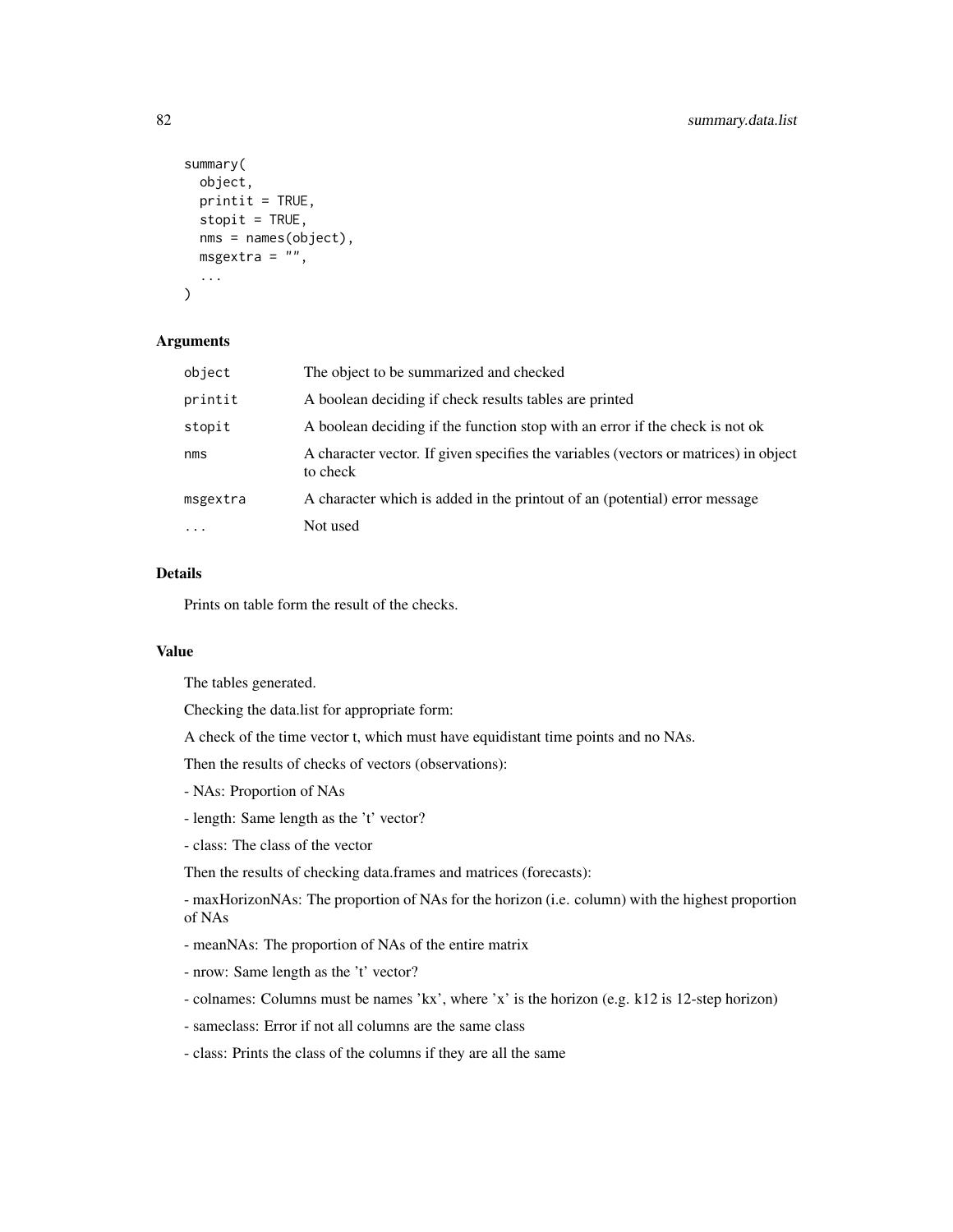```
summary(
  object,
  printit = TRUE,
  stopit = TRUE,
  nms = names(object),
  msgextra = "",
  ...
)
```

### Arguments

| | |
|---|---|
| object | The object to be summarized and checked |
| printit | A boolean deciding if check results tables are printed |
| stopit | A boolean deciding if the function stop with an error if the check is not ok |
| nms | A character vector. If given specifies the variables (vectors or matrices) in object to check |
| msgextra | A character which is added in the printout of an (potential) error message |
| ... | Not used |

### Details

Prints on table form the result of the checks.

### Value

The tables generated.

Checking the data.list for appropriate form:

A check of the time vector t, which must have equidistant time points and no NAs.

Then the results of checks of vectors (observations):

- NAs: Proportion of NAs

- length: Same length as the 't' vector?

- class: The class of the vector

Then the results of checking data.frames and matrices (forecasts):

- maxHorizonNAs: The proportion of NAs for the horizon (i.e. column) with the highest proportion of NAs

- meanNAs: The proportion of NAs of the entire matrix

- nrow: Same length as the 't' vector?

- colnames: Columns must be names 'kx', where 'x' is the horizon (e.g. k12 is 12-step horizon)

- sameclass: Error if not all columns are the same class

- class: Prints the class of the columns if they are all the same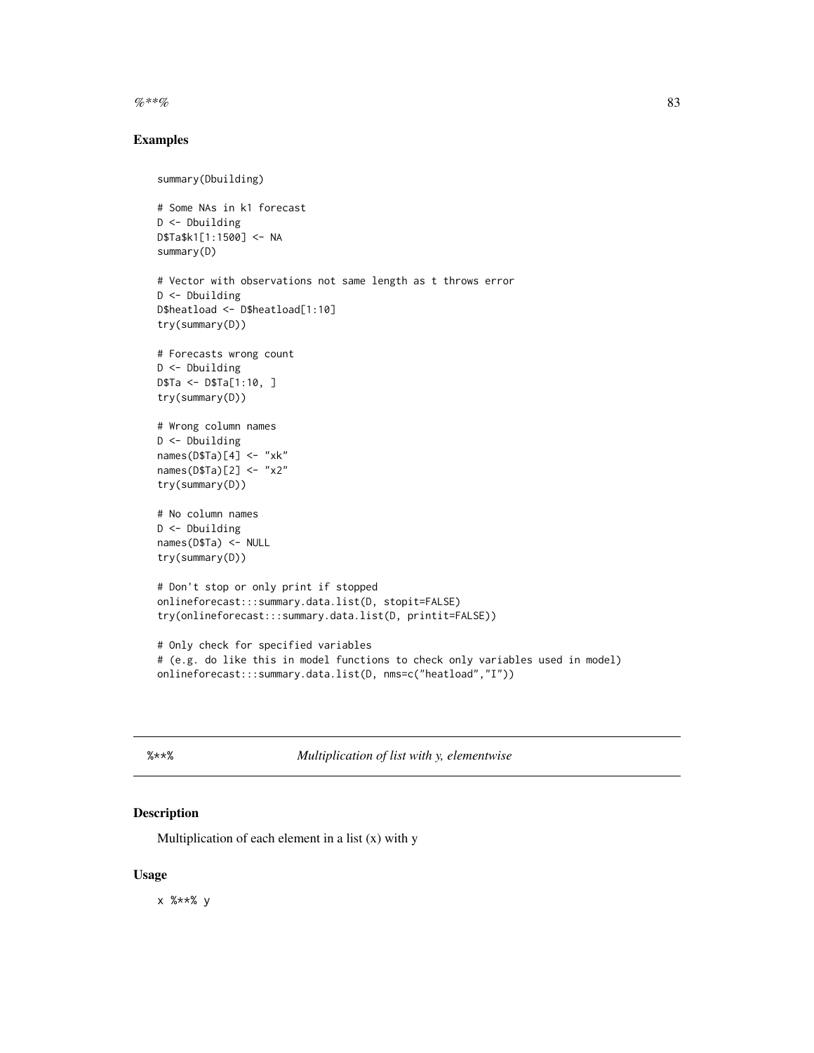## Examples

```
summary(Dbuilding)

# Some NAs in k1 forecast
D <- Dbuilding
D$Ta$k1[1:1500] <- NA
summary(D)

# Vector with observations not same length as t throws error
D <- Dbuilding
D$heatload <- D$heatload[1:10]
try(summary(D))

# Forecasts wrong count
D <- Dbuilding
D$Ta <- D$Ta[1:10, ]
try(summary(D))

# Wrong column names
D <- Dbuilding
names(D$Ta)[4] <- "xk"
names(D$Ta)[2] <- "x2"
try(summary(D))

# No column names
D <- Dbuilding
names(D$Ta) <- NULL
try(summary(D))

# Don't stop or only print if stopped
onlineforecast:::summary.data.list(D, stopit=FALSE)
try(onlineforecast:::summary.data.list(D, printit=FALSE))

# Only check for specified variables
# (e.g. do like this in model functions to check only variables used in model)
onlineforecast:::summary.data.list(D, nms=c("heatload","I"))
```

---

# %**% *Multiplication of list with y, elementwise*

## Description

Multiplication of each element in a list (x) with y

## Usage

```
x %**% y
```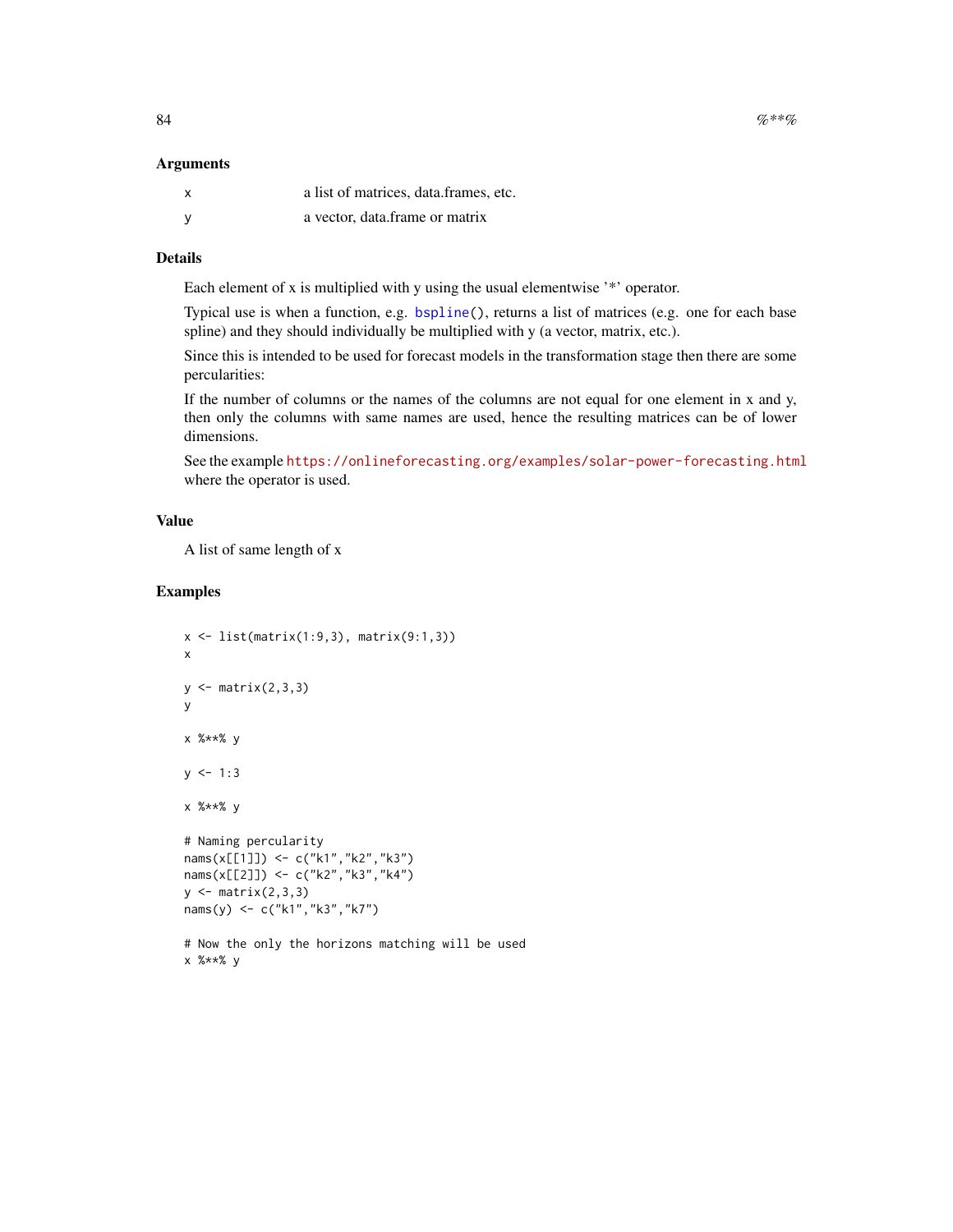### Arguments

| | |
|---|---|
| x | a list of matrices, data.frames, etc. |
| y | a vector, data.frame or matrix |

### Details

Each element of x is multiplied with y using the usual elementwise '*' operator.

Typical use is when a function, e.g. `bspline()`, returns a list of matrices (e.g. one for each base spline) and they should individually be multiplied with y (a vector, matrix, etc.).

Since this is intended to be used for forecast models in the transformation stage then there are some percularities:

If the number of columns or the names of the columns are not equal for one element in x and y, then only the columns with same names are used, hence the resulting matrices can be of lower dimensions.

See the example https://onlineforecasting.org/examples/solar-power-forecasting.html where the operator is used.

### Value

A list of same length of x

### Examples

```
x <- list(matrix(1:9,3), matrix(9:1,3))
x

y <- matrix(2,3,3)
y

x %**% y

y <- 1:3

x %**% y

# Naming percularity
nams(x[[1]]) <- c("k1","k2","k3")
nams(x[[2]]) <- c("k2","k3","k4")
y <- matrix(2,3,3)
nams(y) <- c("k1","k3","k7")

# Now the only the horizons matching will be used
x %**% y
```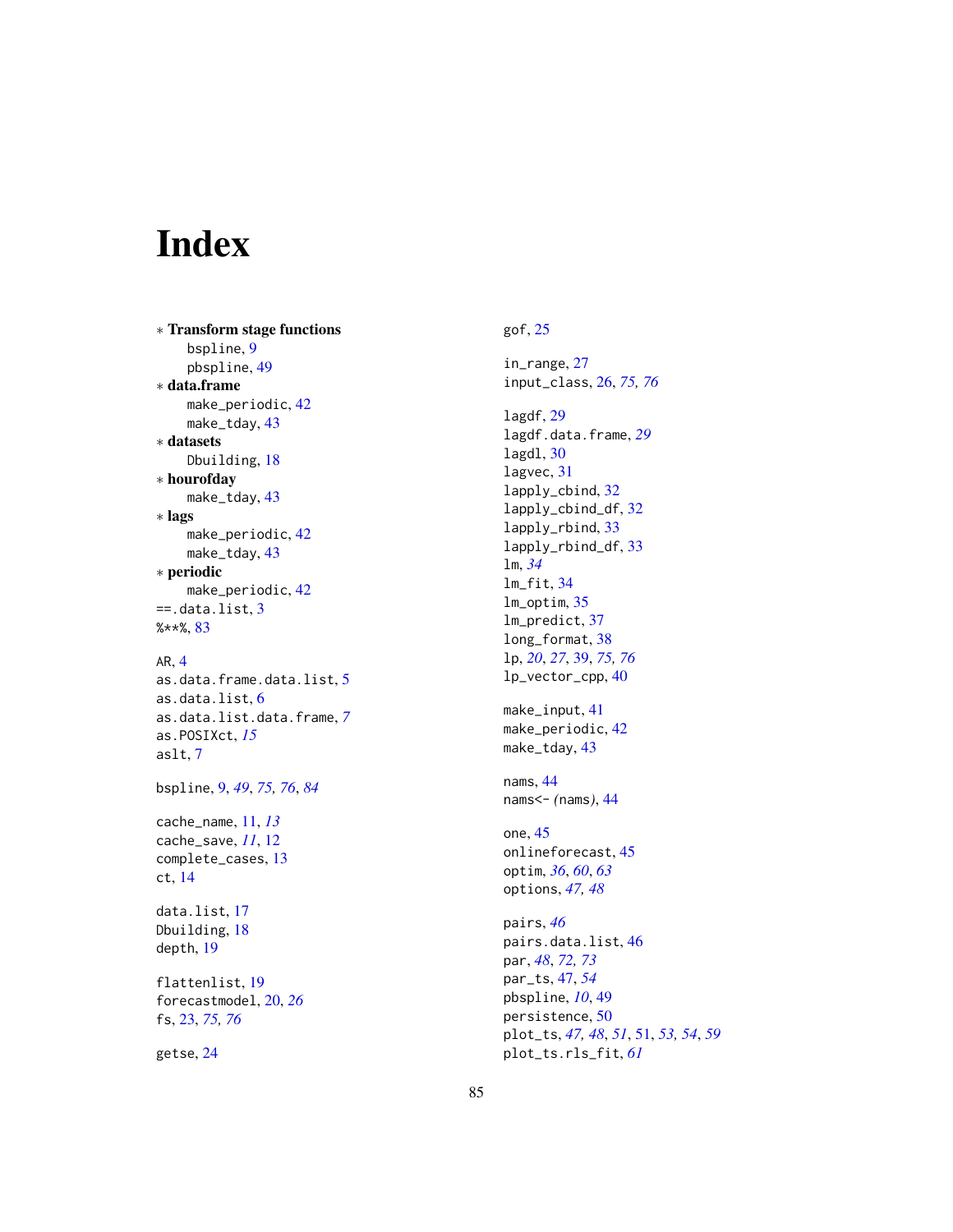# Index

* **Transform stage functions**
    - bspline, 9
    - pbspline, 49
* **data.frame**
    - make_periodic, 42
    - make_tday, 43
* **datasets**
    - Dbuilding, 18
* **hourofday**
    - make_tday, 43
* **lags**
    - make_periodic, 42
    - make_tday, 43
* **periodic**
    - make_periodic, 42

==.data.list, 3
%**%, 83

AR, 4
as.data.frame.data.list, 5
as.data.list, 6
as.data.list.data.frame, *7*
as.POSIXct, *15*
aslt, 7

bspline, 9, *49*, *75, 76*, *84*

cache_name, 11, *13*
cache_save, *11*, 12
complete_cases, 13
ct, 14

data.list, 17
Dbuilding, 18
depth, 19

flattenlist, 19
forecastmodel, 20, *26*
fs, 23, *75, 76*

getse, 24

gof, 25

in_range, 27
input_class, 26, *75, 76*

lagdf, 29
lagdf.data.frame, *29*
lagdl, 30
lagvec, 31
lapply_cbind, 32
lapply_cbind_df, 32
lapply_rbind, 33
lapply_rbind_df, 33
lm, *34*
lm_fit, 34
lm_optim, 35
lm_predict, 37
long_format, 38
lp, *20*, *27*, 39, *75, 76*
lp_vector_cpp, 40

make_input, 41
make_periodic, 42
make_tday, 43

nams, 44
nams<- *(*nams*)*, 44

one, 45
onlineforecast, 45
optim, *36*, *60*, *63*
options, *47, 48*

pairs, *46*
pairs.data.list, 46
par, *48*, *72, 73*
par_ts, 47, *54*
pbspline, *10*, 49
persistence, 50
plot_ts, *47*, *48*, *51*, 51, *53, 54*, *59*
plot_ts.rls_fit, *61*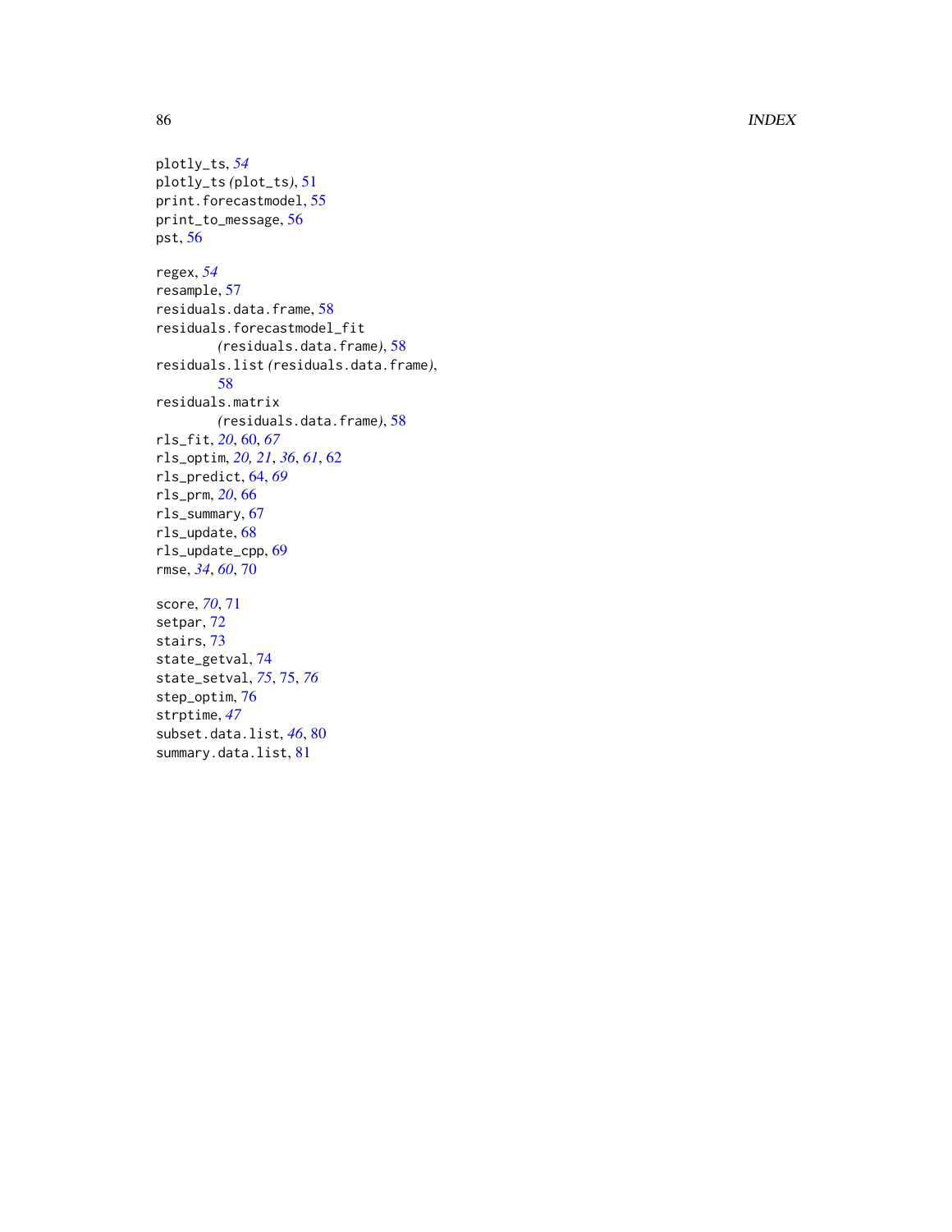plotly_ts, *54*
plotly_ts (plot_ts), 51
print.forecastmodel, 55
print_to_message, 56
pst, 56

regex, *54*
resample, 57
residuals.data.frame, 58
residuals.forecastmodel_fit (residuals.data.frame), 58
residuals.list (residuals.data.frame), 58
residuals.matrix (residuals.data.frame), 58
rls_fit, *20*, 60, *67*
rls_optim, *20, 21*, *36*, *61*, 62
rls_predict, 64, *69*
rls_prm, *20*, 66
rls_summary, 67
rls_update, 68
rls_update_cpp, 69
rmse, *34*, *60*, 70

score, *70*, 71
setpar, 72
stairs, 73
state_getval, 74
state_setval, *75*, 75, *76*
step_optim, 76
strptime, *47*
subset.data.list, *46*, 80
summary.data.list, 81